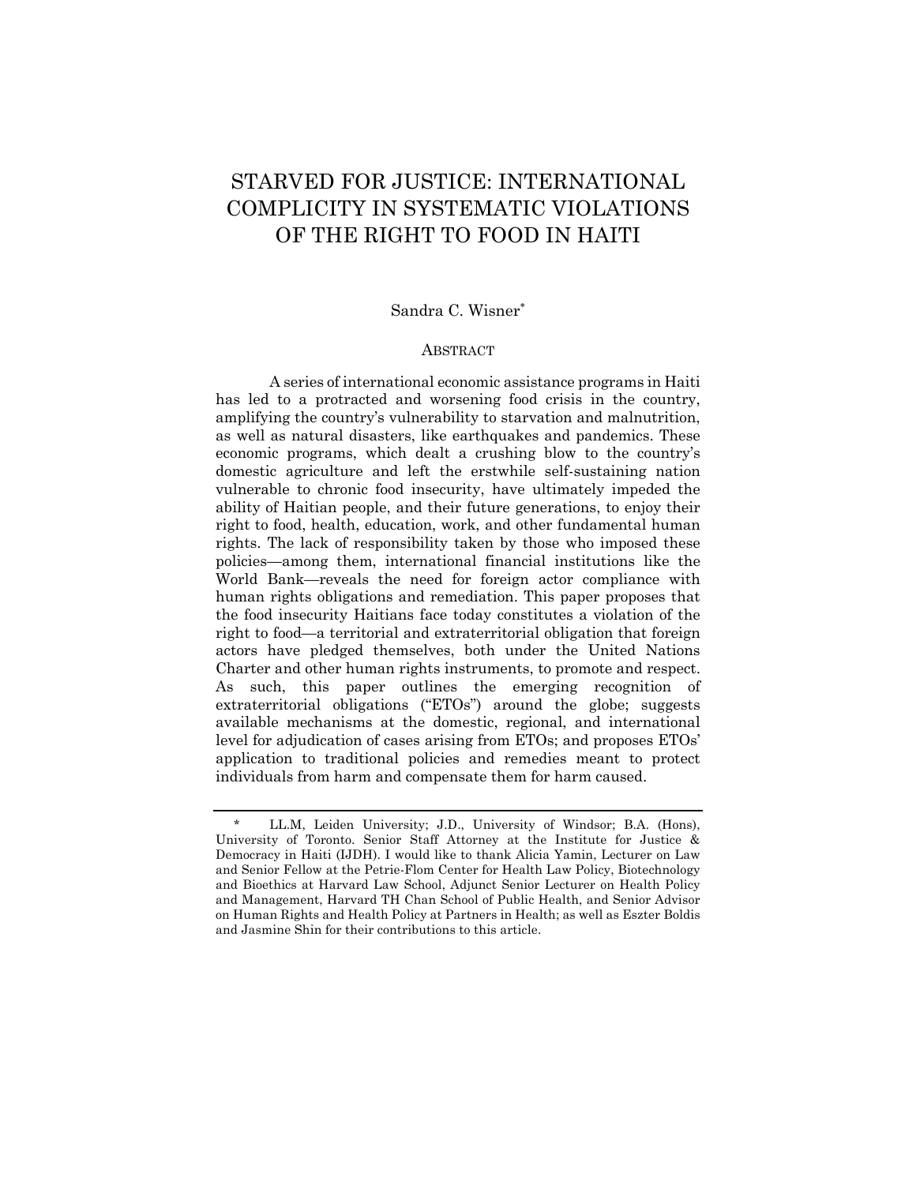# STARVED FOR JUSTICE: INTERNATIONAL COMPLICITY IN SYSTEMATIC VIOLATIONS OF THE RIGHT TO FOOD IN HAITI

Sandra C. Wisner*

## ABSTRACT

A series of international economic assistance programs in Haiti has led to a protracted and worsening food crisis in the country, amplifying the country's vulnerability to starvation and malnutrition, as well as natural disasters, like earthquakes and pandemics. These economic programs, which dealt a crushing blow to the country's domestic agriculture and left the erstwhile self-sustaining nation vulnerable to chronic food insecurity, have ultimately impeded the ability of Haitian people, and their future generations, to enjoy their right to food, health, education, work, and other fundamental human rights. The lack of responsibility taken by those who imposed these policies—among them, international financial institutions like the World Bank—reveals the need for foreign actor compliance with human rights obligations and remediation. This paper proposes that the food insecurity Haitians face today constitutes a violation of the right to food—a territorial and extraterritorial obligation that foreign actors have pledged themselves, both under the United Nations Charter and other human rights instruments, to promote and respect. As such, this paper outlines the emerging recognition of extraterritorial obligations ("ETOs") around the globe; suggests available mechanisms at the domestic, regional, and international level for adjudication of cases arising from ETOs; and proposes ETOs' application to traditional policies and remedies meant to protect individuals from harm and compensate them for harm caused.

---

\* LL.M, Leiden University; J.D., University of Windsor; B.A. (Hons), University of Toronto. Senior Staff Attorney at the Institute for Justice & Democracy in Haiti (IJDH). I would like to thank Alicia Yamin, Lecturer on Law and Senior Fellow at the Petrie-Flom Center for Health Law Policy, Biotechnology and Bioethics at Harvard Law School, Adjunct Senior Lecturer on Health Policy and Management, Harvard TH Chan School of Public Health, and Senior Advisor on Human Rights and Health Policy at Partners in Health; as well as Eszter Boldis and Jasmine Shin for their contributions to this article.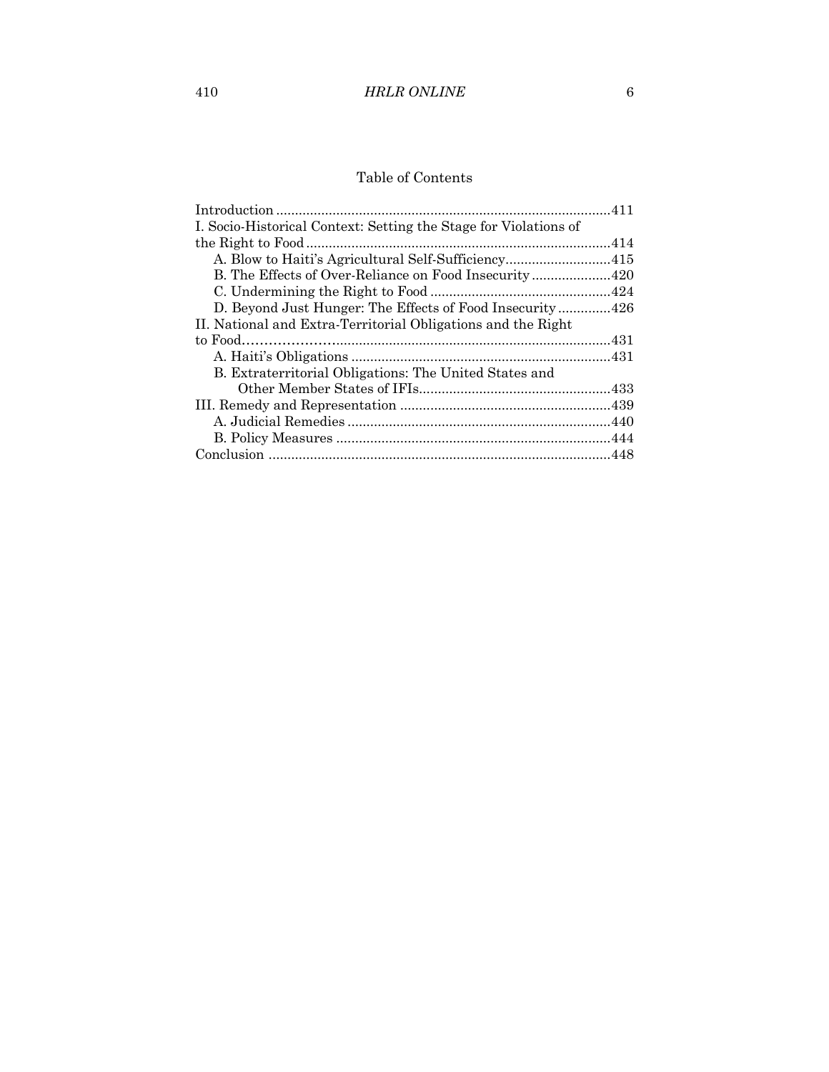## Table of Contents

Introduction ........................................................................................411

I. Socio-Historical Context: Setting the Stage for Violations of the Right to Food ..................................................................................414

- A. Blow to Haiti's Agricultural Self-Sufficiency............................415
- B. The Effects of Over-Reliance on Food Insecurity .....................420
- C. Undermining the Right to Food ................................................424
- D. Beyond Just Hunger: The Effects of Food Insecurity ..............426

II. National and Extra-Territorial Obligations and the Right to Food.......................................................................................................431

- A. Haiti's Obligations .....................................................................431
- B. Extraterritorial Obligations: The United States and Other Member States of IFIs...................................................433

III. Remedy and Representation ........................................................439

- A. Judicial Remedies ......................................................................440
- B. Policy Measures .........................................................................444

Conclusion ..........................................................................................448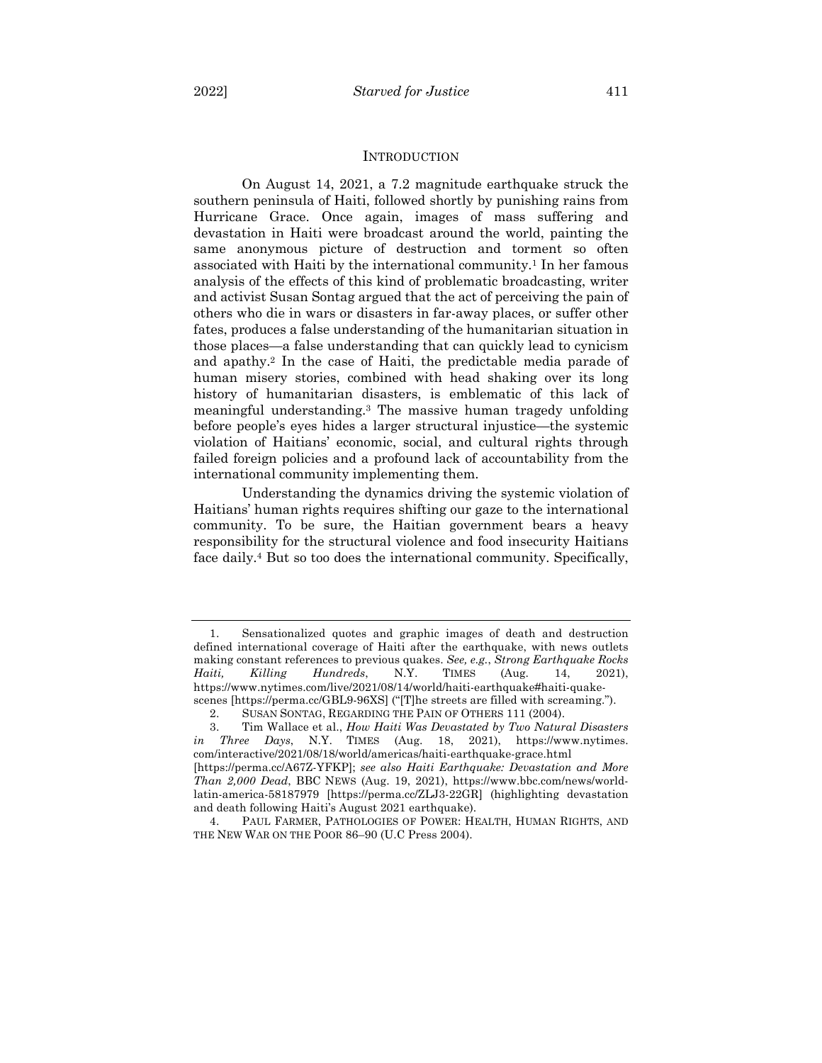## INTRODUCTION

On August 14, 2021, a 7.2 magnitude earthquake struck the southern peninsula of Haiti, followed shortly by punishing rains from Hurricane Grace. Once again, images of mass suffering and devastation in Haiti were broadcast around the world, painting the same anonymous picture of destruction and torment so often associated with Haiti by the international community.[1] In her famous analysis of the effects of this kind of problematic broadcasting, writer and activist Susan Sontag argued that the act of perceiving the pain of others who die in wars or disasters in far-away places, or suffer other fates, produces a false understanding of the humanitarian situation in those places—a false understanding that can quickly lead to cynicism and apathy.[2] In the case of Haiti, the predictable media parade of human misery stories, combined with head shaking over its long history of humanitarian disasters, is emblematic of this lack of meaningful understanding.[3] The massive human tragedy unfolding before people's eyes hides a larger structural injustice—the systemic violation of Haitians' economic, social, and cultural rights through failed foreign policies and a profound lack of accountability from the international community implementing them.

Understanding the dynamics driving the systemic violation of Haitians' human rights requires shifting our gaze to the international community. To be sure, the Haitian government bears a heavy responsibility for the structural violence and food insecurity Haitians face daily.[4] But so too does the international community. Specifically,

---

1. Sensationalized quotes and graphic images of death and destruction defined international coverage of Haiti after the earthquake, with news outlets making constant references to previous quakes. *See, e.g.*, *Strong Earthquake Rocks Haiti, Killing Hundreds*, N.Y. TIMES (Aug. 14, 2021), https://www.nytimes.com/live/2021/08/14/world/haiti-earthquake#haiti-quake-scenes [https://perma.cc/GBL9-96XS] ("[T]he streets are filled with screaming.").

2. SUSAN SONTAG, REGARDING THE PAIN OF OTHERS 111 (2004).

3. Tim Wallace et al., *How Haiti Was Devastated by Two Natural Disasters in Three Days*, N.Y. TIMES (Aug. 18, 2021), https://www.nytimes.com/interactive/2021/08/18/world/americas/haiti-earthquake-grace.html [https://perma.cc/A67Z-YFKP]; *see also Haiti Earthquake: Devastation and More Than 2,000 Dead*, BBC NEWS (Aug. 19, 2021), https://www.bbc.com/news/world-latin-america-58187979 [https://perma.cc/ZLJ3-22GR] (highlighting devastation and death following Haiti's August 2021 earthquake).

4. PAUL FARMER, PATHOLOGIES OF POWER: HEALTH, HUMAN RIGHTS, AND THE NEW WAR ON THE POOR 86–90 (U.C Press 2004).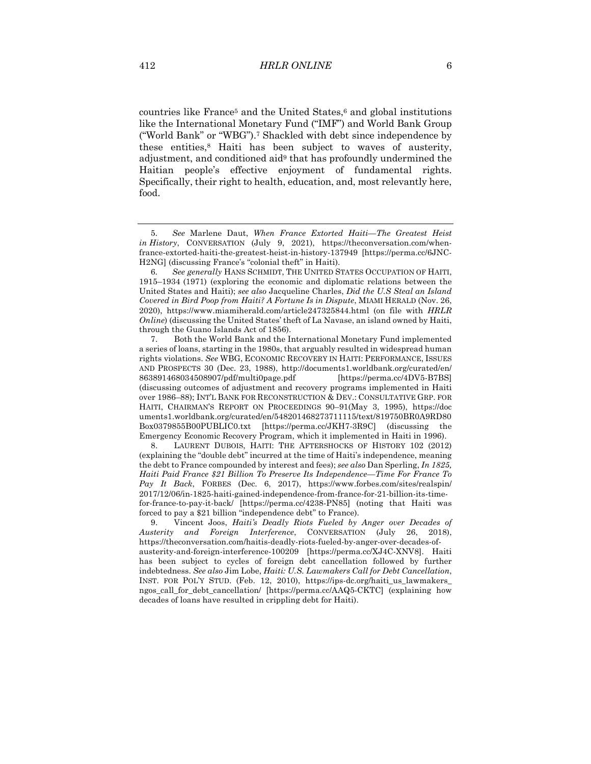countries like France[5] and the United States,[6] and global institutions like the International Monetary Fund ("IMF") and World Bank Group ("World Bank" or "WBG").[7] Shackled with debt since independence by these entities,[8] Haiti has been subject to waves of austerity, adjustment, and conditioned aid[9] that has profoundly undermined the Haitian people's effective enjoyment of fundamental rights. Specifically, their right to health, education, and, most relevantly here, food.

---

5. *See* Marlene Daut, *When France Extorted Haiti—The Greatest Heist in History*, CONVERSATION (July 9, 2021), https://theconversation.com/when-france-extorted-haiti-the-greatest-heist-in-history-137949 [https://perma.cc/6JNC-H2NG] (discussing France's "colonial theft" in Haiti).

6. *See generally* HANS SCHMIDT, THE UNITED STATES OCCUPATION OF HAITI, 1915–1934 (1971) (exploring the economic and diplomatic relations between the United States and Haiti); *see also* Jacqueline Charles, *Did the U.S Steal an Island Covered in Bird Poop from Haiti? A Fortune Is in Dispute*, MIAMI HERALD (Nov. 26, 2020), https://www.miamiherald.com/article247325844.html (on file with *HRLR Online*) (discussing the United States' theft of La Navase, an island owned by Haiti, through the Guano Islands Act of 1856).

7. Both the World Bank and the International Monetary Fund implemented a series of loans, starting in the 1980s, that arguably resulted in widespread human rights violations. *See* WBG, ECONOMIC RECOVERY IN HAITI: PERFORMANCE, ISSUES AND PROSPECTS 30 (Dec. 23, 1988), http://documents1.worldbank.org/curated/en/863891468034508907/pdf/multi0page.pdf [https://perma.cc/4DV5-B7BS] (discussing outcomes of adjustment and recovery programs implemented in Haiti over 1986–88); INT'L BANK FOR RECONSTRUCTION & DEV.: CONSULTATIVE GRP. FOR HAITI, CHAIRMAN'S REPORT ON PROCEEDINGS 90–91(May 3, 1995), https://documents1.worldbank.org/curated/en/548201468273711115/text/819750BR0A9RD80Box0379855B00PUBLIC0.txt [https://perma.cc/JKH7-3R9C] (discussing the Emergency Economic Recovery Program, which it implemented in Haiti in 1996).

8. LAURENT DUBOIS, HAITI: THE AFTERSHOCKS OF HISTORY 102 (2012) (explaining the "double debt" incurred at the time of Haiti's independence, meaning the debt to France compounded by interest and fees); *see also* Dan Sperling, *In 1825, Haiti Paid France $21 Billion To Preserve Its Independence—Time For France To Pay It Back*, FORBES (Dec. 6, 2017), https://www.forbes.com/sites/realspin/2017/12/06/in-1825-haiti-gained-independence-from-france-for-21-billion-its-time-for-france-to-pay-it-back/ [https://perma.cc/4238-PN85] (noting that Haiti was forced to pay a $21 billion "independence debt" to France).

9. Vincent Joos, *Haiti's Deadly Riots Fueled by Anger over Decades of Austerity and Foreign Interference*, CONVERSATION (July 26, 2018), https://theconversation.com/haitis-deadly-riots-fueled-by-anger-over-decades-of-austerity-and-foreign-interference-100209 [https://perma.cc/XJ4C-XNV8]. Haiti has been subject to cycles of foreign debt cancellation followed by further indebtedness. *See also* Jim Lobe, *Haiti: U.S. Lawmakers Call for Debt Cancellation*, INST. FOR POL'Y STUD. (Feb. 12, 2010), https://ips-dc.org/haiti_us_lawmakers_ngos_call_for_debt_cancellation/ [https://perma.cc/AAQ5-CKTC] (explaining how decades of loans have resulted in crippling debt for Haiti).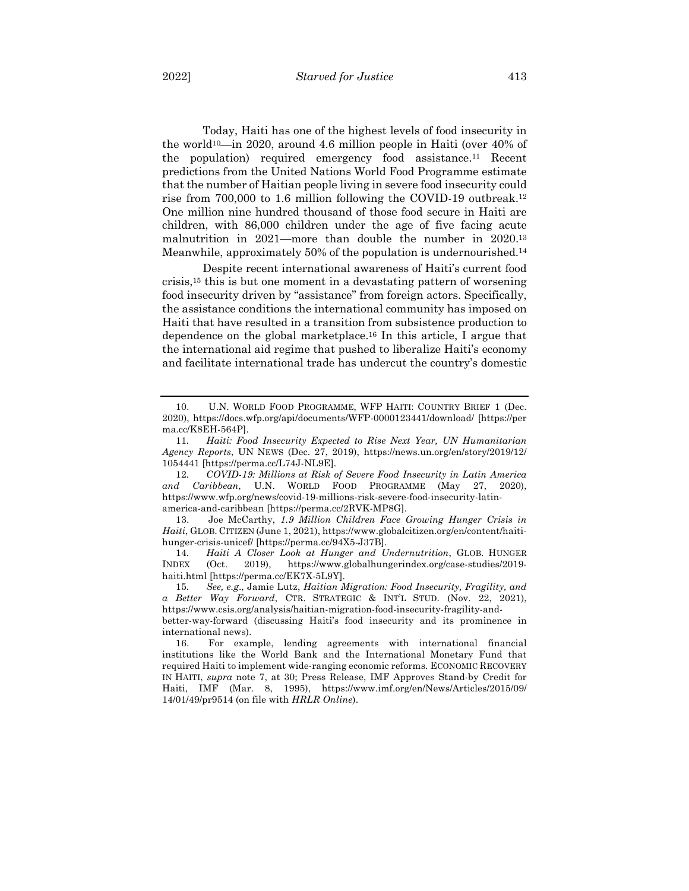Today, Haiti has one of the highest levels of food insecurity in the world[10]—in 2020, around 4.6 million people in Haiti (over 40% of the population) required emergency food assistance.[11] Recent predictions from the United Nations World Food Programme estimate that the number of Haitian people living in severe food insecurity could rise from 700,000 to 1.6 million following the COVID-19 outbreak.[12] One million nine hundred thousand of those food secure in Haiti are children, with 86,000 children under the age of five facing acute malnutrition in 2021—more than double the number in 2020.[13] Meanwhile, approximately 50% of the population is undernourished.[14]

Despite recent international awareness of Haiti's current food crisis,[15] this is but one moment in a devastating pattern of worsening food insecurity driven by "assistance" from foreign actors. Specifically, the assistance conditions the international community has imposed on Haiti that have resulted in a transition from subsistence production to dependence on the global marketplace.[16] In this article, I argue that the international aid regime that pushed to liberalize Haiti's economy and facilitate international trade has undercut the country's domestic

---

10. U.N. WORLD FOOD PROGRAMME, WFP HAITI: COUNTRY BRIEF 1 (Dec. 2020), https://docs.wfp.org/api/documents/WFP-0000123441/download/ [https://perma.cc/K8EH-564P].

11. *Haiti: Food Insecurity Expected to Rise Next Year, UN Humanitarian Agency Reports*, UN NEWS (Dec. 27, 2019), https://news.un.org/en/story/2019/12/1054441 [https://perma.cc/L74J-NL9E].

12. *COVID-19: Millions at Risk of Severe Food Insecurity in Latin America and Caribbean*, U.N. WORLD FOOD PROGRAMME (May 27, 2020), https://www.wfp.org/news/covid-19-millions-risk-severe-food-insecurity-latin-america-and-caribbean [https://perma.cc/2RVK-MP8G].

13. Joe McCarthy, *1.9 Million Children Face Growing Hunger Crisis in Haiti*, GLOB. CITIZEN (June 1, 2021), https://www.globalcitizen.org/en/content/haiti-hunger-crisis-unicef/ [https://perma.cc/94X5-J37B].

14. *Haiti A Closer Look at Hunger and Undernutrition*, GLOB. HUNGER INDEX (Oct. 2019), https://www.globalhungerindex.org/case-studies/2019-haiti.html [https://perma.cc/EK7X-5L9Y].

15. *See, e.g.*, Jamie Lutz, *Haitian Migration: Food Insecurity, Fragility, and a Better Way Forward*, CTR. STRATEGIC & INT'L STUD. (Nov. 22, 2021), https://www.csis.org/analysis/haitian-migration-food-insecurity-fragility-and-better-way-forward (discussing Haiti's food insecurity and its prominence in international news).

16. For example, lending agreements with international financial institutions like the World Bank and the International Monetary Fund that required Haiti to implement wide-ranging economic reforms. ECONOMIC RECOVERY IN HAITI, *supra* note 7, at 30; Press Release, IMF Approves Stand-by Credit for Haiti, IMF (Mar. 8, 1995), https://www.imf.org/en/News/Articles/2015/09/14/01/49/pr9514 (on file with *HRLR Online*).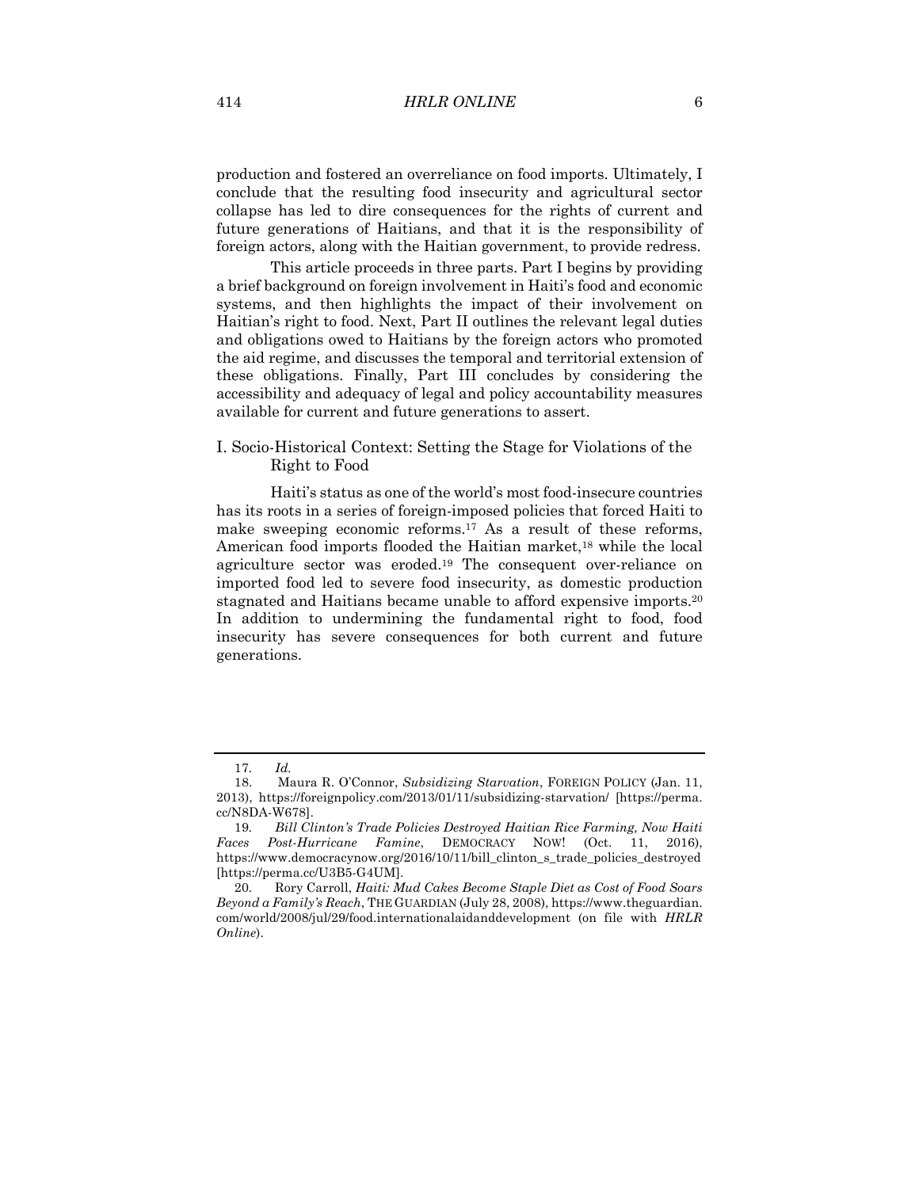production and fostered an overreliance on food imports. Ultimately, I conclude that the resulting food insecurity and agricultural sector collapse has led to dire consequences for the rights of current and future generations of Haitians, and that it is the responsibility of foreign actors, along with the Haitian government, to provide redress.

This article proceeds in three parts. Part I begins by providing a brief background on foreign involvement in Haiti's food and economic systems, and then highlights the impact of their involvement on Haitian's right to food. Next, Part II outlines the relevant legal duties and obligations owed to Haitians by the foreign actors who promoted the aid regime, and discusses the temporal and territorial extension of these obligations. Finally, Part III concludes by considering the accessibility and adequacy of legal and policy accountability measures available for current and future generations to assert.

## I. Socio-Historical Context: Setting the Stage for Violations of the Right to Food

Haiti's status as one of the world's most food-insecure countries has its roots in a series of foreign-imposed policies that forced Haiti to make sweeping economic reforms.[17] As a result of these reforms, American food imports flooded the Haitian market,[18] while the local agriculture sector was eroded.[19] The consequent over-reliance on imported food led to severe food insecurity, as domestic production stagnated and Haitians became unable to afford expensive imports.[20] In addition to undermining the fundamental right to food, food insecurity has severe consequences for both current and future generations.

---

17. *Id.*

18. Maura R. O'Connor, *Subsidizing Starvation*, FOREIGN POLICY (Jan. 11, 2013), https://foreignpolicy.com/2013/01/11/subsidizing-starvation/ [https://perma.cc/N8DA-W678].

19. *Bill Clinton's Trade Policies Destroyed Haitian Rice Farming, Now Haiti Faces Post-Hurricane Famine*, DEMOCRACY NOW! (Oct. 11, 2016), https://www.democracynow.org/2016/10/11/bill_clinton_s_trade_policies_destroyed [https://perma.cc/U3B5-G4UM].

20. Rory Carroll, *Haiti: Mud Cakes Become Staple Diet as Cost of Food Soars Beyond a Family's Reach*, THE GUARDIAN (July 28, 2008), https://www.theguardian.com/world/2008/jul/29/food.internationalaidanddevelopment (on file with *HRLR Online*).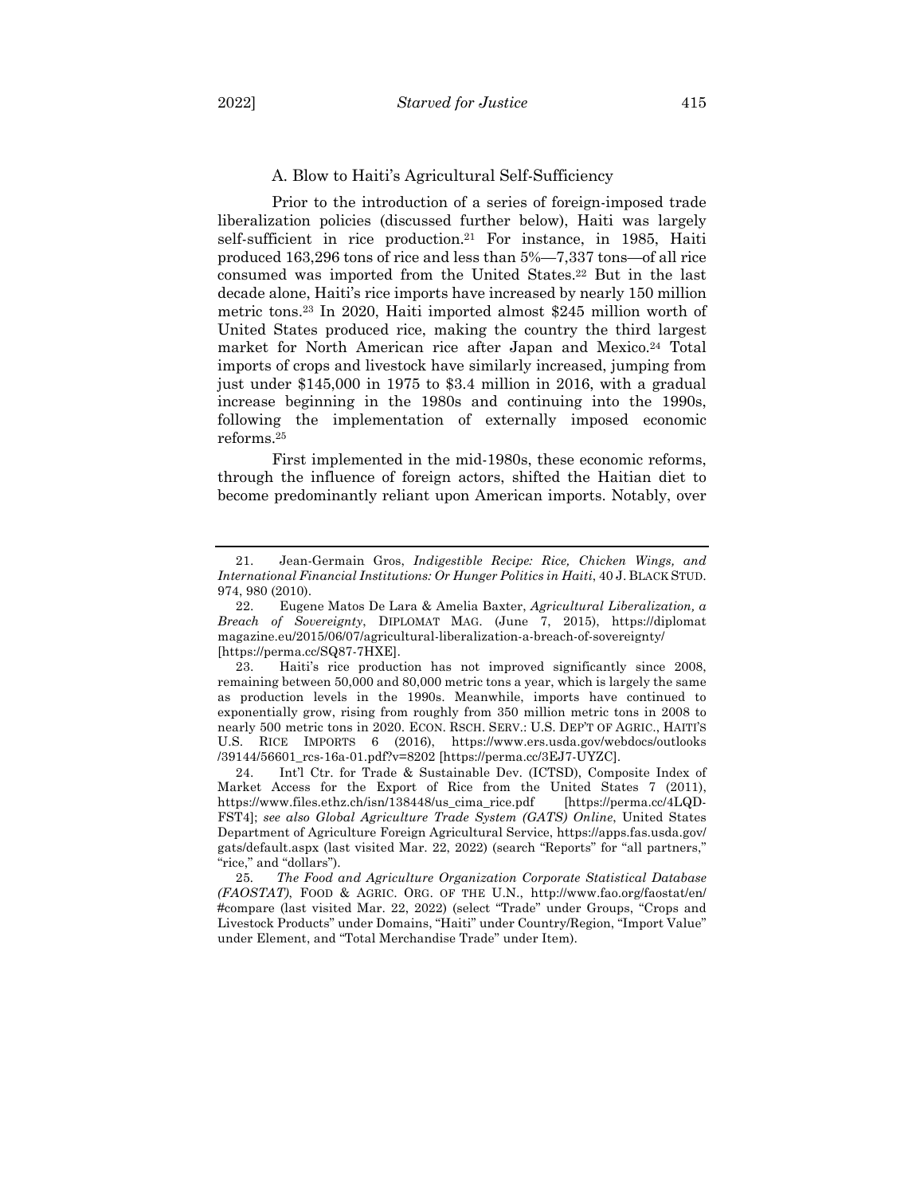### A. Blow to Haiti's Agricultural Self-Sufficiency

Prior to the introduction of a series of foreign-imposed trade liberalization policies (discussed further below), Haiti was largely self-sufficient in rice production.[21] For instance, in 1985, Haiti produced 163,296 tons of rice and less than 5%—7,337 tons—of all rice consumed was imported from the United States.[22] But in the last decade alone, Haiti's rice imports have increased by nearly 150 million metric tons.[23] In 2020, Haiti imported almost $245 million worth of United States produced rice, making the country the third largest market for North American rice after Japan and Mexico.[24] Total imports of crops and livestock have similarly increased, jumping from just under $145,000 in 1975 to $3.4 million in 2016, with a gradual increase beginning in the 1980s and continuing into the 1990s, following the implementation of externally imposed economic reforms.[25]

First implemented in the mid-1980s, these economic reforms, through the influence of foreign actors, shifted the Haitian diet to become predominantly reliant upon American imports. Notably, over

---

21. Jean-Germain Gros, *Indigestible Recipe: Rice, Chicken Wings, and International Financial Institutions: Or Hunger Politics in Haiti*, 40 J. BLACK STUD. 974, 980 (2010).

22. Eugene Matos De Lara & Amelia Baxter, *Agricultural Liberalization, a Breach of Sovereignty*, DIPLOMAT MAG. (June 7, 2015), https://diplomatmagazine.eu/2015/06/07/agricultural-liberalization-a-breach-of-sovereignty/ [https://perma.cc/SQ87-7HXE].

23. Haiti's rice production has not improved significantly since 2008, remaining between 50,000 and 80,000 metric tons a year, which is largely the same as production levels in the 1990s. Meanwhile, imports have continued to exponentially grow, rising from roughly from 350 million metric tons in 2008 to nearly 500 metric tons in 2020. ECON. RSCH. SERV.: U.S. DEP'T OF AGRIC., HAITI'S U.S. RICE IMPORTS 6 (2016), https://www.ers.usda.gov/webdocs/outlooks/39144/56601_rcs-16a-01.pdf?v=8202 [https://perma.cc/3EJ7-UYZC].

24. Int'l Ctr. for Trade & Sustainable Dev. (ICTSD), Composite Index of Market Access for the Export of Rice from the United States 7 (2011), https://www.files.ethz.ch/isn/138448/us_cima_rice.pdf [https://perma.cc/4LQD-FST4]; *see also Global Agriculture Trade System (GATS) Online*, United States Department of Agriculture Foreign Agricultural Service, https://apps.fas.usda.gov/gats/default.aspx (last visited Mar. 22, 2022) (search "Reports" for "all partners," "rice," and "dollars").

25. *The Food and Agriculture Organization Corporate Statistical Database (FAOSTAT)*, FOOD & AGRIC. ORG. OF THE U.N., http://www.fao.org/faostat/en/#compare (last visited Mar. 22, 2022) (select "Trade" under Groups, "Crops and Livestock Products" under Domains, "Haiti" under Country/Region, "Import Value" under Element, and "Total Merchandise Trade" under Item).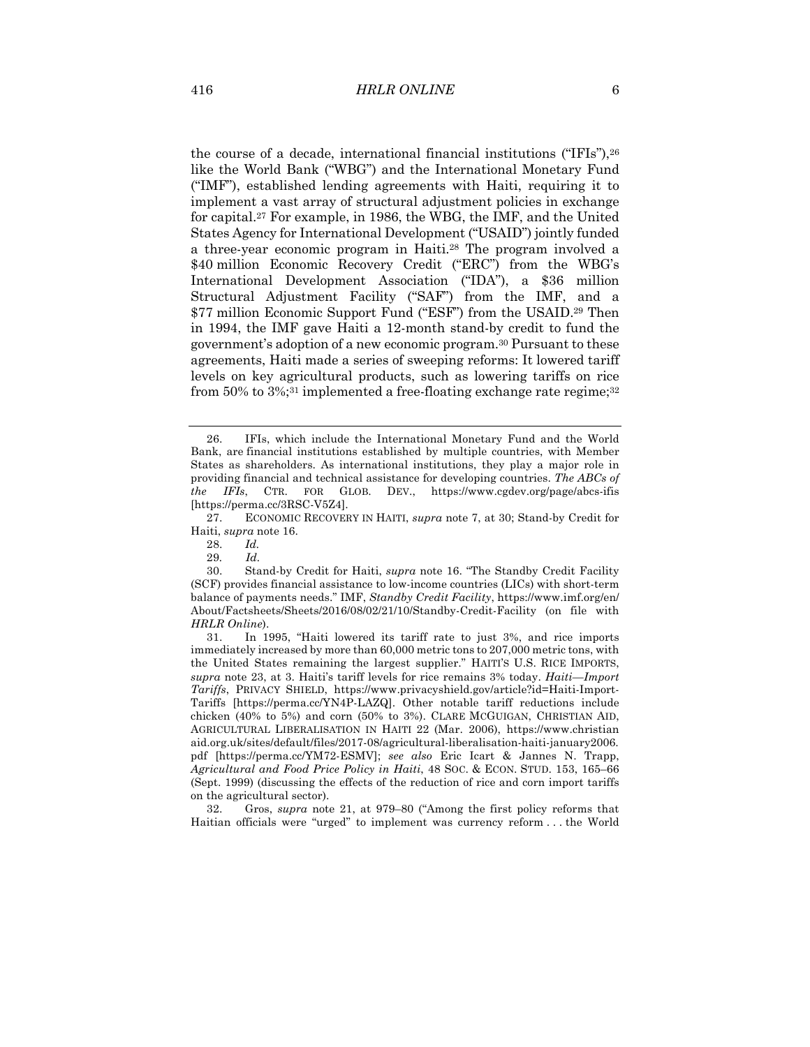the course of a decade, international financial institutions ("IFIs"),[26] like the World Bank ("WBG") and the International Monetary Fund ("IMF"), established lending agreements with Haiti, requiring it to implement a vast array of structural adjustment policies in exchange for capital.[27] For example, in 1986, the WBG, the IMF, and the United States Agency for International Development ("USAID") jointly funded a three-year economic program in Haiti.[28] The program involved a $40 million Economic Recovery Credit ("ERC") from the WBG's International Development Association ("IDA"), a $36 million Structural Adjustment Facility ("SAF") from the IMF, and a $77 million Economic Support Fund ("ESF") from the USAID.[29] Then in 1994, the IMF gave Haiti a 12-month stand-by credit to fund the government's adoption of a new economic program.[30] Pursuant to these agreements, Haiti made a series of sweeping reforms: It lowered tariff levels on key agricultural products, such as lowering tariffs on rice from 50% to 3%;[31] implemented a free-floating exchange rate regime;[32]

---

26. IFIs, which include the International Monetary Fund and the World Bank, are financial institutions established by multiple countries, with Member States as shareholders. As international institutions, they play a major role in providing financial and technical assistance for developing countries. *The ABCs of the IFIs*, CTR. FOR GLOB. DEV., https://www.cgdev.org/page/abcs-ifis [https://perma.cc/3RSC-V5Z4].

27. ECONOMIC RECOVERY IN HAITI, *supra* note 7, at 30; Stand-by Credit for Haiti, *supra* note 16.

28. *Id.*

29. *Id.*

30. Stand-by Credit for Haiti, *supra* note 16. "The Standby Credit Facility (SCF) provides financial assistance to low-income countries (LICs) with short-term balance of payments needs." IMF, *Standby Credit Facility*, https://www.imf.org/en/About/Factsheets/Sheets/2016/08/02/21/10/Standby-Credit-Facility (on file with *HRLR Online*).

31. In 1995, "Haiti lowered its tariff rate to just 3%, and rice imports immediately increased by more than 60,000 metric tons to 207,000 metric tons, with the United States remaining the largest supplier." HAITI'S U.S. RICE IMPORTS, *supra* note 23, at 3. Haiti's tariff levels for rice remains 3% today. *Haiti—Import Tariffs*, PRIVACY SHIELD, https://www.privacyshield.gov/article?id=Haiti-Import-Tariffs [https://perma.cc/YN4P-LAZQ]. Other notable tariff reductions include chicken (40% to 5%) and corn (50% to 3%). CLARE MCGUIGAN, CHRISTIAN AID, AGRICULTURAL LIBERALISATION IN HAITI 22 (Mar. 2006), https://www.christianaid.org.uk/sites/default/files/2017-08/agricultural-liberalisation-haiti-january2006.pdf [https://perma.cc/YM72-ESMV]; *see also* Eric Icart & Jannes N. Trapp, *Agricultural and Food Price Policy in Haiti*, 48 SOC. & ECON. STUD. 153, 165–66 (Sept. 1999) (discussing the effects of the reduction of rice and corn import tariffs on the agricultural sector).

32. Gros, *supra* note 21, at 979–80 ("Among the first policy reforms that Haitian officials were "urged" to implement was currency reform . . . the World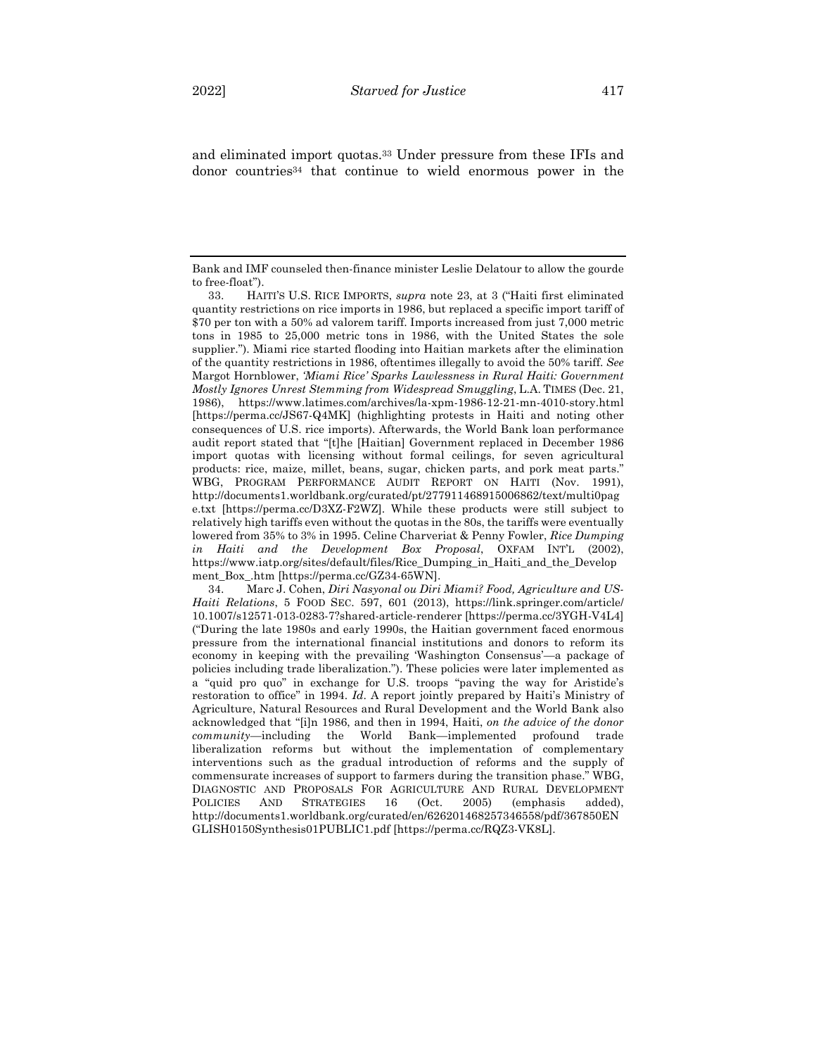and eliminated import quotas.[33] Under pressure from these IFIs and donor countries[34] that continue to wield enormous power in the

---

Bank and IMF counseled then-finance minister Leslie Delatour to allow the gourde to free-float").

33. HAITI'S U.S. RICE IMPORTS, *supra* note 23, at 3 ("Haiti first eliminated quantity restrictions on rice imports in 1986, but replaced a specific import tariff of $70 per ton with a 50% ad valorem tariff. Imports increased from just 7,000 metric tons in 1985 to 25,000 metric tons in 1986, with the United States the sole supplier."). Miami rice started flooding into Haitian markets after the elimination of the quantity restrictions in 1986, oftentimes illegally to avoid the 50% tariff. *See* Margot Hornblower, *'Miami Rice' Sparks Lawlessness in Rural Haiti: Government Mostly Ignores Unrest Stemming from Widespread Smuggling*, L.A. TIMES (Dec. 21, 1986), https://www.latimes.com/archives/la-xpm-1986-12-21-mn-4010-story.html [https://perma.cc/JS67-Q4MK] (highlighting protests in Haiti and noting other consequences of U.S. rice imports). Afterwards, the World Bank loan performance audit report stated that "[t]he [Haitian] Government replaced in December 1986 import quotas with licensing without formal ceilings, for seven agricultural products: rice, maize, millet, beans, sugar, chicken parts, and pork meat parts." WBG, PROGRAM PERFORMANCE AUDIT REPORT ON HAITI (Nov. 1991), http://documents1.worldbank.org/curated/pt/277911468915006862/text/multi0page.txt [https://perma.cc/D3XZ-F2WZ]. While these products were still subject to relatively high tariffs even without the quotas in the 80s, the tariffs were eventually lowered from 35% to 3% in 1995. Celine Charveriat & Penny Fowler, *Rice Dumping in Haiti and the Development Box Proposal*, OXFAM INT'L (2002), https://www.iatp.org/sites/default/files/Rice_Dumping_in_Haiti_and_the_Development_Box_.htm [https://perma.cc/GZ34-65WN].

34. Marc J. Cohen, *Diri Nasyonal ou Diri Miami? Food, Agriculture and US-Haiti Relations*, 5 FOOD SEC. 597, 601 (2013), https://link.springer.com/article/10.1007/s12571-013-0283-7?shared-article-renderer [https://perma.cc/3YGH-V4L4] ("During the late 1980s and early 1990s, the Haitian government faced enormous pressure from the international financial institutions and donors to reform its economy in keeping with the prevailing 'Washington Consensus'—a package of policies including trade liberalization."). These policies were later implemented as a "quid pro quo" in exchange for U.S. troops "paving the way for Aristide's restoration to office" in 1994. *Id*. A report jointly prepared by Haiti's Ministry of Agriculture, Natural Resources and Rural Development and the World Bank also acknowledged that "[i]n 1986, and then in 1994, Haiti, *on the advice of the donor community*—including the World Bank—implemented profound trade liberalization reforms but without the implementation of complementary interventions such as the gradual introduction of reforms and the supply of commensurate increases of support to farmers during the transition phase." WBG, DIAGNOSTIC AND PROPOSALS FOR AGRICULTURE AND RURAL DEVELOPMENT POLICIES AND STRATEGIES 16 (Oct. 2005) (emphasis added), http://documents1.worldbank.org/curated/en/626201468257346558/pdf/367850ENGLISH0150Synthesis01PUBLIC1.pdf [https://perma.cc/RQZ3-VK8L].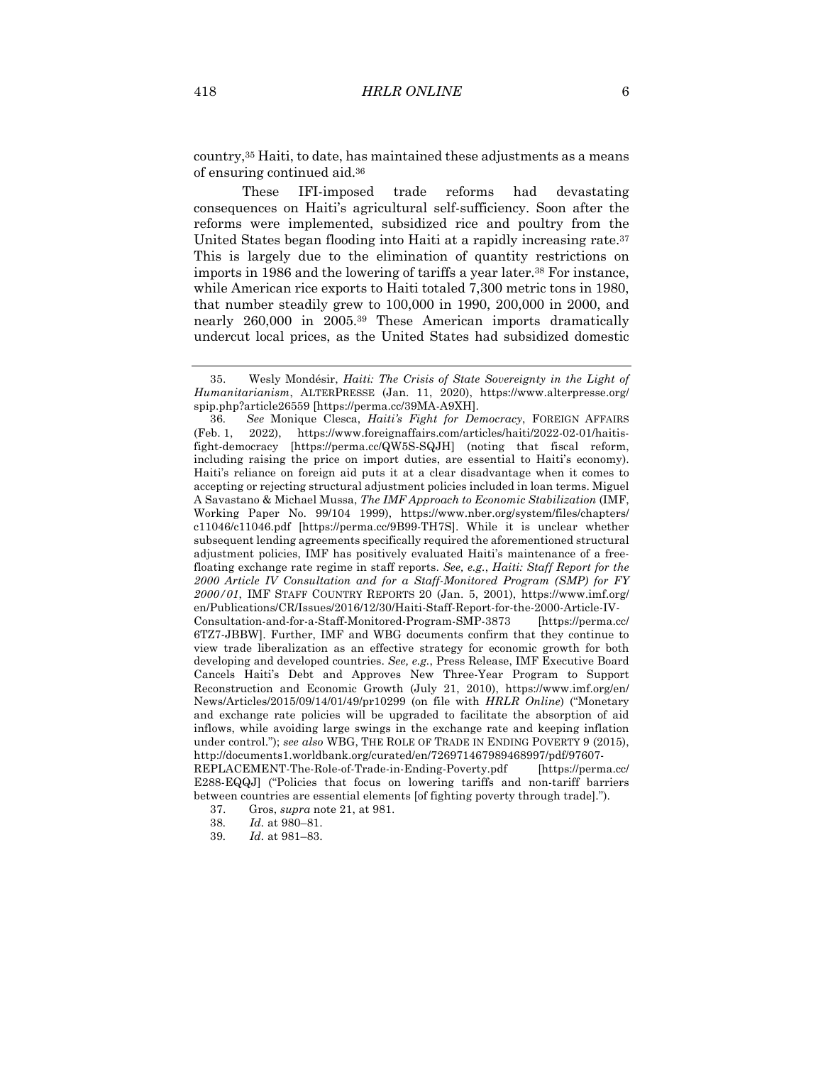country,[35] Haiti, to date, has maintained these adjustments as a means of ensuring continued aid.[36]

These IFI-imposed trade reforms had devastating consequences on Haiti's agricultural self-sufficiency. Soon after the reforms were implemented, subsidized rice and poultry from the United States began flooding into Haiti at a rapidly increasing rate.[37] This is largely due to the elimination of quantity restrictions on imports in 1986 and the lowering of tariffs a year later.[38] For instance, while American rice exports to Haiti totaled 7,300 metric tons in 1980, that number steadily grew to 100,000 in 1990, 200,000 in 2000, and nearly 260,000 in 2005.[39] These American imports dramatically undercut local prices, as the United States had subsidized domestic

---

35. Wesly Mondésir, *Haiti: The Crisis of State Sovereignty in the Light of Humanitarianism*, ALTERPRESSE (Jan. 11, 2020), https://www.alterpresse.org/spip.php?article26559 [https://perma.cc/39MA-A9XH].

36. *See* Monique Clesca, *Haiti's Fight for Democracy*, FOREIGN AFFAIRS (Feb. 1, 2022), https://www.foreignaffairs.com/articles/haiti/2022-02-01/haitis-fight-democracy [https://perma.cc/QW5S-SQJH] (noting that fiscal reform, including raising the price on import duties, are essential to Haiti's economy). Haiti's reliance on foreign aid puts it at a clear disadvantage when it comes to accepting or rejecting structural adjustment policies included in loan terms. Miguel A Savastano & Michael Mussa, *The IMF Approach to Economic Stabilization* (IMF, Working Paper No. 99/104 1999), https://www.nber.org/system/files/chapters/c11046/c11046.pdf [https://perma.cc/9B99-TH7S]. While it is unclear whether subsequent lending agreements specifically required the aforementioned structural adjustment policies, IMF has positively evaluated Haiti's maintenance of a free-floating exchange rate regime in staff reports. *See, e.g.*, *Haiti: Staff Report for the 2000 Article IV Consultation and for a Staff-Monitored Program (SMP) for FY 2000/01*, IMF STAFF COUNTRY REPORTS 20 (Jan. 5, 2001), https://www.imf.org/en/Publications/CR/Issues/2016/12/30/Haiti-Staff-Report-for-the-2000-Article-IV-Consultation-and-for-a-Staff-Monitored-Program-SMP-3873 [https://perma.cc/6TZ7-JBBW]. Further, IMF and WBG documents confirm that they continue to view trade liberalization as an effective strategy for economic growth for both developing and developed countries. *See, e.g.*, Press Release, IMF Executive Board Cancels Haiti's Debt and Approves New Three-Year Program to Support Reconstruction and Economic Growth (July 21, 2010), https://www.imf.org/en/News/Articles/2015/09/14/01/49/pr10299 (on file with *HRLR Online*) ("Monetary and exchange rate policies will be upgraded to facilitate the absorption of aid inflows, while avoiding large swings in the exchange rate and keeping inflation under control."); *see also* WBG, THE ROLE OF TRADE IN ENDING POVERTY 9 (2015), http://documents1.worldbank.org/curated/en/726971467989468997/pdf/97607-REPLACEMENT-The-Role-of-Trade-in-Ending-Poverty.pdf [https://perma.cc/E288-EQQJ] ("Policies that focus on lowering tariffs and non-tariff barriers between countries are essential elements [of fighting poverty through trade].").

37. Gros, *supra* note 21, at 981.

38. *Id.* at 980–81.

39. *Id.* at 981–83.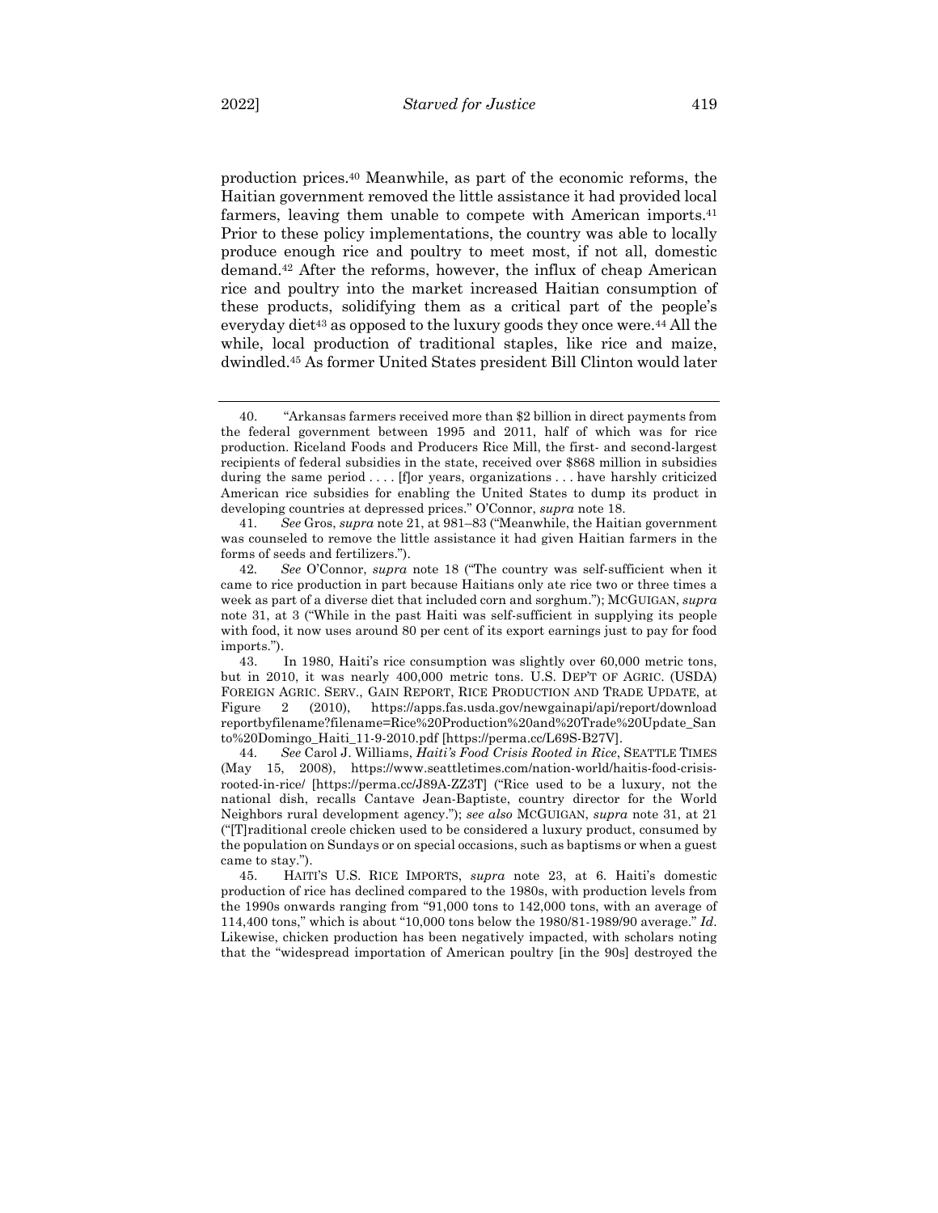production prices.[40] Meanwhile, as part of the economic reforms, the Haitian government removed the little assistance it had provided local farmers, leaving them unable to compete with American imports.[41] Prior to these policy implementations, the country was able to locally produce enough rice and poultry to meet most, if not all, domestic demand.[42] After the reforms, however, the influx of cheap American rice and poultry into the market increased Haitian consumption of these products, solidifying them as a critical part of the people's everyday diet[43] as opposed to the luxury goods they once were.[44] All the while, local production of traditional staples, like rice and maize, dwindled.[45] As former United States president Bill Clinton would later

---

40. "Arkansas farmers received more than $2 billion in direct payments from the federal government between 1995 and 2011, half of which was for rice production. Riceland Foods and Producers Rice Mill, the first- and second-largest recipients of federal subsidies in the state, received over $868 million in subsidies during the same period . . . . [f]or years, organizations . . . have harshly criticized American rice subsidies for enabling the United States to dump its product in developing countries at depressed prices." O'Connor, *supra* note 18.

41. *See* Gros, *supra* note 21, at 981–83 ("Meanwhile, the Haitian government was counseled to remove the little assistance it had given Haitian farmers in the forms of seeds and fertilizers.").

42. *See* O'Connor, *supra* note 18 ("The country was self-sufficient when it came to rice production in part because Haitians only ate rice two or three times a week as part of a diverse diet that included corn and sorghum."); MCGUIGAN, *supra* note 31, at 3 ("While in the past Haiti was self-sufficient in supplying its people with food, it now uses around 80 per cent of its export earnings just to pay for food imports.").

43. In 1980, Haiti's rice consumption was slightly over 60,000 metric tons, but in 2010, it was nearly 400,000 metric tons. U.S. DEP'T OF AGRIC. (USDA) FOREIGN AGRIC. SERV., GAIN REPORT, RICE PRODUCTION AND TRADE UPDATE, at Figure 2 (2010), https://apps.fas.usda.gov/newgainapi/api/report/downloadreportbyfilename?filename=Rice%20Production%20and%20Trade%20Update_Santo%20Domingo_Haiti_11-9-2010.pdf [https://perma.cc/L69S-B27V].

44. *See* Carol J. Williams, *Haiti's Food Crisis Rooted in Rice*, SEATTLE TIMES (May 15, 2008), https://www.seattletimes.com/nation-world/haitis-food-crisis-rooted-in-rice/ [https://perma.cc/J89A-ZZ3T] ("Rice used to be a luxury, not the national dish, recalls Cantave Jean-Baptiste, country director for the World Neighbors rural development agency."); *see also* MCGUIGAN, *supra* note 31, at 21 ("[T]raditional creole chicken used to be considered a luxury product, consumed by the population on Sundays or on special occasions, such as baptisms or when a guest came to stay.").

45. HAITI'S U.S. RICE IMPORTS, *supra* note 23, at 6. Haiti's domestic production of rice has declined compared to the 1980s, with production levels from the 1990s onwards ranging from "91,000 tons to 142,000 tons, with an average of 114,400 tons," which is about "10,000 tons below the 1980/81-1989/90 average." *Id*. Likewise, chicken production has been negatively impacted, with scholars noting that the "widespread importation of American poultry [in the 90s] destroyed the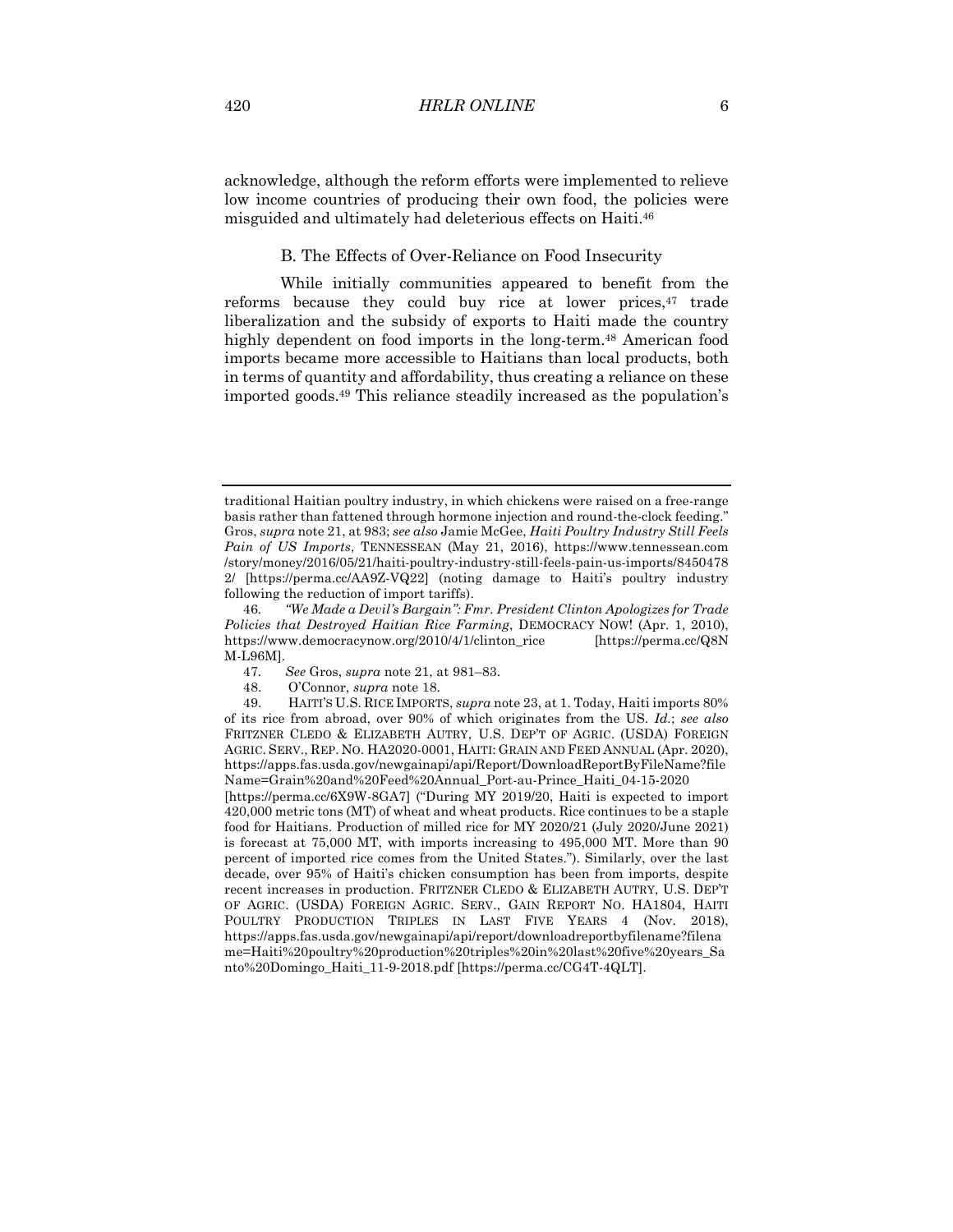acknowledge, although the reform efforts were implemented to relieve low income countries of producing their own food, the policies were misguided and ultimately had deleterious effects on Haiti.[46]

### B. The Effects of Over-Reliance on Food Insecurity

While initially communities appeared to benefit from the reforms because they could buy rice at lower prices,[47] trade liberalization and the subsidy of exports to Haiti made the country highly dependent on food imports in the long-term.[48] American food imports became more accessible to Haitians than local products, both in terms of quantity and affordability, thus creating a reliance on these imported goods.[49] This reliance steadily increased as the population's

---

traditional Haitian poultry industry, in which chickens were raised on a free-range basis rather than fattened through hormone injection and round-the-clock feeding." Gros, *supra* note 21, at 983; *see also* Jamie McGee, *Haiti Poultry Industry Still Feels Pain of US Imports*, TENNESSEAN (May 21, 2016), https://www.tennessean.com/story/money/2016/05/21/haiti-poultry-industry-still-feels-pain-us-imports/84504782/ [https://perma.cc/AA9Z-VQ22] (noting damage to Haiti's poultry industry following the reduction of import tariffs).

46. *"We Made a Devil's Bargain": Fmr. President Clinton Apologizes for Trade Policies that Destroyed Haitian Rice Farming*, DEMOCRACY NOW! (Apr. 1, 2010), https://www.democracynow.org/2010/4/1/clinton_rice [https://perma.cc/Q8NM-L96M].

47. *See* Gros, *supra* note 21, at 981–83.

48. O'Connor, *supra* note 18.

49. HAITI'S U.S. RICE IMPORTS, *supra* note 23, at 1. Today, Haiti imports 80% of its rice from abroad, over 90% of which originates from the US. *Id.*; *see also* FRITZNER CLEDO & ELIZABETH AUTRY, U.S. DEP'T OF AGRIC. (USDA) FOREIGN AGRIC. SERV., REP. NO. HA2020-0001, HAITI: GRAIN AND FEED ANNUAL (Apr. 2020), https://apps.fas.usda.gov/newgainapi/api/Report/DownloadReportByFileName?fileName=Grain%20and%20Feed%20Annual_Port-au-Prince_Haiti_04-15-2020 [https://perma.cc/6X9W-8GA7] ("During MY 2019/20, Haiti is expected to import 420,000 metric tons (MT) of wheat and wheat products. Rice continues to be a staple food for Haitians. Production of milled rice for MY 2020/21 (July 2020/June 2021) is forecast at 75,000 MT, with imports increasing to 495,000 MT. More than 90 percent of imported rice comes from the United States."). Similarly, over the last decade, over 95% of Haiti's chicken consumption has been from imports, despite recent increases in production. FRITZNER CLEDO & ELIZABETH AUTRY, U.S. DEP'T OF AGRIC. (USDA) FOREIGN AGRIC. SERV., GAIN REPORT NO. HA1804, HAITI POULTRY PRODUCTION TRIPLES IN LAST FIVE YEARS 4 (Nov. 2018), https://apps.fas.usda.gov/newgainapi/api/report/downloadreportbyfilename?filename=Haiti%20poultry%20production%20triples%20in%20last%20five%20years_Santo%20Domingo_Haiti_11-9-2018.pdf [https://perma.cc/CG4T-4QLT].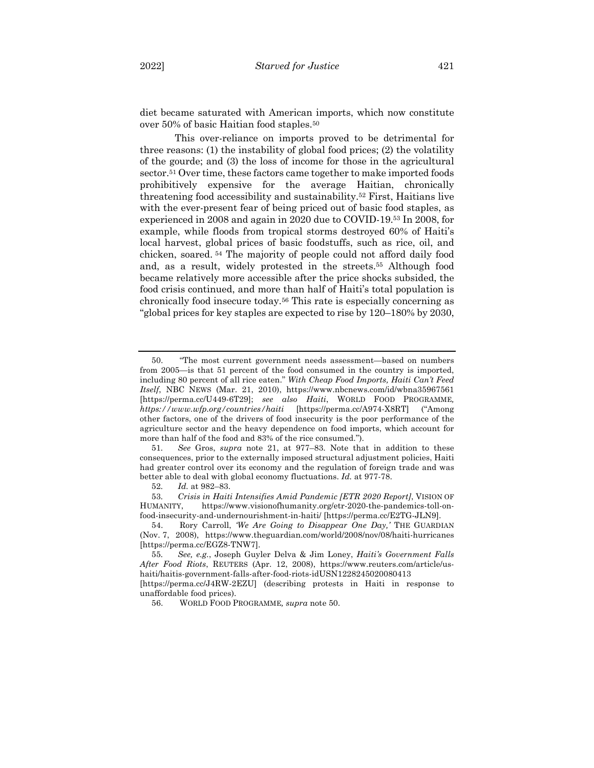diet became saturated with American imports, which now constitute over 50% of basic Haitian food staples.[50]

This over-reliance on imports proved to be detrimental for three reasons: (1) the instability of global food prices; (2) the volatility of the gourde; and (3) the loss of income for those in the agricultural sector.[51] Over time, these factors came together to make imported foods prohibitively expensive for the average Haitian, chronically threatening food accessibility and sustainability.[52] First, Haitians live with the ever-present fear of being priced out of basic food staples, as experienced in 2008 and again in 2020 due to COVID-19.[53] In 2008, for example, while floods from tropical storms destroyed 60% of Haiti's local harvest, global prices of basic foodstuffs, such as rice, oil, and chicken, soared.[54] The majority of people could not afford daily food and, as a result, widely protested in the streets.[55] Although food became relatively more accessible after the price shocks subsided, the food crisis continued, and more than half of Haiti's total population is chronically food insecure today.[56] This rate is especially concerning as "global prices for key staples are expected to rise by 120–180% by 2030,

---

50. "The most current government needs assessment—based on numbers from 2005—is that 51 percent of the food consumed in the country is imported, including 80 percent of all rice eaten." *With Cheap Food Imports, Haiti Can't Feed Itself*, NBC NEWS (Mar. 21, 2010), https://www.nbcnews.com/id/wbna35967561 [https://perma.cc/U449-6T29]; *see also Haiti*, WORLD FOOD PROGRAMME, *https://www.wfp.org/countries/haiti* [https://perma.cc/A974-X8RT] ("Among other factors, one of the drivers of food insecurity is the poor performance of the agriculture sector and the heavy dependence on food imports, which account for more than half of the food and 83% of the rice consumed.").

51. *See* Gros, *supra* note 21, at 977–83. Note that in addition to these consequences, prior to the externally imposed structural adjustment policies, Haiti had greater control over its economy and the regulation of foreign trade and was better able to deal with global economy fluctuations. *Id.* at 977-78.

52. *Id.* at 982–83.

53. *Crisis in Haiti Intensifies Amid Pandemic [ETR 2020 Report]*, VISION OF HUMANITY, https://www.visionofhumanity.org/etr-2020-the-pandemics-toll-on-food-insecurity-and-undernourishment-in-haiti/ [https://perma.cc/E2TG-JLN9].

54. Rory Carroll, *'We Are Going to Disappear One Day,'* THE GUARDIAN (Nov. 7, 2008), https://www.theguardian.com/world/2008/nov/08/haiti-hurricanes [https://perma.cc/EGZ8-TNW7].

55. *See, e.g.*, Joseph Guyler Delva & Jim Loney, *Haiti's Government Falls After Food Riots*, REUTERS (Apr. 12, 2008), https://www.reuters.com/article/us-haiti/haitis-government-falls-after-food-riots-idUSN1228245020080413 [https://perma.cc/J4RW-2EZU] (describing protests in Haiti in response to unaffordable food prices).

56. WORLD FOOD PROGRAMME, *supra* note 50.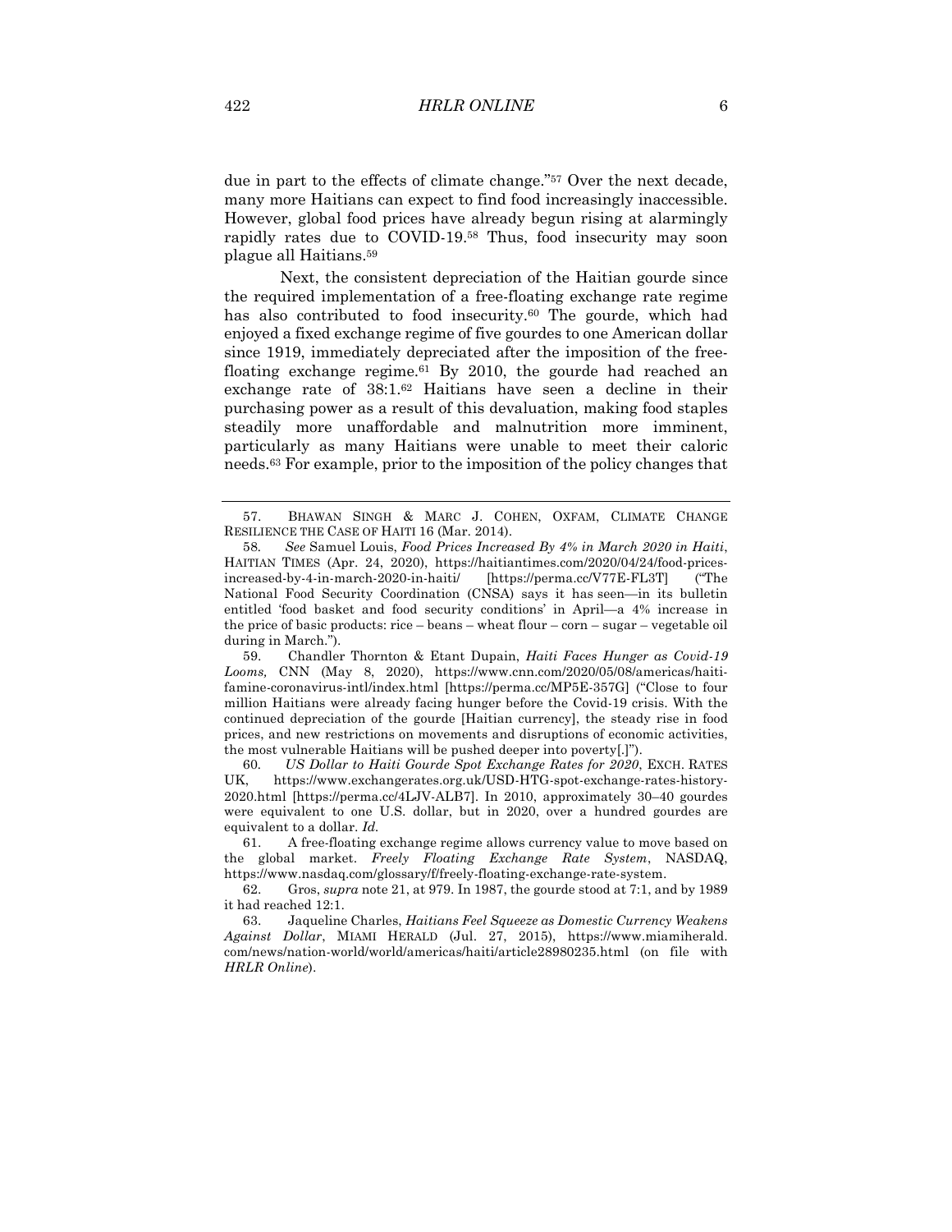due in part to the effects of climate change."[57] Over the next decade, many more Haitians can expect to find food increasingly inaccessible. However, global food prices have already begun rising at alarmingly rapidly rates due to COVID-19.[58] Thus, food insecurity may soon plague all Haitians.[59]

Next, the consistent depreciation of the Haitian gourde since the required implementation of a free-floating exchange rate regime has also contributed to food insecurity.[60] The gourde, which had enjoyed a fixed exchange regime of five gourdes to one American dollar since 1919, immediately depreciated after the imposition of the free-floating exchange regime.[61] By 2010, the gourde had reached an exchange rate of 38:1.[62] Haitians have seen a decline in their purchasing power as a result of this devaluation, making food staples steadily more unaffordable and malnutrition more imminent, particularly as many Haitians were unable to meet their caloric needs.[63] For example, prior to the imposition of the policy changes that

---

57. BHAWAN SINGH & MARC J. COHEN, OXFAM, CLIMATE CHANGE RESILIENCE THE CASE OF HAITI 16 (Mar. 2014).

58. *See* Samuel Louis, *Food Prices Increased By 4% in March 2020 in Haiti*, HAITIAN TIMES (Apr. 24, 2020), https://haitiantimes.com/2020/04/24/food-prices-increased-by-4-in-march-2020-in-haiti/ [https://perma.cc/V77E-FL3T] ("The National Food Security Coordination (CNSA) says it has seen—in its bulletin entitled 'food basket and food security conditions' in April—a 4% increase in the price of basic products: rice – beans – wheat flour – corn – sugar – vegetable oil during in March.").

59. Chandler Thornton & Etant Dupain, *Haiti Faces Hunger as Covid-19 Looms,* CNN (May 8, 2020), https://www.cnn.com/2020/05/08/americas/haiti-famine-coronavirus-intl/index.html [https://perma.cc/MP5E-357G] ("Close to four million Haitians were already facing hunger before the Covid-19 crisis. With the continued depreciation of the gourde [Haitian currency], the steady rise in food prices, and new restrictions on movements and disruptions of economic activities, the most vulnerable Haitians will be pushed deeper into poverty[.]").

60. *US Dollar to Haiti Gourde Spot Exchange Rates for 2020*, EXCH. RATES UK, https://www.exchangerates.org.uk/USD-HTG-spot-exchange-rates-history-2020.html [https://perma.cc/4LJV-ALB7]. In 2010, approximately 30–40 gourdes were equivalent to one U.S. dollar, but in 2020, over a hundred gourdes are equivalent to a dollar. *Id.*

61. A free-floating exchange regime allows currency value to move based on the global market. *Freely Floating Exchange Rate System*, NASDAQ, https://www.nasdaq.com/glossary/f/freely-floating-exchange-rate-system.

62. Gros, *supra* note 21, at 979. In 1987, the gourde stood at 7:1, and by 1989 it had reached 12:1.

63. Jaqueline Charles, *Haitians Feel Squeeze as Domestic Currency Weakens Against Dollar*, MIAMI HERALD (Jul. 27, 2015), https://www.miamiherald.com/news/nation-world/world/americas/haiti/article28980235.html (on file with *HRLR Online*).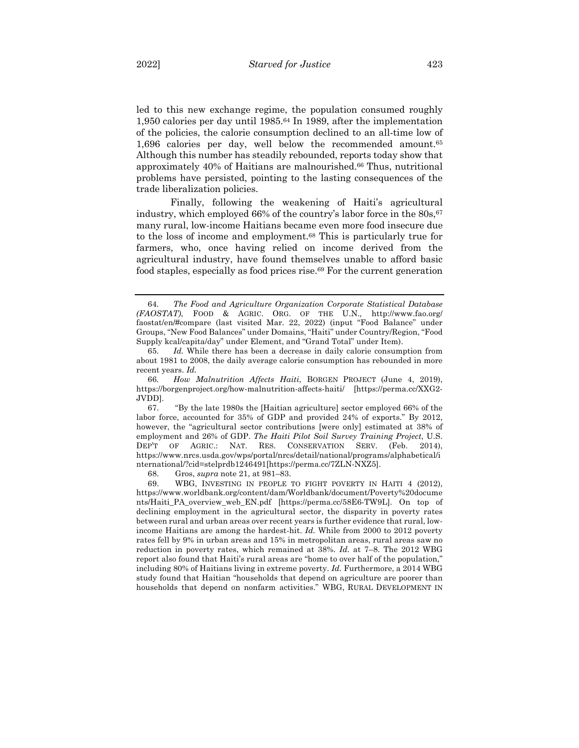led to this new exchange regime, the population consumed roughly 1,950 calories per day until 1985.[64] In 1989, after the implementation of the policies, the calorie consumption declined to an all-time low of 1,696 calories per day, well below the recommended amount.[65] Although this number has steadily rebounded, reports today show that approximately 40% of Haitians are malnourished.[66] Thus, nutritional problems have persisted, pointing to the lasting consequences of the trade liberalization policies.

Finally, following the weakening of Haiti's agricultural industry, which employed 66% of the country's labor force in the 80s,[67] many rural, low-income Haitians became even more food insecure due to the loss of income and employment.[68] This is particularly true for farmers, who, once having relied on income derived from the agricultural industry, have found themselves unable to afford basic food staples, especially as food prices rise.[69] For the current generation

---

64. *The Food and Agriculture Organization Corporate Statistical Database (FAOSTAT)*, FOOD & AGRIC. ORG. OF THE U.N., http://www.fao.org/faostat/en/#compare (last visited Mar. 22, 2022) (input "Food Balance" under Groups, "New Food Balances" under Domains, "Haiti" under Country/Region, "Food Supply kcal/capita/day" under Element, and "Grand Total" under Item).

65. *Id.* While there has been a decrease in daily calorie consumption from about 1981 to 2008, the daily average calorie consumption has rebounded in more recent years. *Id.*

66. *How Malnutrition Affects Haiti*, BORGEN PROJECT (June 4, 2019), https://borgenproject.org/how-malnutrition-affects-haiti/ [https://perma.cc/XXG2-JVDD].

67. "By the late 1980s the [Haitian agriculture] sector employed 66% of the labor force, accounted for 35% of GDP and provided 24% of exports." By 2012, however, the "agricultural sector contributions [were only] estimated at 38% of employment and 26% of GDP. *The Haiti Pilot Soil Survey Training Project*, U.S. DEP'T OF AGRIC.: NAT. RES. CONSERVATION SERV. (Feb. 2014), https://www.nrcs.usda.gov/wps/portal/nrcs/detail/national/programs/alphabetical/international/?cid=stelprdb1246491[https://perma.cc/7ZLN-NXZ5].

68. Gros, *supra* note 21, at 981–83.

69. WBG, INVESTING IN PEOPLE TO FIGHT POVERTY IN HAITI 4 (2012), https://www.worldbank.org/content/dam/Worldbank/document/Poverty%20documents/Haiti_PA_overview_web_EN.pdf [https://perma.cc/58E6-TW9L]. On top of declining employment in the agricultural sector, the disparity in poverty rates between rural and urban areas over recent years is further evidence that rural, low-income Haitians are among the hardest-hit. *Id.* While from 2000 to 2012 poverty rates fell by 9% in urban areas and 15% in metropolitan areas, rural areas saw no reduction in poverty rates, which remained at 38%. *Id.* at 7–8. The 2012 WBG report also found that Haiti's rural areas are "home to over half of the population," including 80% of Haitians living in extreme poverty. *Id.* Furthermore, a 2014 WBG study found that Haitian "households that depend on agriculture are poorer than households that depend on nonfarm activities." WBG, RURAL DEVELOPMENT IN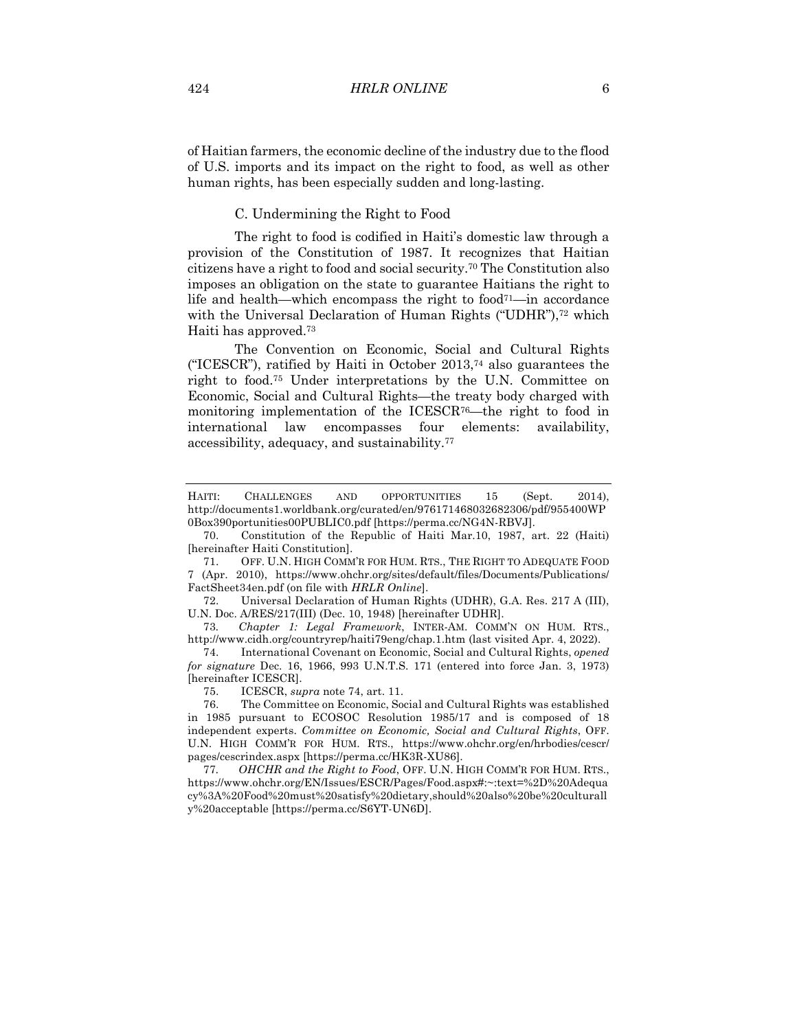of Haitian farmers, the economic decline of the industry due to the flood of U.S. imports and its impact on the right to food, as well as other human rights, has been especially sudden and long-lasting.

### C. Undermining the Right to Food

The right to food is codified in Haiti's domestic law through a provision of the Constitution of 1987. It recognizes that Haitian citizens have a right to food and social security.[70] The Constitution also imposes an obligation on the state to guarantee Haitians the right to life and health—which encompass the right to food[71]—in accordance with the Universal Declaration of Human Rights ("UDHR"),[72] which Haiti has approved.[73]

The Convention on Economic, Social and Cultural Rights ("ICESCR"), ratified by Haiti in October 2013,[74] also guarantees the right to food.[75] Under interpretations by the U.N. Committee on Economic, Social and Cultural Rights—the treaty body charged with monitoring implementation of the ICESCR[76]—the right to food in international law encompasses four elements: availability, accessibility, adequacy, and sustainability.[77]

---

HAITI: CHALLENGES AND OPPORTUNITIES 15 (Sept. 2014), http://documents1.worldbank.org/curated/en/976171468032682306/pdf/955400WP0Box390portunities00PUBLIC0.pdf [https://perma.cc/NG4N-RBVJ].

70. Constitution of the Republic of Haiti Mar.10, 1987, art. 22 (Haiti) [hereinafter Haiti Constitution].

71. OFF. U.N. HIGH COMM'R FOR HUM. RTS., THE RIGHT TO ADEQUATE FOOD 7 (Apr. 2010), https://www.ohchr.org/sites/default/files/Documents/Publications/FactSheet34en.pdf (on file with *HRLR Online*].

72. Universal Declaration of Human Rights (UDHR), G.A. Res. 217 A (III), U.N. Doc. A/RES/217(III) (Dec. 10, 1948) [hereinafter UDHR].

73. *Chapter 1: Legal Framework*, INTER-AM. COMM'N ON HUM. RTS., http://www.cidh.org/countryrep/haiti79eng/chap.1.htm (last visited Apr. 4, 2022).

74. International Covenant on Economic, Social and Cultural Rights, *opened for signature* Dec. 16, 1966, 993 U.N.T.S. 171 (entered into force Jan. 3, 1973) [hereinafter ICESCR].

75. ICESCR, *supra* note 74, art. 11.

76. The Committee on Economic, Social and Cultural Rights was established in 1985 pursuant to ECOSOC Resolution 1985/17 and is composed of 18 independent experts. *Committee on Economic, Social and Cultural Rights*, OFF. U.N. HIGH COMM'R FOR HUM. RTS., https://www.ohchr.org/en/hrbodies/cescr/pages/cescrindex.aspx [https://perma.cc/HK3R-XU86].

77. *OHCHR and the Right to Food*, OFF. U.N. HIGH COMM'R FOR HUM. RTS., https://www.ohchr.org/EN/Issues/ESCR/Pages/Food.aspx#:~:text=%2D%20Adequacy%3A%20Food%20must%20satisfy%20dietary,should%20also%20be%20culturally%20acceptable [https://perma.cc/S6YT-UN6D].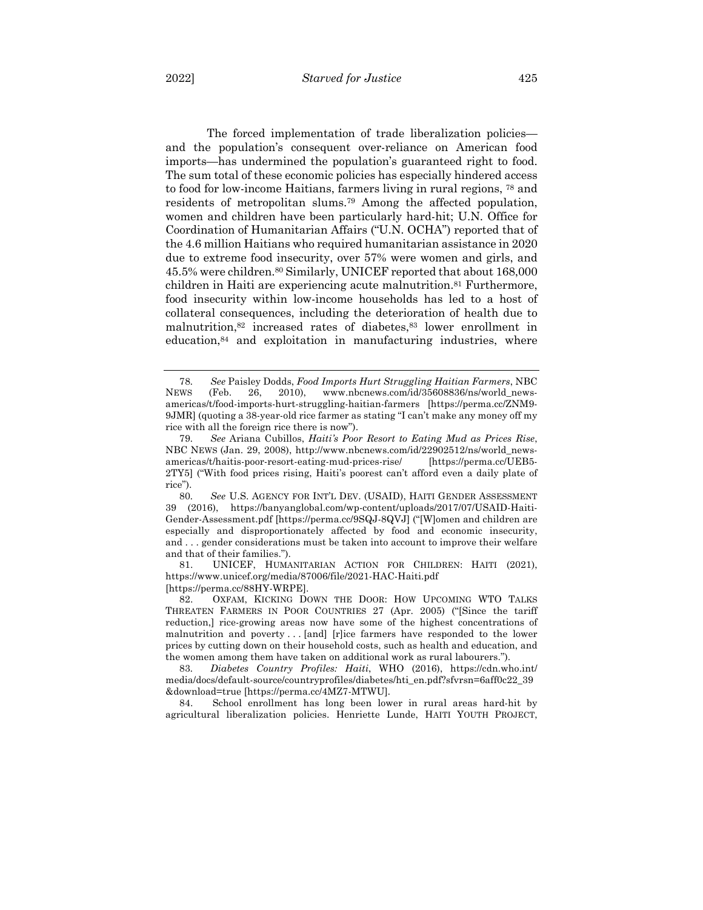The forced implementation of trade liberalization policies—and the population's consequent over-reliance on American food imports—has undermined the population's guaranteed right to food. The sum total of these economic policies has especially hindered access to food for low-income Haitians, farmers living in rural regions, [78] and residents of metropolitan slums.[79] Among the affected population, women and children have been particularly hard-hit; U.N. Office for Coordination of Humanitarian Affairs ("U.N. OCHA") reported that of the 4.6 million Haitians who required humanitarian assistance in 2020 due to extreme food insecurity, over 57% were women and girls, and 45.5% were children.[80] Similarly, UNICEF reported that about 168,000 children in Haiti are experiencing acute malnutrition.[81] Furthermore, food insecurity within low-income households has led to a host of collateral consequences, including the deterioration of health due to malnutrition,[82] increased rates of diabetes,[83] lower enrollment in education,[84] and exploitation in manufacturing industries, where

---

78. *See* Paisley Dodds, *Food Imports Hurt Struggling Haitian Farmers*, NBC NEWS (Feb. 26, 2010), www.nbcnews.com/id/35608836/ns/world_news-americas/t/food-imports-hurt-struggling-haitian-farmers [https://perma.cc/ZNM9-9JMR] (quoting a 38-year-old rice farmer as stating "I can't make any money off my rice with all the foreign rice there is now").

79. *See* Ariana Cubillos, *Haiti's Poor Resort to Eating Mud as Prices Rise*, NBC NEWS (Jan. 29, 2008), http://www.nbcnews.com/id/22902512/ns/world_news-americas/t/haitis-poor-resort-eating-mud-prices-rise/ [https://perma.cc/UEB5-2TY5] ("With food prices rising, Haiti's poorest can't afford even a daily plate of rice").

80. *See* U.S. AGENCY FOR INT'L DEV. (USAID), HAITI GENDER ASSESSMENT 39 (2016), https://banyanglobal.com/wp-content/uploads/2017/07/USAID-Haiti-Gender-Assessment.pdf [https://perma.cc/9SQJ-8QVJ] ("[W]omen and children are especially and disproportionately affected by food and economic insecurity, and . . . gender considerations must be taken into account to improve their welfare and that of their families.").

81. UNICEF, HUMANITARIAN ACTION FOR CHILDREN: HAITI (2021), https://www.unicef.org/media/87006/file/2021-HAC-Haiti.pdf [https://perma.cc/88HY-WRPE].

82. OXFAM, KICKING DOWN THE DOOR: HOW UPCOMING WTO TALKS THREATEN FARMERS IN POOR COUNTRIES 27 (Apr. 2005) ("[Since the tariff reduction,] rice-growing areas now have some of the highest concentrations of malnutrition and poverty . . . [and] [r]ice farmers have responded to the lower prices by cutting down on their household costs, such as health and education, and the women among them have taken on additional work as rural labourers.").

83. *Diabetes Country Profiles: Haiti*, WHO (2016), https://cdn.who.int/media/docs/default-source/countryprofiles/diabetes/hti_en.pdf?sfvrsn=6aff0c22_39&download=true [https://perma.cc/4MZ7-MTWU].

84. School enrollment has long been lower in rural areas hard-hit by agricultural liberalization policies. Henriette Lunde, HAITI YOUTH PROJECT,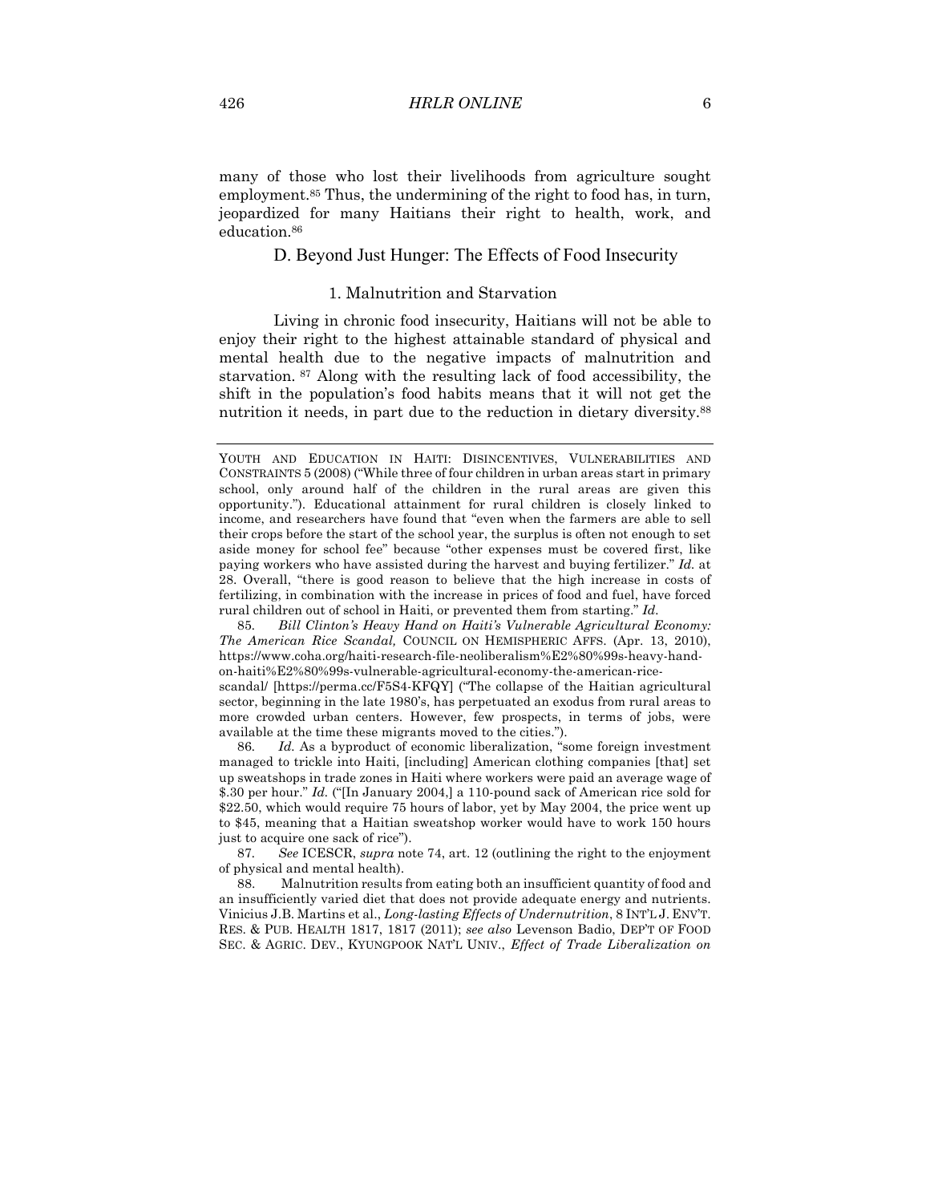many of those who lost their livelihoods from agriculture sought employment.[85] Thus, the undermining of the right to food has, in turn, jeopardized for many Haitians their right to health, work, and education.[86]

## D. Beyond Just Hunger: The Effects of Food Insecurity

### 1. Malnutrition and Starvation

Living in chronic food insecurity, Haitians will not be able to enjoy their right to the highest attainable standard of physical and mental health due to the negative impacts of malnutrition and starvation.[87] Along with the resulting lack of food accessibility, the shift in the population's food habits means that it will not get the nutrition it needs, in part due to the reduction in dietary diversity.[88]

---

YOUTH AND EDUCATION IN HAITI: DISINCENTIVES, VULNERABILITIES AND CONSTRAINTS 5 (2008) ("While three of four children in urban areas start in primary school, only around half of the children in the rural areas are given this opportunity."). Educational attainment for rural children is closely linked to income, and researchers have found that "even when the farmers are able to sell their crops before the start of the school year, the surplus is often not enough to set aside money for school fee" because "other expenses must be covered first, like paying workers who have assisted during the harvest and buying fertilizer." *Id.* at 28. Overall, "there is good reason to believe that the high increase in costs of fertilizing, in combination with the increase in prices of food and fuel, have forced rural children out of school in Haiti, or prevented them from starting." *Id.*

85. *Bill Clinton's Heavy Hand on Haiti's Vulnerable Agricultural Economy: The American Rice Scandal,* COUNCIL ON HEMISPHERIC AFFS. (Apr. 13, 2010), https://www.coha.org/haiti-research-file-neoliberalism%E2%80%99s-heavy-hand-on-haiti%E2%80%99s-vulnerable-agricultural-economy-the-american-rice-scandal/ [https://perma.cc/F5S4-KFQY] ("The collapse of the Haitian agricultural sector, beginning in the late 1980's, has perpetuated an exodus from rural areas to more crowded urban centers. However, few prospects, in terms of jobs, were available at the time these migrants moved to the cities.").

86. *Id.* As a byproduct of economic liberalization, "some foreign investment managed to trickle into Haiti, [including] American clothing companies [that] set up sweatshops in trade zones in Haiti where workers were paid an average wage of $.30 per hour." *Id.* ("[In January 2004,] a 110-pound sack of American rice sold for $22.50, which would require 75 hours of labor, yet by May 2004, the price went up to $45, meaning that a Haitian sweatshop worker would have to work 150 hours just to acquire one sack of rice").

87. *See* ICESCR, *supra* note 74, art. 12 (outlining the right to the enjoyment of physical and mental health).

88. Malnutrition results from eating both an insufficient quantity of food and an insufficiently varied diet that does not provide adequate energy and nutrients. Vinicius J.B. Martins et al., *Long-lasting Effects of Undernutrition*, 8 INT'L J. ENV'T. RES. & PUB. HEALTH 1817, 1817 (2011); *see also* Levenson Badio, DEP'T OF FOOD SEC. & AGRIC. DEV., KYUNGPOOK NAT'L UNIV., *Effect of Trade Liberalization on*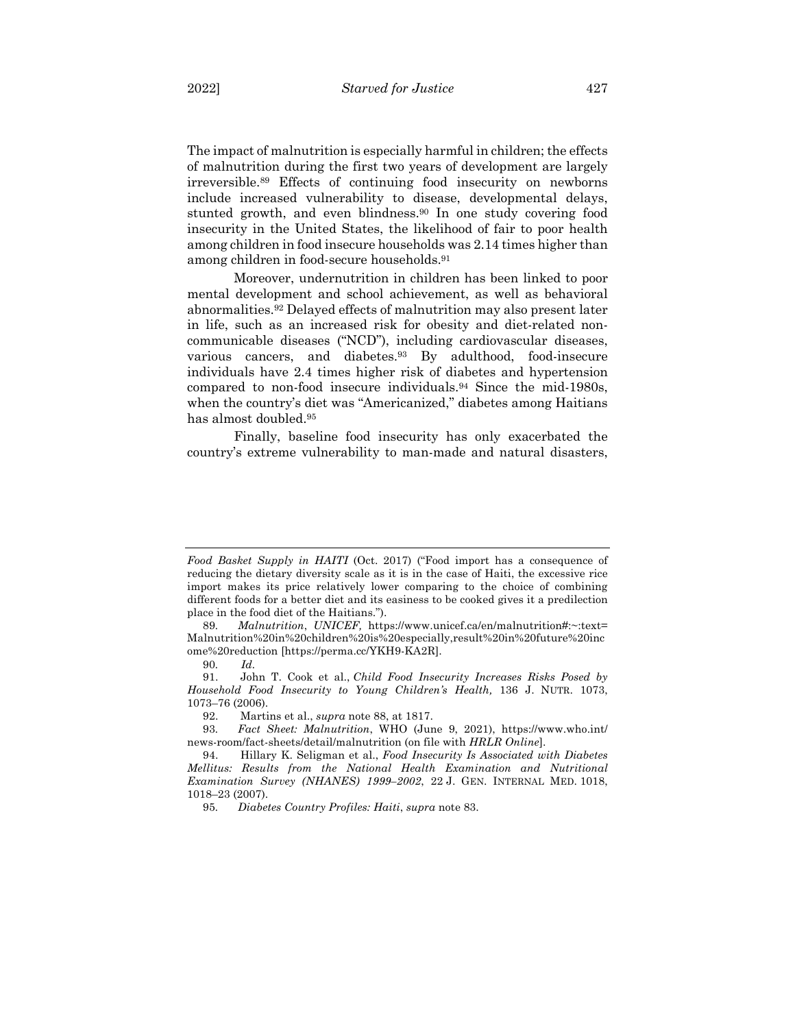The impact of malnutrition is especially harmful in children; the effects of malnutrition during the first two years of development are largely irreversible.[89] Effects of continuing food insecurity on newborns include increased vulnerability to disease, developmental delays, stunted growth, and even blindness.[90] In one study covering food insecurity in the United States, the likelihood of fair to poor health among children in food insecure households was 2.14 times higher than among children in food-secure households.[91]

Moreover, undernutrition in children has been linked to poor mental development and school achievement, as well as behavioral abnormalities.[92] Delayed effects of malnutrition may also present later in life, such as an increased risk for obesity and diet-related non-communicable diseases ("NCD"), including cardiovascular diseases, various cancers, and diabetes.[93] By adulthood, food-insecure individuals have 2.4 times higher risk of diabetes and hypertension compared to non-food insecure individuals.[94] Since the mid-1980s, when the country's diet was "Americanized," diabetes among Haitians has almost doubled.[95]

Finally, baseline food insecurity has only exacerbated the country's extreme vulnerability to man-made and natural disasters,

---

*Food Basket Supply in HAITI* (Oct. 2017) ("Food import has a consequence of reducing the dietary diversity scale as it is in the case of Haiti, the excessive rice import makes its price relatively lower comparing to the choice of combining different foods for a better diet and its easiness to be cooked gives it a predilection place in the food diet of the Haitians.").

89. *Malnutrition*, *UNICEF,* https://www.unicef.ca/en/malnutrition#:~:text=Malnutrition%20in%20children%20is%20especially,result%20in%20future%20income%20reduction [https://perma.cc/YKH9-KA2R].

90. *Id.*

91. John T. Cook et al., *Child Food Insecurity Increases Risks Posed by Household Food Insecurity to Young Children's Health,* 136 J. NUTR. 1073, 1073–76 (2006).

92. Martins et al., *supra* note 88, at 1817.

93. *Fact Sheet: Malnutrition*, WHO (June 9, 2021), https://www.who.int/news-room/fact-sheets/detail/malnutrition (on file with *HRLR Online*].

94. Hillary K. Seligman et al., *Food Insecurity Is Associated with Diabetes Mellitus: Results from the National Health Examination and Nutritional Examination Survey (NHANES) 1999–2002*, 22 J. GEN. INTERNAL MED. 1018, 1018–23 (2007).

95. *Diabetes Country Profiles: Haiti*, *supra* note 83.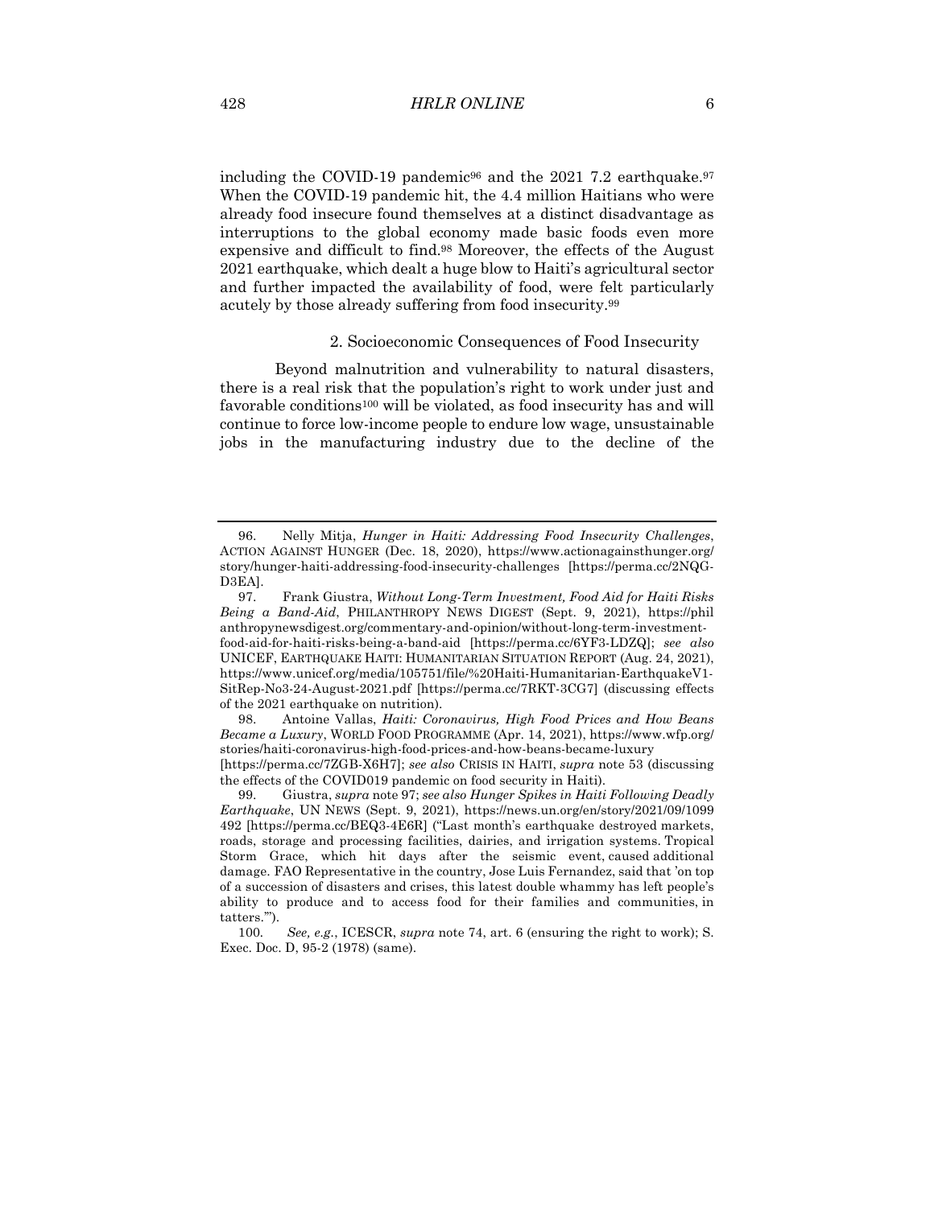including the COVID-19 pandemic[96] and the 2021 7.2 earthquake.[97] When the COVID-19 pandemic hit, the 4.4 million Haitians who were already food insecure found themselves at a distinct disadvantage as interruptions to the global economy made basic foods even more expensive and difficult to find.[98] Moreover, the effects of the August 2021 earthquake, which dealt a huge blow to Haiti's agricultural sector and further impacted the availability of food, were felt particularly acutely by those already suffering from food insecurity.[99]

#### 2. Socioeconomic Consequences of Food Insecurity

Beyond malnutrition and vulnerability to natural disasters, there is a real risk that the population's right to work under just and favorable conditions[100] will be violated, as food insecurity has and will continue to force low-income people to endure low wage, unsustainable jobs in the manufacturing industry due to the decline of the

---

96. Nelly Mitja, *Hunger in Haiti: Addressing Food Insecurity Challenges*, ACTION AGAINST HUNGER (Dec. 18, 2020), https://www.actionagainsthunger.org/story/hunger-haiti-addressing-food-insecurity-challenges [https://perma.cc/2NQG-D3EA].

97. Frank Giustra, *Without Long-Term Investment, Food Aid for Haiti Risks Being a Band-Aid*, PHILANTHROPY NEWS DIGEST (Sept. 9, 2021), https://philanthropynewsdigest.org/commentary-and-opinion/without-long-term-investment-food-aid-for-haiti-risks-being-a-band-aid [https://perma.cc/6YF3-LDZQ]; *see also* UNICEF, EARTHQUAKE HAITI: HUMANITARIAN SITUATION REPORT (Aug. 24, 2021), https://www.unicef.org/media/105751/file/%20Haiti-Humanitarian-EarthquakeV1-SitRep-No3-24-August-2021.pdf [https://perma.cc/7RKT-3CG7] (discussing effects of the 2021 earthquake on nutrition).

98. Antoine Vallas, *Haiti: Coronavirus, High Food Prices and How Beans Became a Luxury*, WORLD FOOD PROGRAMME (Apr. 14, 2021), https://www.wfp.org/stories/haiti-coronavirus-high-food-prices-and-how-beans-became-luxury [https://perma.cc/7ZGB-X6H7]; *see also* CRISIS IN HAITI, *supra* note 53 (discussing the effects of the COVID019 pandemic on food security in Haiti).

99. Giustra, *supra* note 97; *see also Hunger Spikes in Haiti Following Deadly Earthquake*, UN NEWS (Sept. 9, 2021), https://news.un.org/en/story/2021/09/1099492 [https://perma.cc/BEQ3-4E6R] ("Last month's earthquake destroyed markets, roads, storage and processing facilities, dairies, and irrigation systems. Tropical Storm Grace, which hit days after the seismic event, caused additional damage. FAO Representative in the country, Jose Luis Fernandez, said that 'on top of a succession of disasters and crises, this latest double whammy has left people's ability to produce and to access food for their families and communities, in tatters.'").

100. *See, e.g.*, ICESCR, *supra* note 74, art. 6 (ensuring the right to work); S. Exec. Doc. D, 95-2 (1978) (same).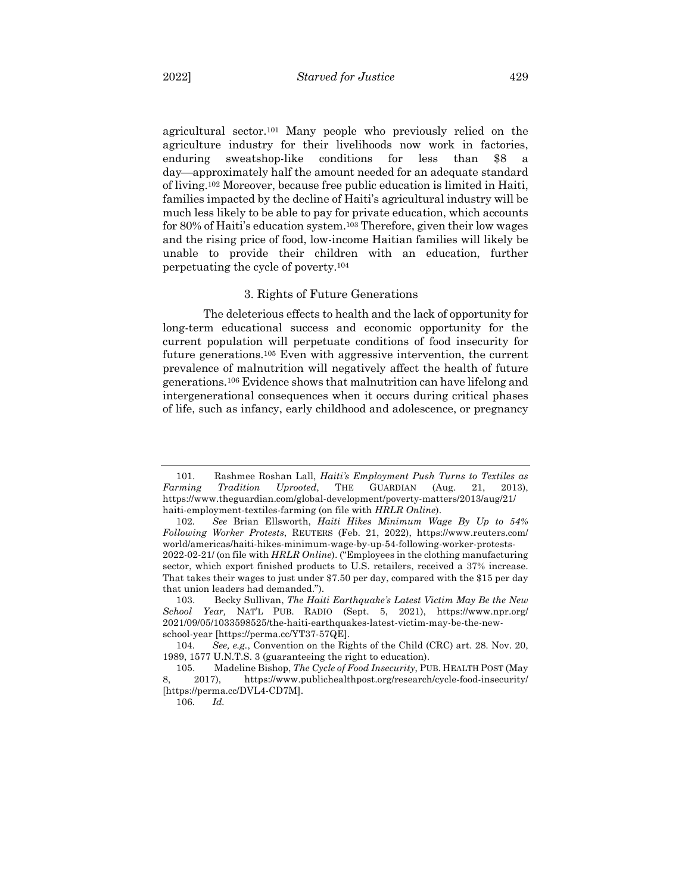agricultural sector.[101] Many people who previously relied on the agriculture industry for their livelihoods now work in factories, enduring sweatshop-like conditions for less than $8 a day—approximately half the amount needed for an adequate standard of living.[102] Moreover, because free public education is limited in Haiti, families impacted by the decline of Haiti's agricultural industry will be much less likely to be able to pay for private education, which accounts for 80% of Haiti's education system.[103] Therefore, given their low wages and the rising price of food, low-income Haitian families will likely be unable to provide their children with an education, further perpetuating the cycle of poverty.[104]

### 3. Rights of Future Generations

The deleterious effects to health and the lack of opportunity for long-term educational success and economic opportunity for the current population will perpetuate conditions of food insecurity for future generations.[105] Even with aggressive intervention, the current prevalence of malnutrition will negatively affect the health of future generations.[106] Evidence shows that malnutrition can have lifelong and intergenerational consequences when it occurs during critical phases of life, such as infancy, early childhood and adolescence, or pregnancy

---

101. Rashmee Roshan Lall, *Haiti's Employment Push Turns to Textiles as Farming Tradition Uprooted*, THE GUARDIAN (Aug. 21, 2013), https://www.theguardian.com/global-development/poverty-matters/2013/aug/21/haiti-employment-textiles-farming (on file with *HRLR Online*).

102. *See* Brian Ellsworth, *Haiti Hikes Minimum Wage By Up to 54% Following Worker Protests*, REUTERS (Feb. 21, 2022), https://www.reuters.com/world/americas/haiti-hikes-minimum-wage-by-up-54-following-worker-protests-2022-02-21/ (on file with *HRLR Online*). ("Employees in the clothing manufacturing sector, which export finished products to U.S. retailers, received a 37% increase. That takes their wages to just under $7.50 per day, compared with the $15 per day that union leaders had demanded.").

103. Becky Sullivan, *The Haiti Earthquake's Latest Victim May Be the New School Year,* NAT'L PUB. RADIO (Sept. 5, 2021), https://www.npr.org/2021/09/05/1033598525/the-haiti-earthquakes-latest-victim-may-be-the-new-school-year [https://perma.cc/YT37-57QE].

104. *See, e.g.*, Convention on the Rights of the Child (CRC) art. 28. Nov. 20, 1989, 1577 U.N.T.S. 3 (guaranteeing the right to education).

105. Madeline Bishop, *The Cycle of Food Insecurity*, PUB. HEALTH POST (May 8, 2017), https://www.publichealthpost.org/research/cycle-food-insecurity/ [https://perma.cc/DVL4-CD7M].

106. *Id.*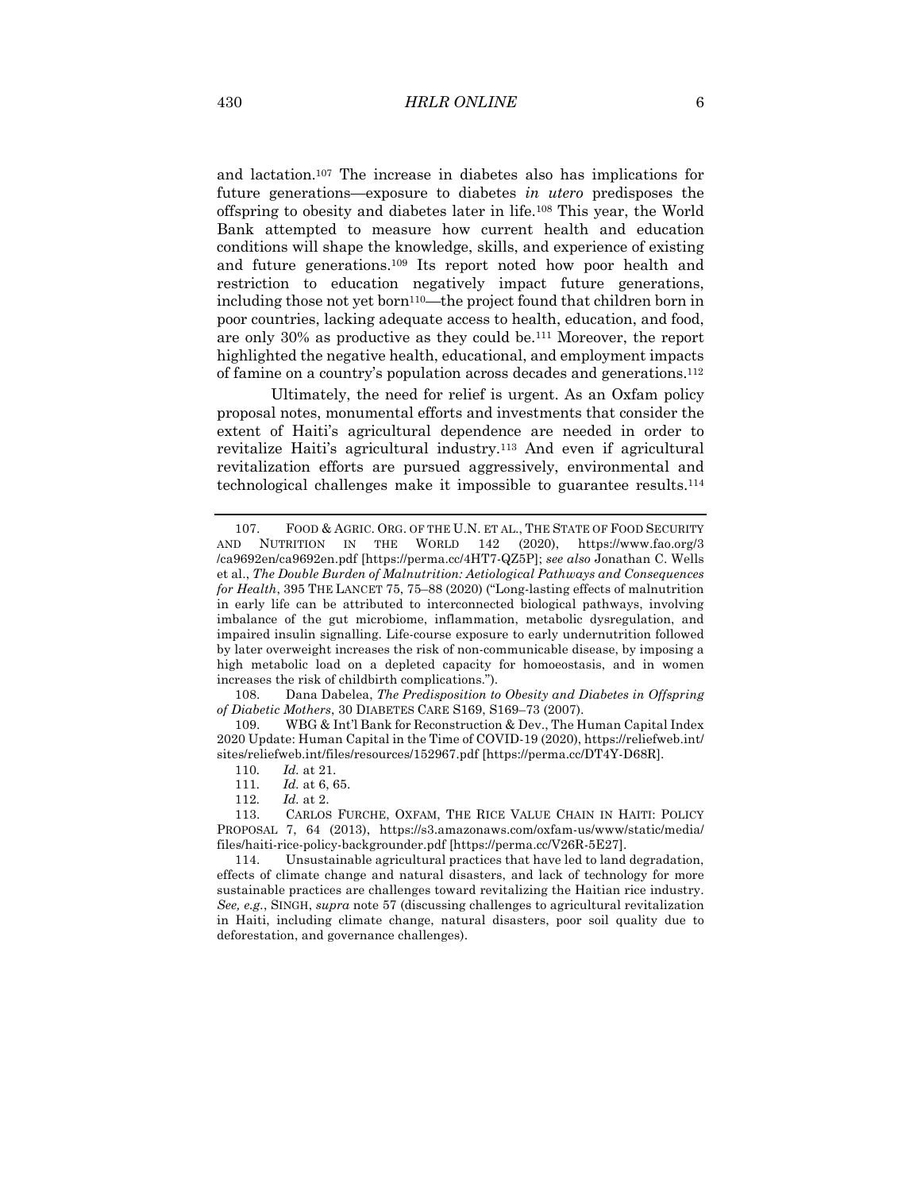and lactation.[107] The increase in diabetes also has implications for future generations—exposure to diabetes *in utero* predisposes the offspring to obesity and diabetes later in life.[108] This year, the World Bank attempted to measure how current health and education conditions will shape the knowledge, skills, and experience of existing and future generations.[109] Its report noted how poor health and restriction to education negatively impact future generations, including those not yet born[110]—the project found that children born in poor countries, lacking adequate access to health, education, and food, are only 30% as productive as they could be.[111] Moreover, the report highlighted the negative health, educational, and employment impacts of famine on a country's population across decades and generations.[112]

Ultimately, the need for relief is urgent. As an Oxfam policy proposal notes, monumental efforts and investments that consider the extent of Haiti's agricultural dependence are needed in order to revitalize Haiti's agricultural industry.[113] And even if agricultural revitalization efforts are pursued aggressively, environmental and technological challenges make it impossible to guarantee results.[114]

---

107. FOOD & AGRIC. ORG. OF THE U.N. ET AL., THE STATE OF FOOD SECURITY AND NUTRITION IN THE WORLD 142 (2020), https://www.fao.org/3/ca9692en/ca9692en.pdf [https://perma.cc/4HT7-QZ5P]; *see also* Jonathan C. Wells et al., *The Double Burden of Malnutrition: Aetiological Pathways and Consequences for Health*, 395 THE LANCET 75, 75–88 (2020) ("Long-lasting effects of malnutrition in early life can be attributed to interconnected biological pathways, involving imbalance of the gut microbiome, inflammation, metabolic dysregulation, and impaired insulin signalling. Life-course exposure to early undernutrition followed by later overweight increases the risk of non-communicable disease, by imposing a high metabolic load on a depleted capacity for homoeostasis, and in women increases the risk of childbirth complications.").

108. Dana Dabelea, *The Predisposition to Obesity and Diabetes in Offspring of Diabetic Mothers*, 30 DIABETES CARE S169, S169–73 (2007).

109. WBG & Int'l Bank for Reconstruction & Dev., The Human Capital Index 2020 Update: Human Capital in the Time of COVID-19 (2020), https://reliefweb.int/sites/reliefweb.int/files/resources/152967.pdf [https://perma.cc/DT4Y-D68R].

110. *Id.* at 21.

111. *Id.* at 6, 65.

112. *Id.* at 2.

113. CARLOS FURCHE, OXFAM, THE RICE VALUE CHAIN IN HAITI: POLICY PROPOSAL 7, 64 (2013), https://s3.amazonaws.com/oxfam-us/www/static/media/files/haiti-rice-policy-backgrounder.pdf [https://perma.cc/V26R-5E27].

114. Unsustainable agricultural practices that have led to land degradation, effects of climate change and natural disasters, and lack of technology for more sustainable practices are challenges toward revitalizing the Haitian rice industry. *See, e.g.*, SINGH, *supra* note 57 (discussing challenges to agricultural revitalization in Haiti, including climate change, natural disasters, poor soil quality due to deforestation, and governance challenges).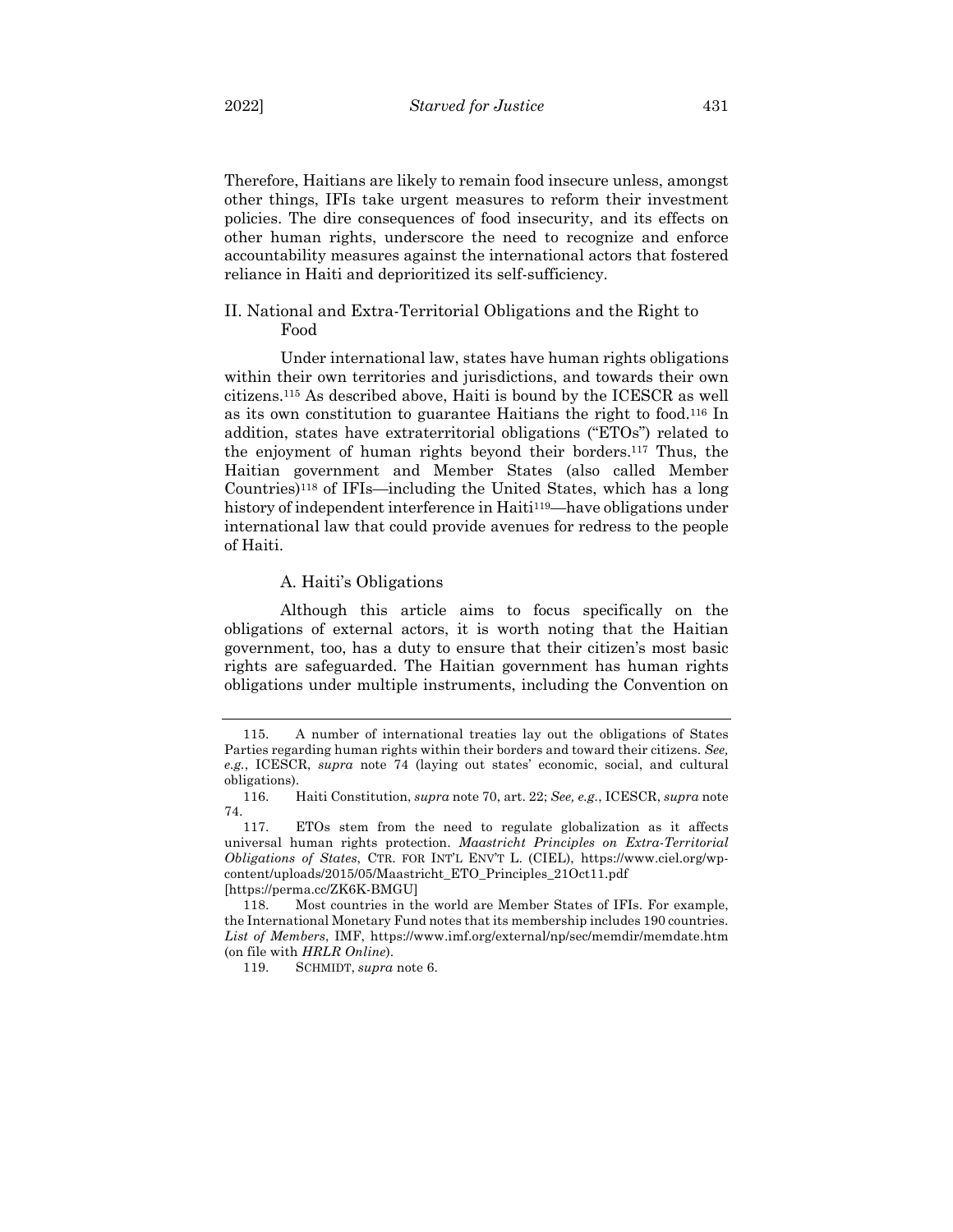Therefore, Haitians are likely to remain food insecure unless, amongst other things, IFIs take urgent measures to reform their investment policies. The dire consequences of food insecurity, and its effects on other human rights, underscore the need to recognize and enforce accountability measures against the international actors that fostered reliance in Haiti and deprioritized its self-sufficiency.

## II. National and Extra-Territorial Obligations and the Right to Food

Under international law, states have human rights obligations within their own territories and jurisdictions, and towards their own citizens.[115] As described above, Haiti is bound by the ICESCR as well as its own constitution to guarantee Haitians the right to food.[116] In addition, states have extraterritorial obligations ("ETOs") related to the enjoyment of human rights beyond their borders.[117] Thus, the Haitian government and Member States (also called Member Countries)[118] of IFIs—including the United States, which has a long history of independent interference in Haiti[119]—have obligations under international law that could provide avenues for redress to the people of Haiti.

### A. Haiti's Obligations

Although this article aims to focus specifically on the obligations of external actors, it is worth noting that the Haitian government, too, has a duty to ensure that their citizen's most basic rights are safeguarded. The Haitian government has human rights obligations under multiple instruments, including the Convention on

---

115. A number of international treaties lay out the obligations of States Parties regarding human rights within their borders and toward their citizens. *See, e.g.*, ICESCR, *supra* note 74 (laying out states' economic, social, and cultural obligations).

116. Haiti Constitution, *supra* note 70, art. 22; *See, e.g.*, ICESCR, *supra* note 74.

117. ETOs stem from the need to regulate globalization as it affects universal human rights protection. *Maastricht Principles on Extra-Territorial Obligations of States*, CTR. FOR INT'L ENV'T L. (CIEL), https://www.ciel.org/wp-content/uploads/2015/05/Maastricht_ETO_Principles_21Oct11.pdf [https://perma.cc/ZK6K-BMGU]

118. Most countries in the world are Member States of IFIs. For example, the International Monetary Fund notes that its membership includes 190 countries. *List of Members*, IMF, https://www.imf.org/external/np/sec/memdir/memdate.htm (on file with *HRLR Online*).

119. SCHMIDT, *supra* note 6.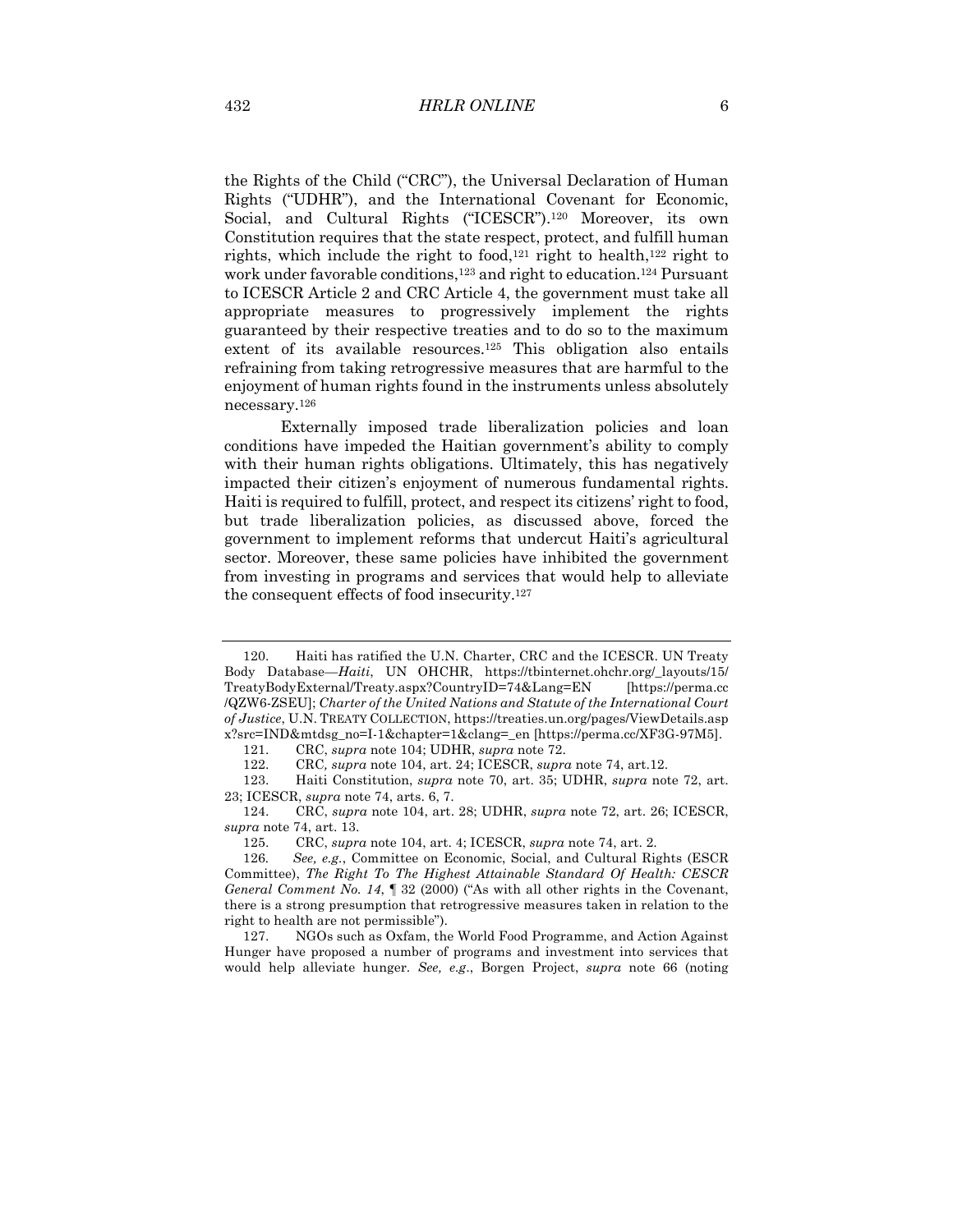the Rights of the Child ("CRC"), the Universal Declaration of Human Rights ("UDHR"), and the International Covenant for Economic, Social, and Cultural Rights ("ICESCR").[120] Moreover, its own Constitution requires that the state respect, protect, and fulfill human rights, which include the right to food,[121] right to health,[122] right to work under favorable conditions,[123] and right to education.[124] Pursuant to ICESCR Article 2 and CRC Article 4, the government must take all appropriate measures to progressively implement the rights guaranteed by their respective treaties and to do so to the maximum extent of its available resources.[125] This obligation also entails refraining from taking retrogressive measures that are harmful to the enjoyment of human rights found in the instruments unless absolutely necessary.[126]

Externally imposed trade liberalization policies and loan conditions have impeded the Haitian government's ability to comply with their human rights obligations. Ultimately, this has negatively impacted their citizen's enjoyment of numerous fundamental rights. Haiti is required to fulfill, protect, and respect its citizens' right to food, but trade liberalization policies, as discussed above, forced the government to implement reforms that undercut Haiti's agricultural sector. Moreover, these same policies have inhibited the government from investing in programs and services that would help to alleviate the consequent effects of food insecurity.[127]

---

120. Haiti has ratified the U.N. Charter, CRC and the ICESCR. UN Treaty Body Database—*Haiti*, UN OHCHR, https://tbinternet.ohchr.org/_layouts/15/TreatyBodyExternal/Treaty.aspx?CountryID=74&Lang=EN [https://perma.cc/QZW6-ZSEU]; *Charter of the United Nations and Statute of the International Court of Justice*, U.N. TREATY COLLECTION, https://treaties.un.org/pages/ViewDetails.aspx?src=IND&mtdsg_no=I-1&chapter=1&clang=_en [https://perma.cc/XF3G-97M5].

121. CRC, *supra* note 104; UDHR, *supra* note 72.

122. CRC, *supra* note 104, art. 24; ICESCR, *supra* note 74, art.12.

123. Haiti Constitution, *supra* note 70, art. 35; UDHR, *supra* note 72, art. 23; ICESCR, *supra* note 74, arts. 6, 7.

124. CRC, *supra* note 104, art. 28; UDHR, *supra* note 72, art. 26; ICESCR, *supra* note 74, art. 13.

125. CRC, *supra* note 104, art. 4; ICESCR, *supra* note 74, art. 2.

126. *See, e.g.*, Committee on Economic, Social, and Cultural Rights (ESCR Committee), *The Right To The Highest Attainable Standard Of Health: CESCR General Comment No. 14*, ¶ 32 (2000) ("As with all other rights in the Covenant, there is a strong presumption that retrogressive measures taken in relation to the right to health are not permissible").

127. NGOs such as Oxfam, the World Food Programme, and Action Against Hunger have proposed a number of programs and investment into services that would help alleviate hunger. *See, e.g.*, Borgen Project, *supra* note 66 (noting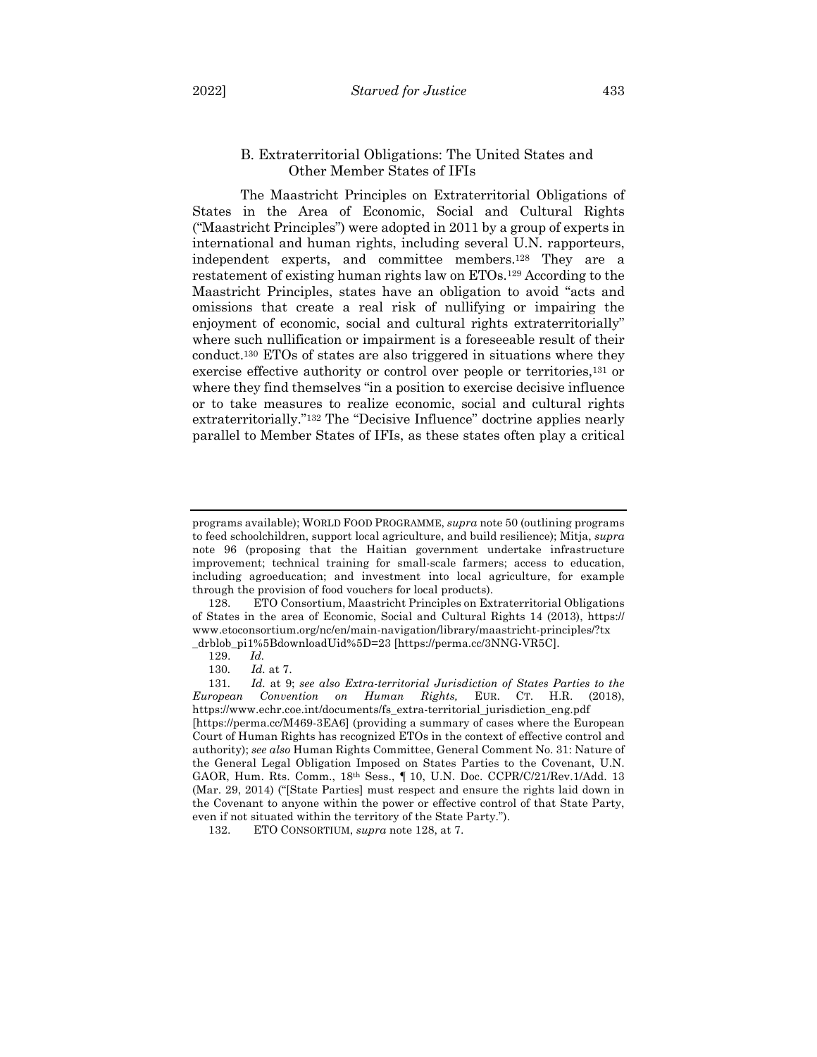### B. Extraterritorial Obligations: The United States and Other Member States of IFIs

The Maastricht Principles on Extraterritorial Obligations of States in the Area of Economic, Social and Cultural Rights ("Maastricht Principles") were adopted in 2011 by a group of experts in international and human rights, including several U.N. rapporteurs, independent experts, and committee members.[128] They are a restatement of existing human rights law on ETOs.[129] According to the Maastricht Principles, states have an obligation to avoid "acts and omissions that create a real risk of nullifying or impairing the enjoyment of economic, social and cultural rights extraterritorially" where such nullification or impairment is a foreseeable result of their conduct.[130] ETOs of states are also triggered in situations where they exercise effective authority or control over people or territories,[131] or where they find themselves "in a position to exercise decisive influence or to take measures to realize economic, social and cultural rights extraterritorially."[132] The "Decisive Influence" doctrine applies nearly parallel to Member States of IFIs, as these states often play a critical

---

programs available); WORLD FOOD PROGRAMME, *supra* note 50 (outlining programs to feed schoolchildren, support local agriculture, and build resilience); Mitja, *supra* note 96 (proposing that the Haitian government undertake infrastructure improvement; technical training for small-scale farmers; access to education, including agroeducation; and investment into local agriculture, for example through the provision of food vouchers for local products).

128. ETO Consortium, Maastricht Principles on Extraterritorial Obligations of States in the area of Economic, Social and Cultural Rights 14 (2013), https://www.etoconsortium.org/nc/en/main-navigation/library/maastricht-principles/?tx_drblob_pi1%5BdownloadUid%5D=23 [https://perma.cc/3NNG-VR5C].

129. *Id.*

130. *Id.* at 7.

131. *Id.* at 9; *see also Extra-territorial Jurisdiction of States Parties to the European Convention on Human Rights,* EUR. CT. H.R. (2018), https://www.echr.coe.int/documents/fs_extra-territorial_jurisdiction_eng.pdf [https://perma.cc/M469-3EA6] (providing a summary of cases where the European Court of Human Rights has recognized ETOs in the context of effective control and authority); *see also* Human Rights Committee, General Comment No. 31: Nature of the General Legal Obligation Imposed on States Parties to the Covenant, U.N. GAOR, Hum. Rts. Comm., 18th Sess., ¶ 10, U.N. Doc. CCPR/C/21/Rev.1/Add. 13 (Mar. 29, 2014) ("[State Parties] must respect and ensure the rights laid down in the Covenant to anyone within the power or effective control of that State Party, even if not situated within the territory of the State Party.").

132. ETO CONSORTIUM, *supra* note 128, at 7.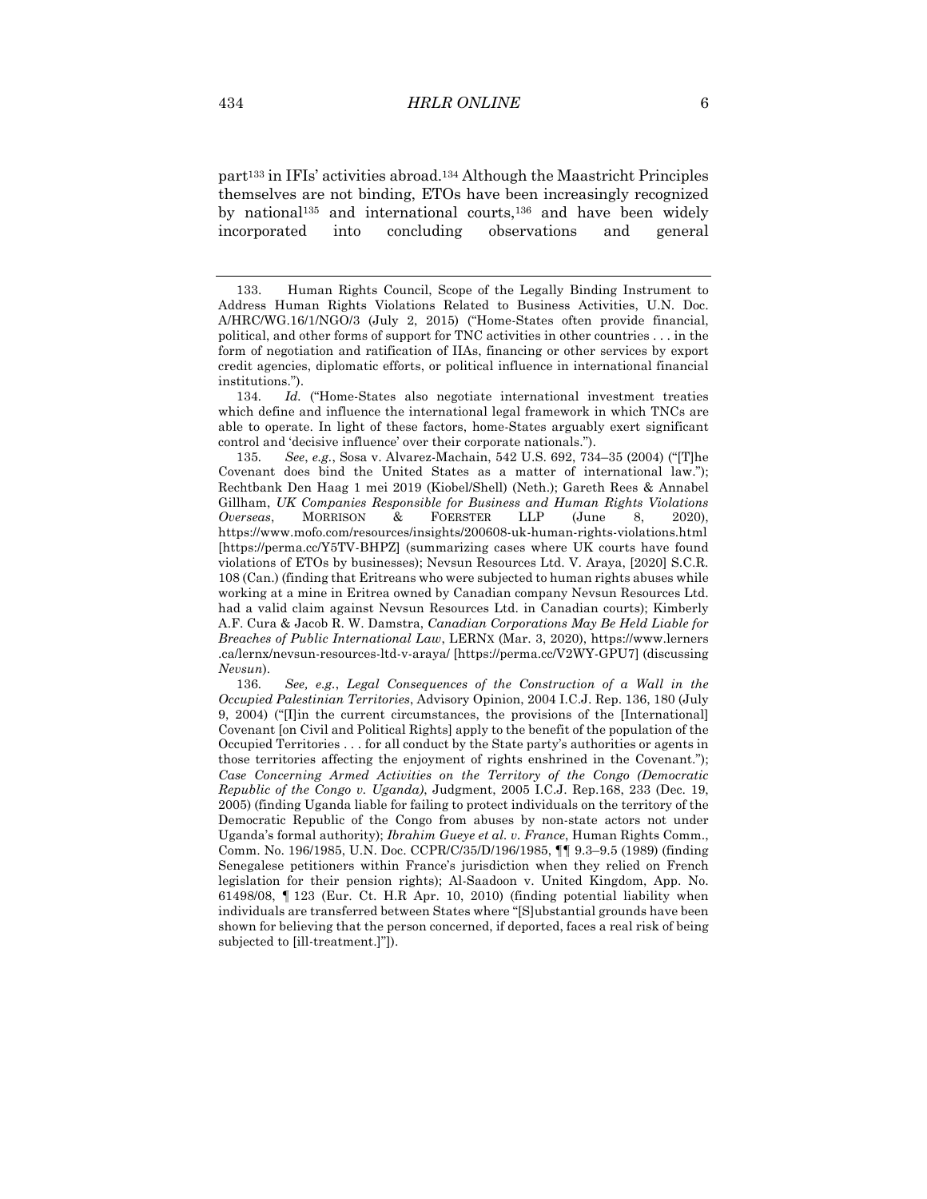part[133] in IFIs' activities abroad.[134] Although the Maastricht Principles themselves are not binding, ETOs have been increasingly recognized by national[135] and international courts,[136] and have been widely incorporated into concluding observations and general

---

133. Human Rights Council, Scope of the Legally Binding Instrument to Address Human Rights Violations Related to Business Activities, U.N. Doc. A/HRC/WG.16/1/NGO/3 (July 2, 2015) ("Home-States often provide financial, political, and other forms of support for TNC activities in other countries . . . in the form of negotiation and ratification of IIAs, financing or other services by export credit agencies, diplomatic efforts, or political influence in international financial institutions.").

134. *Id.* ("Home-States also negotiate international investment treaties which define and influence the international legal framework in which TNCs are able to operate. In light of these factors, home-States arguably exert significant control and 'decisive influence' over their corporate nationals.").

135. *See*, *e.g.*, Sosa v. Alvarez-Machain, 542 U.S. 692, 734–35 (2004) ("[T]he Covenant does bind the United States as a matter of international law."); Rechtbank Den Haag 1 mei 2019 (Kiobel/Shell) (Neth.); Gareth Rees & Annabel Gillham, *UK Companies Responsible for Business and Human Rights Violations Overseas*, MORRISON & FOERSTER LLP (June 8, 2020), https://www.mofo.com/resources/insights/200608-uk-human-rights-violations.html [https://perma.cc/Y5TV-BHPZ] (summarizing cases where UK courts have found violations of ETOs by businesses); Nevsun Resources Ltd. V. Araya, [2020] S.C.R. 108 (Can.) (finding that Eritreans who were subjected to human rights abuses while working at a mine in Eritrea owned by Canadian company Nevsun Resources Ltd. had a valid claim against Nevsun Resources Ltd. in Canadian courts); Kimberly A.F. Cura & Jacob R. W. Damstra, *Canadian Corporations May Be Held Liable for Breaches of Public International Law*, LERNX (Mar. 3, 2020), https://www.lerners.ca/lernx/nevsun-resources-ltd-v-araya/ [https://perma.cc/V2WY-GPU7] (discussing *Nevsun*).

136. *See, e.g.*, *Legal Consequences of the Construction of a Wall in the Occupied Palestinian Territories*, Advisory Opinion, 2004 I.C.J. Rep. 136, 180 (July 9, 2004) ("[I]in the current circumstances, the provisions of the [International] Covenant [on Civil and Political Rights] apply to the benefit of the population of the Occupied Territories . . . for all conduct by the State party's authorities or agents in those territories affecting the enjoyment of rights enshrined in the Covenant."); *Case Concerning Armed Activities on the Territory of the Congo (Democratic Republic of the Congo v. Uganda)*, Judgment, 2005 I.C.J. Rep.168, 233 (Dec. 19, 2005) (finding Uganda liable for failing to protect individuals on the territory of the Democratic Republic of the Congo from abuses by non-state actors not under Uganda's formal authority); *Ibrahim Gueye et al. v. France*, Human Rights Comm., Comm. No. 196/1985, U.N. Doc. CCPR/C/35/D/196/1985, ¶¶ 9.3–9.5 (1989) (finding Senegalese petitioners within France's jurisdiction when they relied on French legislation for their pension rights); Al-Saadoon v. United Kingdom, App. No. 61498/08, ¶ 123 (Eur. Ct. H.R Apr. 10, 2010) (finding potential liability when individuals are transferred between States where "[S]ubstantial grounds have been shown for believing that the person concerned, if deported, faces a real risk of being subjected to [ill-treatment.]"]).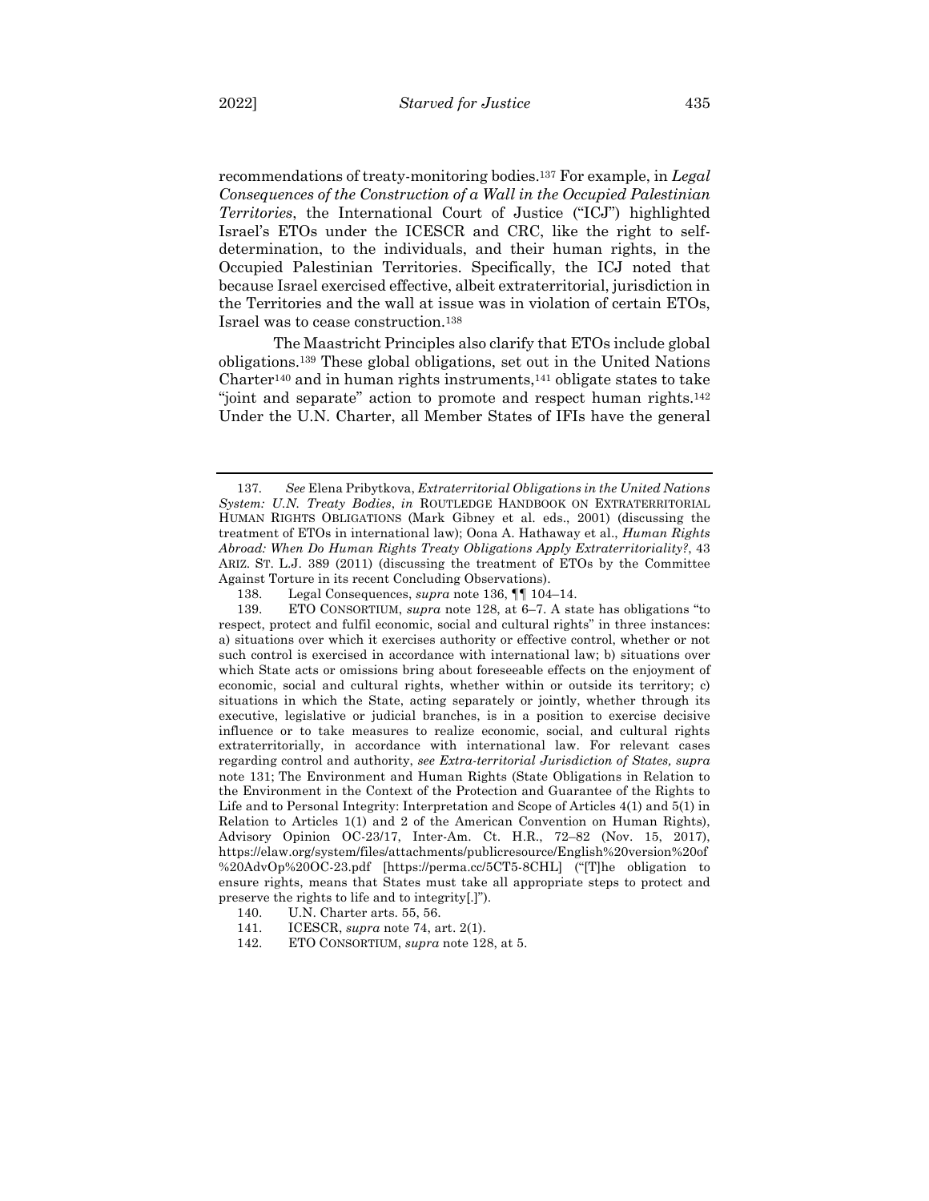recommendations of treaty-monitoring bodies.[137] For example, in *Legal Consequences of the Construction of a Wall in the Occupied Palestinian Territories*, the International Court of Justice ("ICJ") highlighted Israel's ETOs under the ICESCR and CRC, like the right to self-determination, to the individuals, and their human rights, in the Occupied Palestinian Territories. Specifically, the ICJ noted that because Israel exercised effective, albeit extraterritorial, jurisdiction in the Territories and the wall at issue was in violation of certain ETOs, Israel was to cease construction.[138]

The Maastricht Principles also clarify that ETOs include global obligations.[139] These global obligations, set out in the United Nations Charter[140] and in human rights instruments,[141] obligate states to take "joint and separate" action to promote and respect human rights.[142] Under the U.N. Charter, all Member States of IFIs have the general

---

137. *See* Elena Pribytkova, *Extraterritorial Obligations in the United Nations System: U.N. Treaty Bodies*, *in* ROUTLEDGE HANDBOOK ON EXTRATERRITORIAL HUMAN RIGHTS OBLIGATIONS (Mark Gibney et al. eds., 2001) (discussing the treatment of ETOs in international law); Oona A. Hathaway et al., *Human Rights Abroad: When Do Human Rights Treaty Obligations Apply Extraterritoriality?*, 43 ARIZ. ST. L.J. 389 (2011) (discussing the treatment of ETOs by the Committee Against Torture in its recent Concluding Observations).

138. Legal Consequences, *supra* note 136, ¶¶ 104–14.

139. ETO CONSORTIUM, *supra* note 128, at 6–7. A state has obligations "to respect, protect and fulfil economic, social and cultural rights" in three instances: a) situations over which it exercises authority or effective control, whether or not such control is exercised in accordance with international law; b) situations over which State acts or omissions bring about foreseeable effects on the enjoyment of economic, social and cultural rights, whether within or outside its territory; c) situations in which the State, acting separately or jointly, whether through its executive, legislative or judicial branches, is in a position to exercise decisive influence or to take measures to realize economic, social, and cultural rights extraterritorially, in accordance with international law. For relevant cases regarding control and authority, *see Extra-territorial Jurisdiction of States, supra* note 131; The Environment and Human Rights (State Obligations in Relation to the Environment in the Context of the Protection and Guarantee of the Rights to Life and to Personal Integrity: Interpretation and Scope of Articles 4(1) and 5(1) in Relation to Articles 1(1) and 2 of the American Convention on Human Rights), Advisory Opinion OC-23/17, Inter-Am. Ct. H.R., 72–82 (Nov. 15, 2017), https://elaw.org/system/files/attachments/publicresource/English%20version%20of%20AdvOp%20OC-23.pdf [https://perma.cc/5CT5-8CHL] ("[T]he obligation to ensure rights, means that States must take all appropriate steps to protect and preserve the rights to life and to integrity[.]").

140. U.N. Charter arts. 55, 56.

141. ICESCR, *supra* note 74, art. 2(1).

142. ETO CONSORTIUM, *supra* note 128, at 5.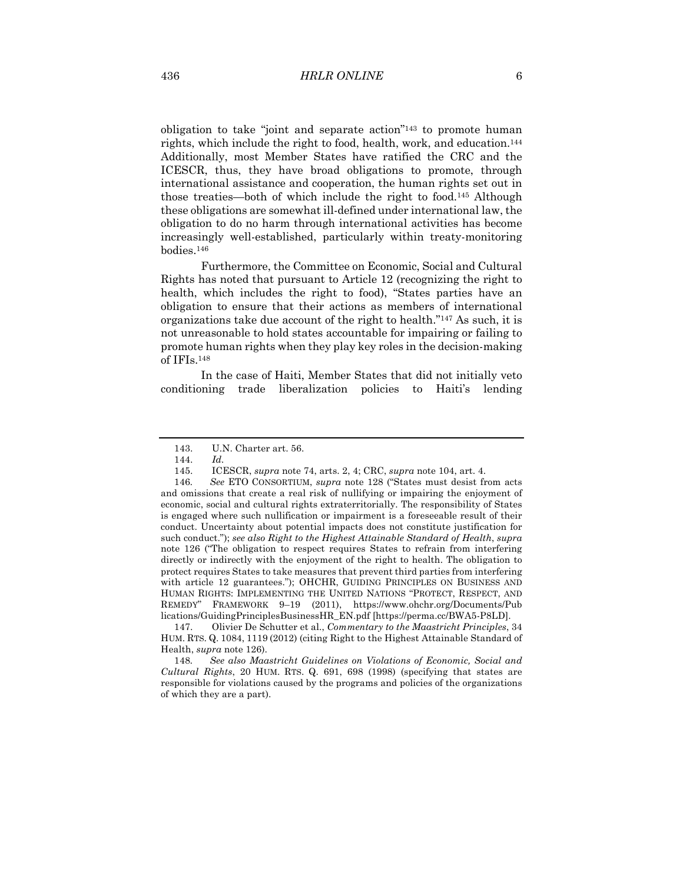obligation to take "joint and separate action"[143] to promote human rights, which include the right to food, health, work, and education.[144] Additionally, most Member States have ratified the CRC and the ICESCR, thus, they have broad obligations to promote, through international assistance and cooperation, the human rights set out in those treaties—both of which include the right to food.[145] Although these obligations are somewhat ill-defined under international law, the obligation to do no harm through international activities has become increasingly well-established, particularly within treaty-monitoring bodies.[146]

Furthermore, the Committee on Economic, Social and Cultural Rights has noted that pursuant to Article 12 (recognizing the right to health, which includes the right to food), "States parties have an obligation to ensure that their actions as members of international organizations take due account of the right to health."[147] As such, it is not unreasonable to hold states accountable for impairing or failing to promote human rights when they play key roles in the decision-making of IFIs.[148]

In the case of Haiti, Member States that did not initially veto conditioning trade liberalization policies to Haiti's lending

---

143. U.N. Charter art. 56.

144. *Id.*

145. ICESCR, *supra* note 74, arts. 2, 4; CRC, *supra* note 104, art. 4.

146. *See* ETO CONSORTIUM, *supra* note 128 ("States must desist from acts and omissions that create a real risk of nullifying or impairing the enjoyment of economic, social and cultural rights extraterritorially. The responsibility of States is engaged where such nullification or impairment is a foreseeable result of their conduct. Uncertainty about potential impacts does not constitute justification for such conduct."); *see also Right to the Highest Attainable Standard of Health*, *supra* note 126 ("The obligation to respect requires States to refrain from interfering directly or indirectly with the enjoyment of the right to health. The obligation to protect requires States to take measures that prevent third parties from interfering with article 12 guarantees."); OHCHR, GUIDING PRINCIPLES ON BUSINESS AND HUMAN RIGHTS: IMPLEMENTING THE UNITED NATIONS "PROTECT, RESPECT, AND REMEDY" FRAMEWORK 9–19 (2011), https://www.ohchr.org/Documents/PublicationsGuidingPrinciplesBusinessHR_EN.pdf [https://perma.cc/BWA5-P8LD].

147. Olivier De Schutter et al., *Commentary to the Maastricht Principles*, 34 HUM. RTS. Q. 1084, 1119 (2012) (citing Right to the Highest Attainable Standard of Health, *supra* note 126).

148. *See also Maastricht Guidelines on Violations of Economic, Social and Cultural Rights*, 20 HUM. RTS. Q. 691, 698 (1998) (specifying that states are responsible for violations caused by the programs and policies of the organizations of which they are a part).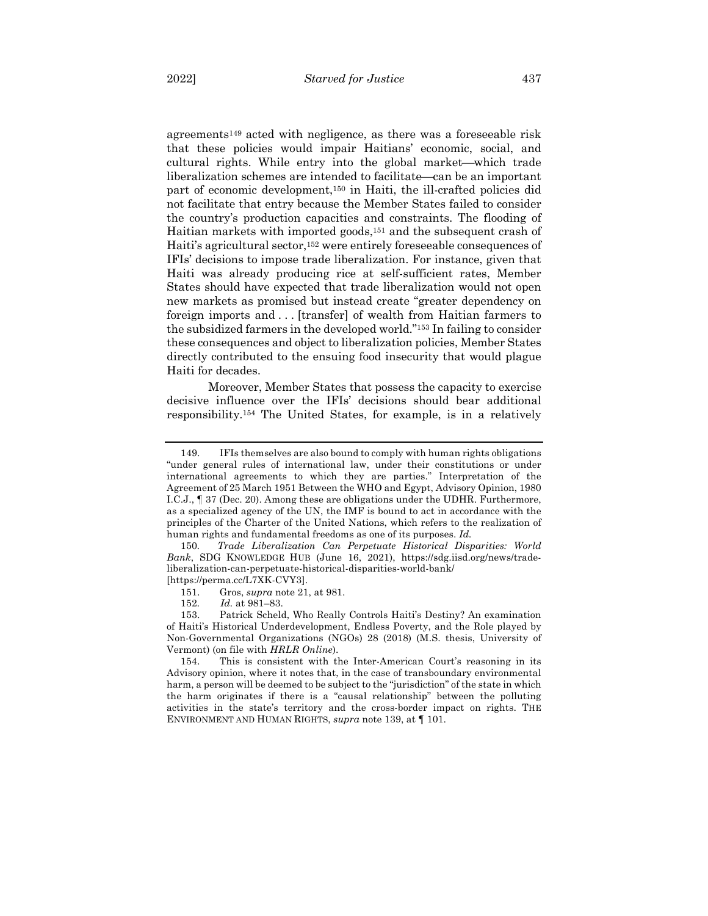agreements[149] acted with negligence, as there was a foreseeable risk that these policies would impair Haitians' economic, social, and cultural rights. While entry into the global market—which trade liberalization schemes are intended to facilitate—can be an important part of economic development,[150] in Haiti, the ill-crafted policies did not facilitate that entry because the Member States failed to consider the country's production capacities and constraints. The flooding of Haitian markets with imported goods,[151] and the subsequent crash of Haiti's agricultural sector,[152] were entirely foreseeable consequences of IFIs' decisions to impose trade liberalization. For instance, given that Haiti was already producing rice at self-sufficient rates, Member States should have expected that trade liberalization would not open new markets as promised but instead create "greater dependency on foreign imports and . . . [transfer] of wealth from Haitian farmers to the subsidized farmers in the developed world."[153] In failing to consider these consequences and object to liberalization policies, Member States directly contributed to the ensuing food insecurity that would plague Haiti for decades.

Moreover, Member States that possess the capacity to exercise decisive influence over the IFIs' decisions should bear additional responsibility.[154] The United States, for example, is in a relatively

---

149. IFIs themselves are also bound to comply with human rights obligations "under general rules of international law, under their constitutions or under international agreements to which they are parties." Interpretation of the Agreement of 25 March 1951 Between the WHO and Egypt, Advisory Opinion, 1980 I.C.J., ¶ 37 (Dec. 20). Among these are obligations under the UDHR. Furthermore, as a specialized agency of the UN, the IMF is bound to act in accordance with the principles of the Charter of the United Nations, which refers to the realization of human rights and fundamental freedoms as one of its purposes. *Id.*

150. *Trade Liberalization Can Perpetuate Historical Disparities: World Bank*, SDG KNOWLEDGE HUB (June 16, 2021), https://sdg.iisd.org/news/trade-liberalization-can-perpetuate-historical-disparities-world-bank/ [https://perma.cc/L7XK-CVY3].

151. Gros, *supra* note 21, at 981.

152. *Id.* at 981–83.

153. Patrick Scheld, Who Really Controls Haiti's Destiny? An examination of Haiti's Historical Underdevelopment, Endless Poverty, and the Role played by Non-Governmental Organizations (NGOs) 28 (2018) (M.S. thesis, University of Vermont) (on file with *HRLR Online*).

154. This is consistent with the Inter-American Court's reasoning in its Advisory opinion, where it notes that, in the case of transboundary environmental harm, a person will be deemed to be subject to the "jurisdiction" of the state in which the harm originates if there is a "causal relationship" between the polluting activities in the state's territory and the cross-border impact on rights. THE ENVIRONMENT AND HUMAN RIGHTS, *supra* note 139, at ¶ 101.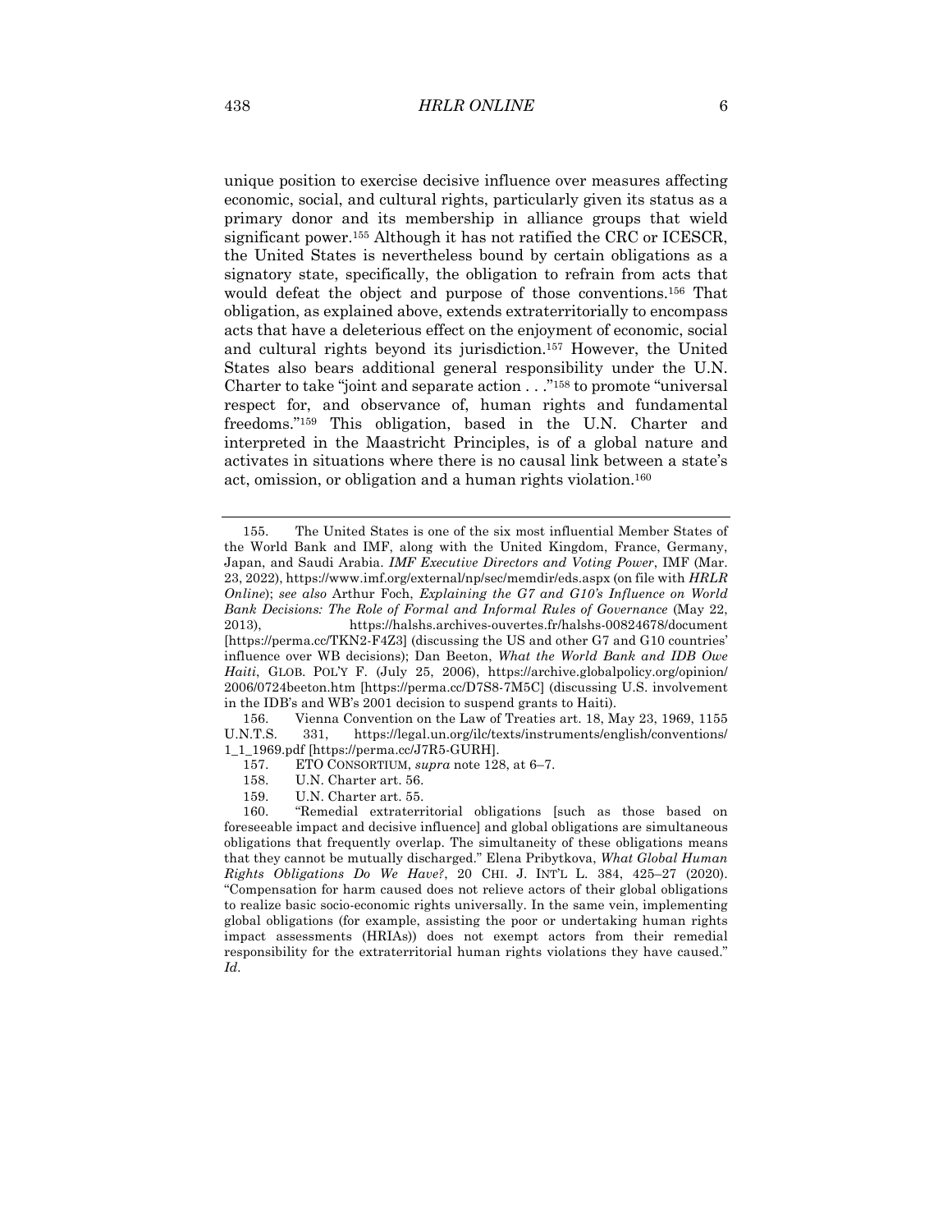unique position to exercise decisive influence over measures affecting economic, social, and cultural rights, particularly given its status as a primary donor and its membership in alliance groups that wield significant power.[155] Although it has not ratified the CRC or ICESCR, the United States is nevertheless bound by certain obligations as a signatory state, specifically, the obligation to refrain from acts that would defeat the object and purpose of those conventions.[156] That obligation, as explained above, extends extraterritorially to encompass acts that have a deleterious effect on the enjoyment of economic, social and cultural rights beyond its jurisdiction.[157] However, the United States also bears additional general responsibility under the U.N. Charter to take "joint and separate action . . ."[158] to promote "universal respect for, and observance of, human rights and fundamental freedoms."[159] This obligation, based in the U.N. Charter and interpreted in the Maastricht Principles, is of a global nature and activates in situations where there is no causal link between a state's act, omission, or obligation and a human rights violation.[160]

---

155. The United States is one of the six most influential Member States of the World Bank and IMF, along with the United Kingdom, France, Germany, Japan, and Saudi Arabia. *IMF Executive Directors and Voting Power*, IMF (Mar. 23, 2022), https://www.imf.org/external/np/sec/memdir/eds.aspx (on file with *HRLR Online*); *see also* Arthur Foch, *Explaining the G7 and G10's Influence on World Bank Decisions: The Role of Formal and Informal Rules of Governance* (May 22, 2013), https://halshs.archives-ouvertes.fr/halshs-00824678/document [https://perma.cc/TKN2-F4Z3] (discussing the US and other G7 and G10 countries' influence over WB decisions); Dan Beeton, *What the World Bank and IDB Owe Haiti*, GLOB. POL'Y F. (July 25, 2006), https://archive.globalpolicy.org/opinion/2006/0724beeton.htm [https://perma.cc/D7S8-7M5C] (discussing U.S. involvement in the IDB's and WB's 2001 decision to suspend grants to Haiti).

156. Vienna Convention on the Law of Treaties art. 18, May 23, 1969, 1155 U.N.T.S. 331, https://legal.un.org/ilc/texts/instruments/english/conventions/1_1_1969.pdf [https://perma.cc/J7R5-GURH].

157. ETO CONSORTIUM, *supra* note 128, at 6–7.

158. U.N. Charter art. 56.

159. U.N. Charter art. 55.

160. "Remedial extraterritorial obligations [such as those based on foreseeable impact and decisive influence] and global obligations are simultaneous obligations that frequently overlap. The simultaneity of these obligations means that they cannot be mutually discharged." Elena Pribytkova, *What Global Human Rights Obligations Do We Have?*, 20 CHI. J. INT'L L. 384, 425–27 (2020). "Compensation for harm caused does not relieve actors of their global obligations to realize basic socio-economic rights universally. In the same vein, implementing global obligations (for example, assisting the poor or undertaking human rights impact assessments (HRIAs)) does not exempt actors from their remedial responsibility for the extraterritorial human rights violations they have caused." *Id.*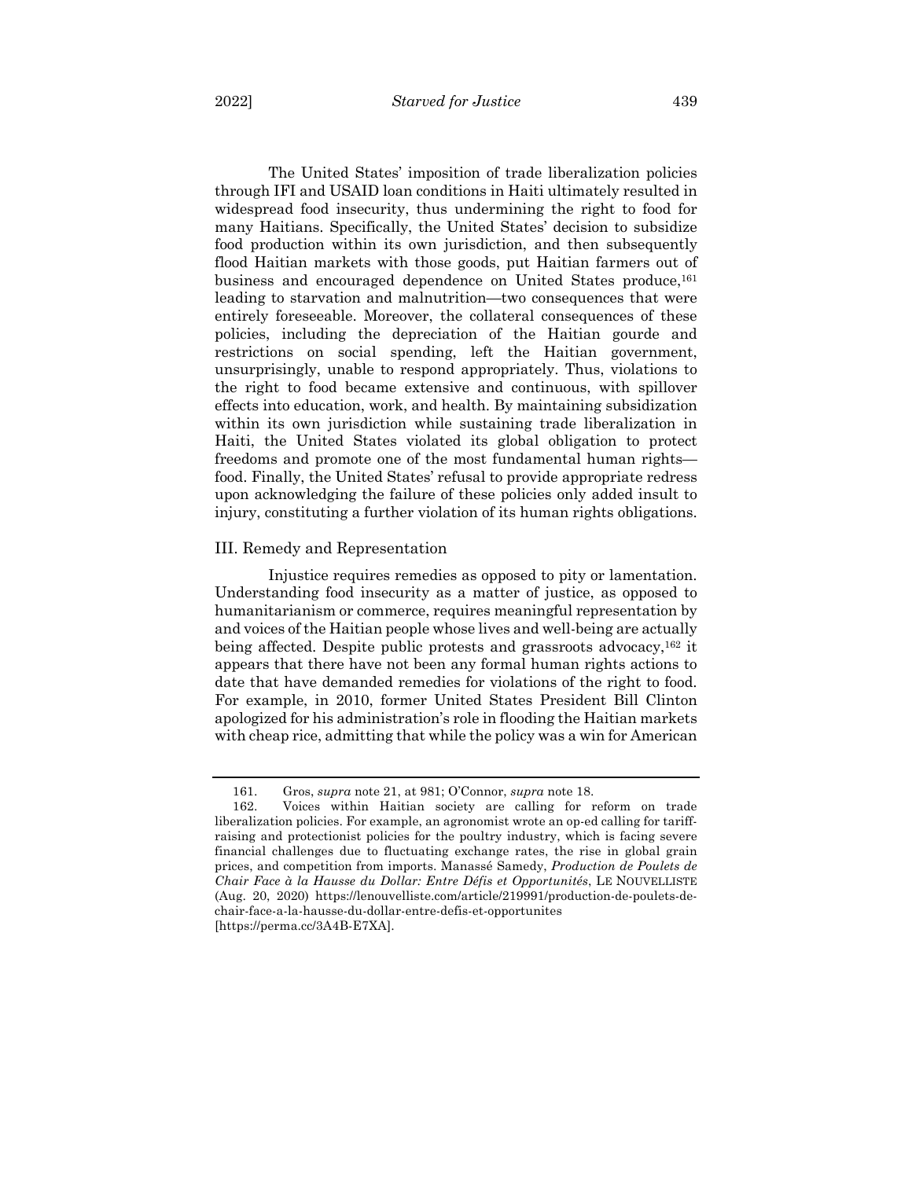The United States' imposition of trade liberalization policies through IFI and USAID loan conditions in Haiti ultimately resulted in widespread food insecurity, thus undermining the right to food for many Haitians. Specifically, the United States' decision to subsidize food production within its own jurisdiction, and then subsequently flood Haitian markets with those goods, put Haitian farmers out of business and encouraged dependence on United States produce,[161] leading to starvation and malnutrition—two consequences that were entirely foreseeable. Moreover, the collateral consequences of these policies, including the depreciation of the Haitian gourde and restrictions on social spending, left the Haitian government, unsurprisingly, unable to respond appropriately. Thus, violations to the right to food became extensive and continuous, with spillover effects into education, work, and health. By maintaining subsidization within its own jurisdiction while sustaining trade liberalization in Haiti, the United States violated its global obligation to protect freedoms and promote one of the most fundamental human rights—food. Finally, the United States' refusal to provide appropriate redress upon acknowledging the failure of these policies only added insult to injury, constituting a further violation of its human rights obligations.

## III. Remedy and Representation

Injustice requires remedies as opposed to pity or lamentation. Understanding food insecurity as a matter of justice, as opposed to humanitarianism or commerce, requires meaningful representation by and voices of the Haitian people whose lives and well-being are actually being affected. Despite public protests and grassroots advocacy,[162] it appears that there have not been any formal human rights actions to date that have demanded remedies for violations of the right to food. For example, in 2010, former United States President Bill Clinton apologized for his administration's role in flooding the Haitian markets with cheap rice, admitting that while the policy was a win for American

---

161. Gros, *supra* note 21, at 981; O'Connor, *supra* note 18.

162. Voices within Haitian society are calling for reform on trade liberalization policies. For example, an agronomist wrote an op-ed calling for tariff-raising and protectionist policies for the poultry industry, which is facing severe financial challenges due to fluctuating exchange rates, the rise in global grain prices, and competition from imports. Manassé Samedy, *Production de Poulets de Chair Face à la Hausse du Dollar: Entre Défis et Opportunités*, LE NOUVELLISTE (Aug. 20, 2020) https://lenouvelliste.com/article/219991/production-de-poulets-de-chair-face-a-la-hausse-du-dollar-entre-defis-et-opportunites [https://perma.cc/3A4B-E7XA].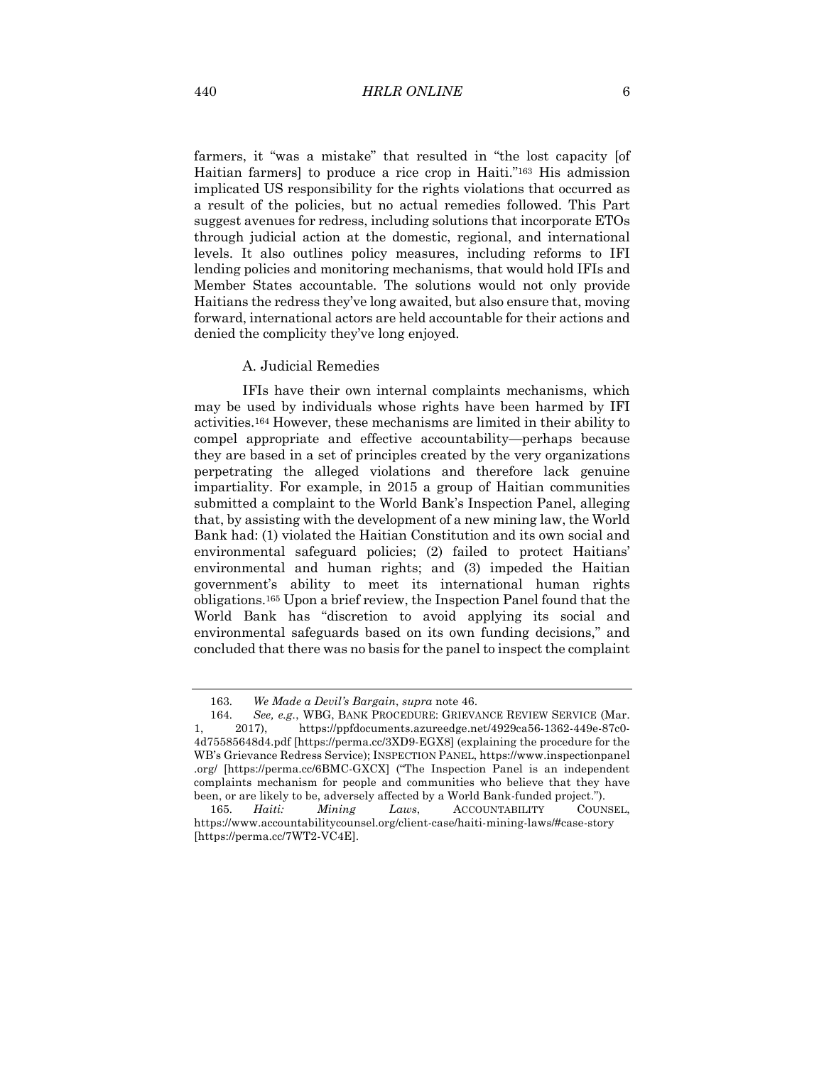farmers, it "was a mistake" that resulted in "the lost capacity [of Haitian farmers] to produce a rice crop in Haiti."[163] His admission implicated US responsibility for the rights violations that occurred as a result of the policies, but no actual remedies followed. This Part suggest avenues for redress, including solutions that incorporate ETOs through judicial action at the domestic, regional, and international levels. It also outlines policy measures, including reforms to IFI lending policies and monitoring mechanisms, that would hold IFIs and Member States accountable. The solutions would not only provide Haitians the redress they've long awaited, but also ensure that, moving forward, international actors are held accountable for their actions and denied the complicity they've long enjoyed.

### A. Judicial Remedies

IFIs have their own internal complaints mechanisms, which may be used by individuals whose rights have been harmed by IFI activities.[164] However, these mechanisms are limited in their ability to compel appropriate and effective accountability—perhaps because they are based in a set of principles created by the very organizations perpetrating the alleged violations and therefore lack genuine impartiality. For example, in 2015 a group of Haitian communities submitted a complaint to the World Bank's Inspection Panel, alleging that, by assisting with the development of a new mining law, the World Bank had: (1) violated the Haitian Constitution and its own social and environmental safeguard policies; (2) failed to protect Haitians' environmental and human rights; and (3) impeded the Haitian government's ability to meet its international human rights obligations.[165] Upon a brief review, the Inspection Panel found that the World Bank has "discretion to avoid applying its social and environmental safeguards based on its own funding decisions," and concluded that there was no basis for the panel to inspect the complaint

---

163. *We Made a Devil's Bargain*, *supra* note 46.

164. *See, e.g.*, WBG, BANK PROCEDURE: GRIEVANCE REVIEW SERVICE (Mar. 1, 2017), https://ppfdocuments.azureedge.net/4929ca56-1362-449e-87c0-4d75585648d4.pdf [https://perma.cc/3XD9-EGX8] (explaining the procedure for the WB's Grievance Redress Service); INSPECTION PANEL, https://www.inspectionpanel.org/ [https://perma.cc/6BMC-GXCX] ("The Inspection Panel is an independent complaints mechanism for people and communities who believe that they have been, or are likely to be, adversely affected by a World Bank-funded project.").

165. *Haiti: Mining Laws*, ACCOUNTABILITY COUNSEL, https://www.accountabilitycounsel.org/client-case/haiti-mining-laws/#case-story [https://perma.cc/7WT2-VC4E].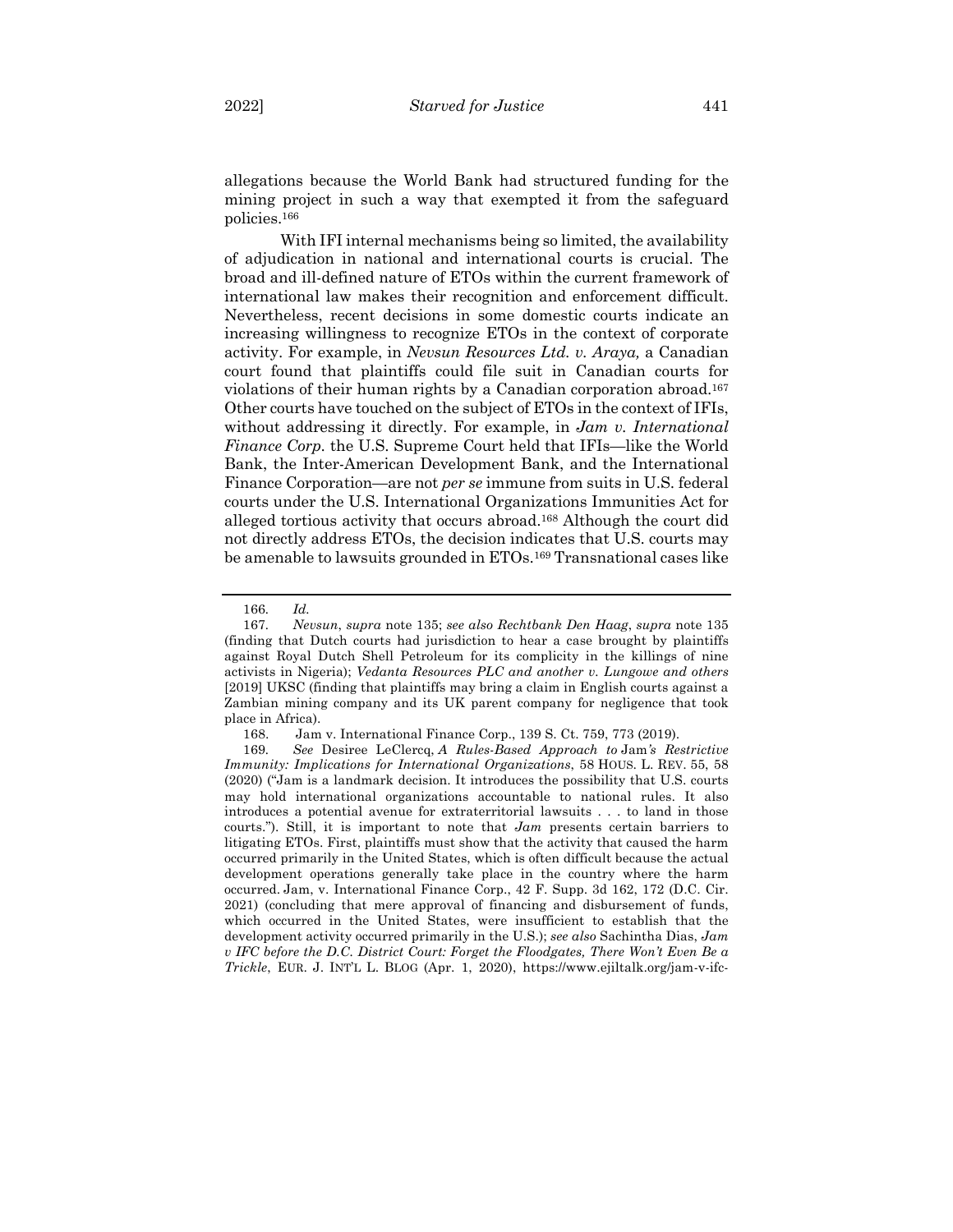allegations because the World Bank had structured funding for the mining project in such a way that exempted it from the safeguard policies.[166]

With IFI internal mechanisms being so limited, the availability of adjudication in national and international courts is crucial. The broad and ill-defined nature of ETOs within the current framework of international law makes their recognition and enforcement difficult. Nevertheless, recent decisions in some domestic courts indicate an increasing willingness to recognize ETOs in the context of corporate activity. For example, in *Nevsun Resources Ltd. v. Araya,* a Canadian court found that plaintiffs could file suit in Canadian courts for violations of their human rights by a Canadian corporation abroad.[167] Other courts have touched on the subject of ETOs in the context of IFIs, without addressing it directly. For example, in *Jam v. International Finance Corp.* the U.S. Supreme Court held that IFIs—like the World Bank, the Inter-American Development Bank, and the International Finance Corporation—are not *per se* immune from suits in U.S. federal courts under the U.S. International Organizations Immunities Act for alleged tortious activity that occurs abroad.[168] Although the court did not directly address ETOs, the decision indicates that U.S. courts may be amenable to lawsuits grounded in ETOs.[169] Transnational cases like

---

166. *Id.*

167. *Nevsun*, *supra* note 135; *see also Rechtbank Den Haag*, *supra* note 135 (finding that Dutch courts had jurisdiction to hear a case brought by plaintiffs against Royal Dutch Shell Petroleum for its complicity in the killings of nine activists in Nigeria); *Vedanta Resources PLC and another v. Lungowe and others* [2019] UKSC (finding that plaintiffs may bring a claim in English courts against a Zambian mining company and its UK parent company for negligence that took place in Africa).

168. Jam v. International Finance Corp., 139 S. Ct. 759, 773 (2019).

169. *See* Desiree LeClercq, *A Rules-Based Approach to* Jam*'s Restrictive Immunity: Implications for International Organizations*, 58 HOUS. L. REV. 55, 58 (2020) ("Jam is a landmark decision. It introduces the possibility that U.S. courts may hold international organizations accountable to national rules. It also introduces a potential avenue for extraterritorial lawsuits . . . to land in those courts."). Still, it is important to note that *Jam* presents certain barriers to litigating ETOs. First, plaintiffs must show that the activity that caused the harm occurred primarily in the United States, which is often difficult because the actual development operations generally take place in the country where the harm occurred. Jam, v. International Finance Corp., 42 F. Supp. 3d 162, 172 (D.C. Cir. 2021) (concluding that mere approval of financing and disbursement of funds, which occurred in the United States, were insufficient to establish that the development activity occurred primarily in the U.S.); *see also* Sachintha Dias, *Jam v IFC before the D.C. District Court: Forget the Floodgates, There Won't Even Be a Trickle*, EUR. J. INT'L L. BLOG (Apr. 1, 2020), https://www.ejiltalk.org/jam-v-ifc-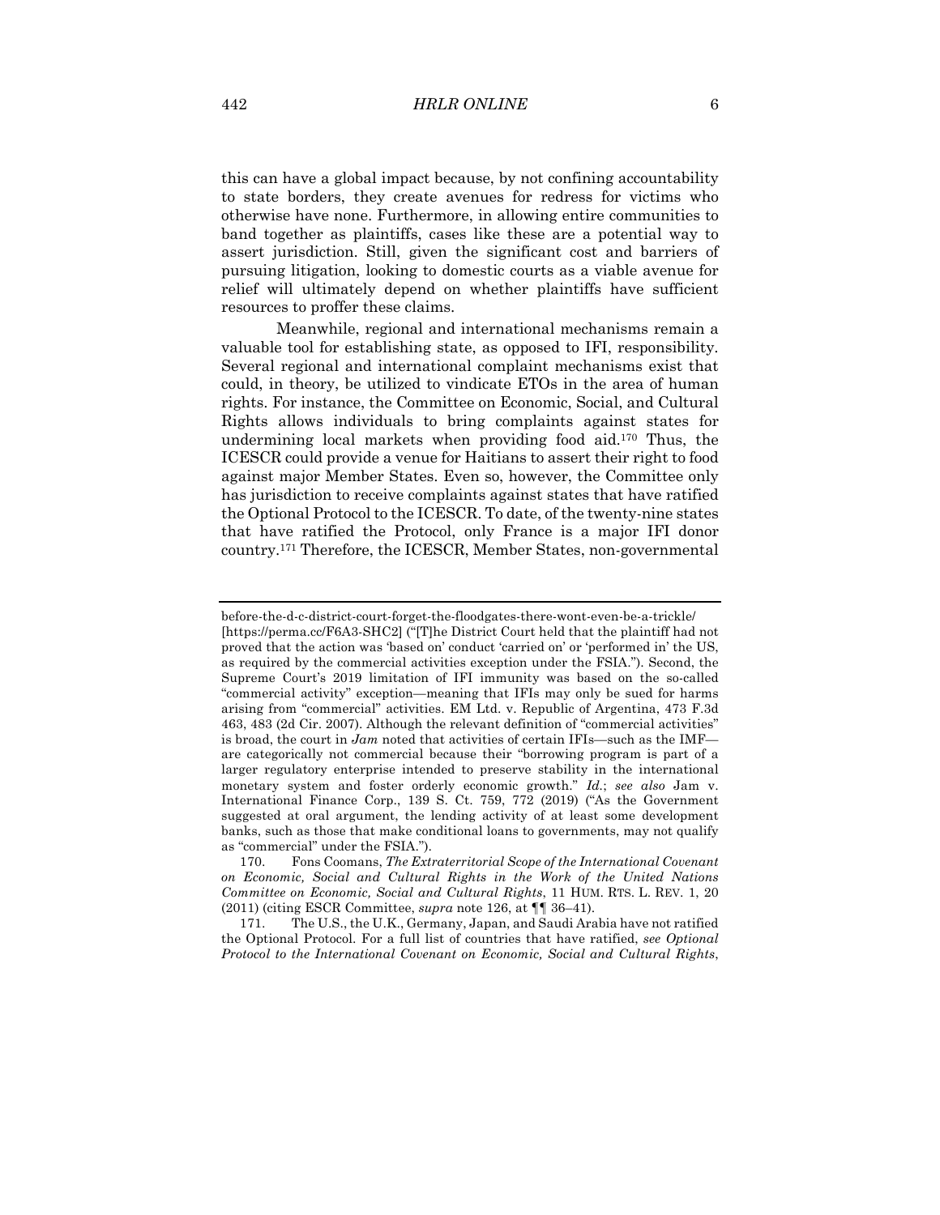this can have a global impact because, by not confining accountability to state borders, they create avenues for redress for victims who otherwise have none. Furthermore, in allowing entire communities to band together as plaintiffs, cases like these are a potential way to assert jurisdiction. Still, given the significant cost and barriers of pursuing litigation, looking to domestic courts as a viable avenue for relief will ultimately depend on whether plaintiffs have sufficient resources to proffer these claims.

Meanwhile, regional and international mechanisms remain a valuable tool for establishing state, as opposed to IFI, responsibility. Several regional and international complaint mechanisms exist that could, in theory, be utilized to vindicate ETOs in the area of human rights. For instance, the Committee on Economic, Social, and Cultural Rights allows individuals to bring complaints against states for undermining local markets when providing food aid.[170] Thus, the ICESCR could provide a venue for Haitians to assert their right to food against major Member States. Even so, however, the Committee only has jurisdiction to receive complaints against states that have ratified the Optional Protocol to the ICESCR. To date, of the twenty-nine states that have ratified the Protocol, only France is a major IFI donor country.[171] Therefore, the ICESCR, Member States, non-governmental

---

before-the-d-c-district-court-forget-the-floodgates-there-wont-even-be-a-trickle/ [https://perma.cc/F6A3-SHC2] ("[T]he District Court held that the plaintiff had not proved that the action was 'based on' conduct 'carried on' or 'performed in' the US, as required by the commercial activities exception under the FSIA."). Second, the Supreme Court's 2019 limitation of IFI immunity was based on the so-called "commercial activity" exception—meaning that IFIs may only be sued for harms arising from "commercial" activities. EM Ltd. v. Republic of Argentina, 473 F.3d 463, 483 (2d Cir. 2007). Although the relevant definition of "commercial activities" is broad, the court in *Jam* noted that activities of certain IFIs—such as the IMF—are categorically not commercial because their "borrowing program is part of a larger regulatory enterprise intended to preserve stability in the international monetary system and foster orderly economic growth." *Id.*; *see also* Jam v. International Finance Corp., 139 S. Ct. 759, 772 (2019) ("As the Government suggested at oral argument, the lending activity of at least some development banks, such as those that make conditional loans to governments, may not qualify as "commercial" under the FSIA.").

170. Fons Coomans, *The Extraterritorial Scope of the International Covenant on Economic, Social and Cultural Rights in the Work of the United Nations Committee on Economic, Social and Cultural Rights*, 11 HUM. RTS. L. REV. 1, 20 (2011) (citing ESCR Committee, *supra* note 126, at ¶¶ 36–41).

171. The U.S., the U.K., Germany, Japan, and Saudi Arabia have not ratified the Optional Protocol. For a full list of countries that have ratified, *see Optional Protocol to the International Covenant on Economic, Social and Cultural Rights*,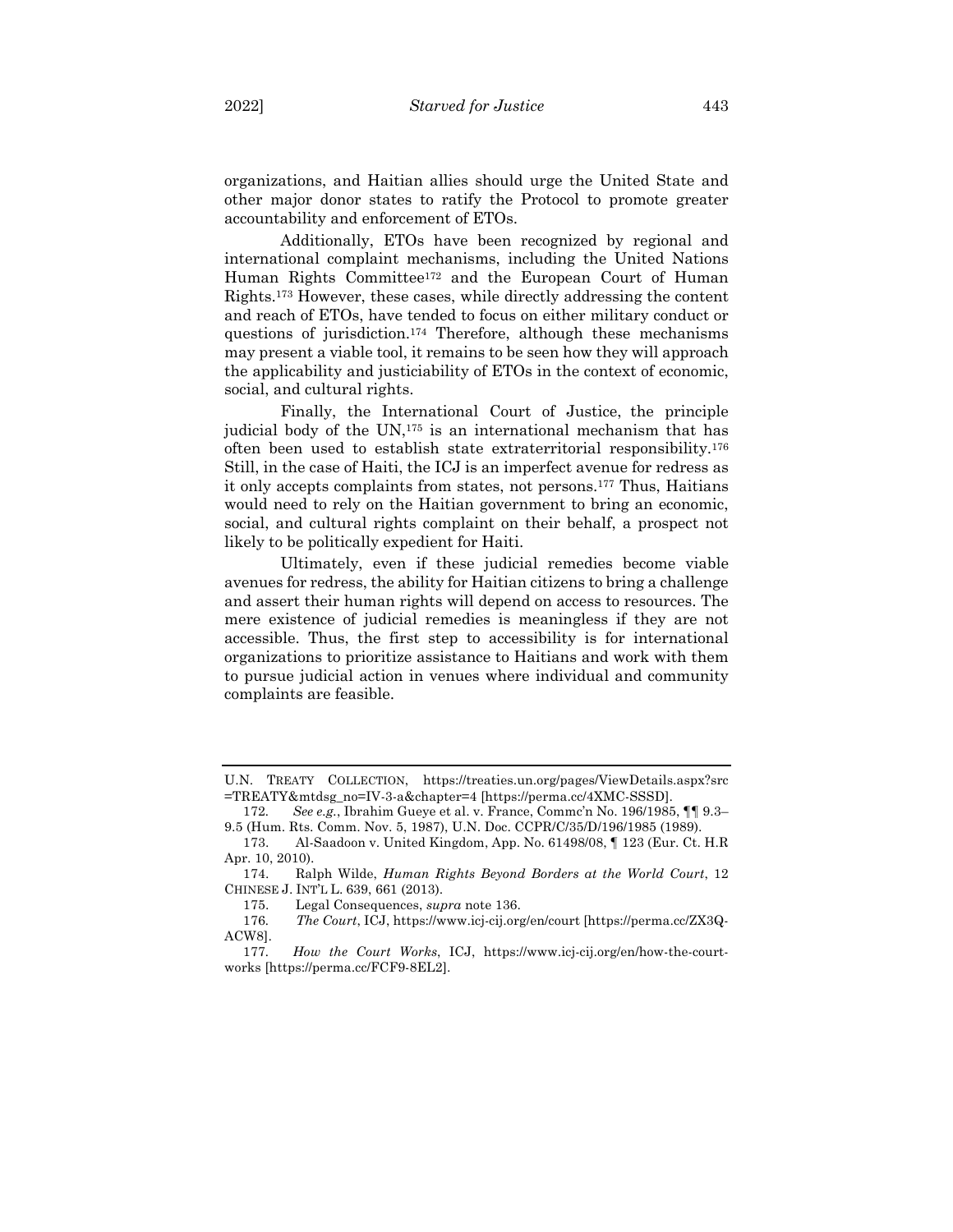organizations, and Haitian allies should urge the United State and other major donor states to ratify the Protocol to promote greater accountability and enforcement of ETOs.

Additionally, ETOs have been recognized by regional and international complaint mechanisms, including the United Nations Human Rights Committee[172] and the European Court of Human Rights.[173] However, these cases, while directly addressing the content and reach of ETOs, have tended to focus on either military conduct or questions of jurisdiction.[174] Therefore, although these mechanisms may present a viable tool, it remains to be seen how they will approach the applicability and justiciability of ETOs in the context of economic, social, and cultural rights.

Finally, the International Court of Justice, the principle judicial body of the UN,[175] is an international mechanism that has often been used to establish state extraterritorial responsibility.[176] Still, in the case of Haiti, the ICJ is an imperfect avenue for redress as it only accepts complaints from states, not persons.[177] Thus, Haitians would need to rely on the Haitian government to bring an economic, social, and cultural rights complaint on their behalf, a prospect not likely to be politically expedient for Haiti.

Ultimately, even if these judicial remedies become viable avenues for redress, the ability for Haitian citizens to bring a challenge and assert their human rights will depend on access to resources. The mere existence of judicial remedies is meaningless if they are not accessible. Thus, the first step to accessibility is for international organizations to prioritize assistance to Haitians and work with them to pursue judicial action in venues where individual and community complaints are feasible.

---

U.N. TREATY COLLECTION, https://treaties.un.org/pages/ViewDetails.aspx?src=TREATY&mtdsg_no=IV-3-a&chapter=4 [https://perma.cc/4XMC-SSSD].

172. *See e.g.*, Ibrahim Gueye et al. v. France, Commc'n No. 196/1985, ¶¶ 9.3–9.5 (Hum. Rts. Comm. Nov. 5, 1987), U.N. Doc. CCPR/C/35/D/196/1985 (1989).

173. Al-Saadoon v. United Kingdom, App. No. 61498/08, ¶ 123 (Eur. Ct. H.R Apr. 10, 2010).

174. Ralph Wilde, *Human Rights Beyond Borders at the World Court*, 12 CHINESE J. INT'L L. 639, 661 (2013).

175. Legal Consequences, *supra* note 136.

176. *The Court*, ICJ, https://www.icj-cij.org/en/court [https://perma.cc/ZX3Q-ACW8].

177. *How the Court Works*, ICJ, https://www.icj-cij.org/en/how-the-court-works [https://perma.cc/FCF9-8EL2].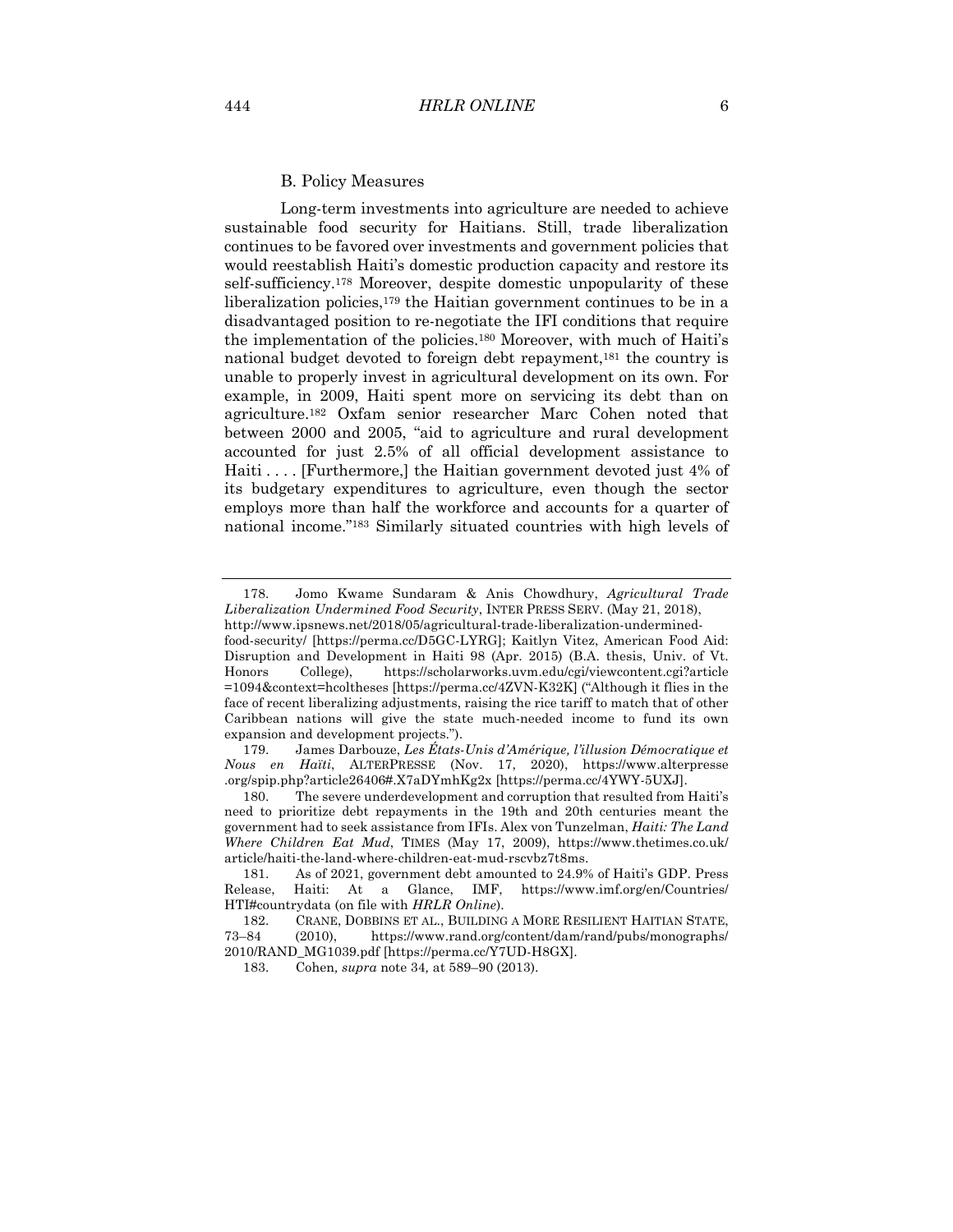### B. Policy Measures

Long-term investments into agriculture are needed to achieve sustainable food security for Haitians. Still, trade liberalization continues to be favored over investments and government policies that would reestablish Haiti's domestic production capacity and restore its self-sufficiency.[178] Moreover, despite domestic unpopularity of these liberalization policies,[179] the Haitian government continues to be in a disadvantaged position to re-negotiate the IFI conditions that require the implementation of the policies.[180] Moreover, with much of Haiti's national budget devoted to foreign debt repayment,[181] the country is unable to properly invest in agricultural development on its own. For example, in 2009, Haiti spent more on servicing its debt than on agriculture.[182] Oxfam senior researcher Marc Cohen noted that between 2000 and 2005, "aid to agriculture and rural development accounted for just 2.5% of all official development assistance to Haiti . . . . [Furthermore,] the Haitian government devoted just 4% of its budgetary expenditures to agriculture, even though the sector employs more than half the workforce and accounts for a quarter of national income."[183] Similarly situated countries with high levels of

---

178. Jomo Kwame Sundaram & Anis Chowdhury, *Agricultural Trade Liberalization Undermined Food Security*, INTER PRESS SERV. (May 21, 2018), http://www.ipsnews.net/2018/05/agricultural-trade-liberalization-undermined-food-security/ [https://perma.cc/D5GC-LYRG]; Kaitlyn Vitez, American Food Aid: Disruption and Development in Haiti 98 (Apr. 2015) (B.A. thesis, Univ. of Vt. Honors College), https://scholarworks.uvm.edu/cgi/viewcontent.cgi?article=1094&context=hcoltheses [https://perma.cc/4ZVN-K32K] ("Although it flies in the face of recent liberalizing adjustments, raising the rice tariff to match that of other Caribbean nations will give the state much-needed income to fund its own expansion and development projects.").

179. James Darbouze, *Les États-Unis d'Amérique, l'illusion Démocratique et Nous en Haïti*, ALTERPRESSE (Nov. 17, 2020), https://www.alterpresse.org/spip.php?article26406#.X7aDYmhKg2x [https://perma.cc/4YWY-5UXJ].

180. The severe underdevelopment and corruption that resulted from Haiti's need to prioritize debt repayments in the 19th and 20th centuries meant the government had to seek assistance from IFIs. Alex von Tunzelman, *Haiti: The Land Where Children Eat Mud*, TIMES (May 17, 2009), https://www.thetimes.co.uk/article/haiti-the-land-where-children-eat-mud-rscvbz7t8ms.

181. As of 2021, government debt amounted to 24.9% of Haiti's GDP. Press Release, Haiti: At a Glance, IMF, https://www.imf.org/en/Countries/HTI#countrydata (on file with *HRLR Online*).

182. CRANE, DOBBINS ET AL., BUILDING A MORE RESILIENT HAITIAN STATE, 73–84 (2010), https://www.rand.org/content/dam/rand/pubs/monographs/2010/RAND_MG1039.pdf [https://perma.cc/Y7UD-H8GX].

183. Cohen*, supra* note 34*,* at 589–90 (2013).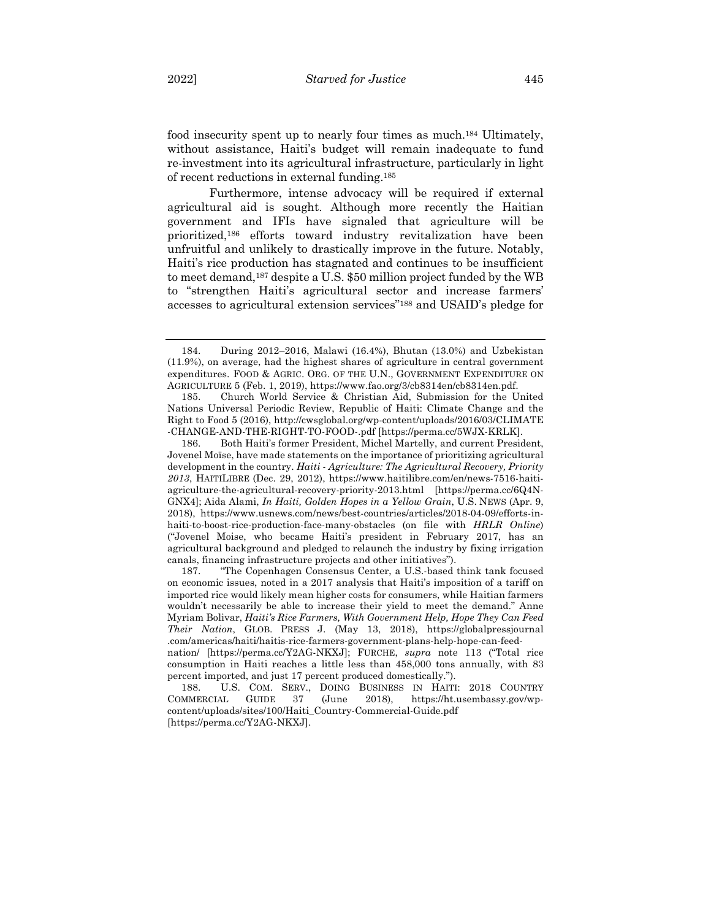food insecurity spent up to nearly four times as much.[184] Ultimately, without assistance, Haiti's budget will remain inadequate to fund re-investment into its agricultural infrastructure, particularly in light of recent reductions in external funding.[185]

Furthermore, intense advocacy will be required if external agricultural aid is sought. Although more recently the Haitian government and IFIs have signaled that agriculture will be prioritized,[186] efforts toward industry revitalization have been unfruitful and unlikely to drastically improve in the future. Notably, Haiti's rice production has stagnated and continues to be insufficient to meet demand,[187] despite a U.S. $50 million project funded by the WB to "strengthen Haiti's agricultural sector and increase farmers' accesses to agricultural extension services"[188] and USAID's pledge for

---

184. During 2012–2016, Malawi (16.4%), Bhutan (13.0%) and Uzbekistan (11.9%), on average, had the highest shares of agriculture in central government expenditures. FOOD & AGRIC. ORG. OF THE U.N., GOVERNMENT EXPENDITURE ON AGRICULTURE 5 (Feb. 1, 2019), https://www.fao.org/3/cb8314en/cb8314en.pdf.

185. Church World Service & Christian Aid, Submission for the United Nations Universal Periodic Review, Republic of Haiti: Climate Change and the Right to Food 5 (2016), http://cwsglobal.org/wp-content/uploads/2016/03/CLIMATE-CHANGE-AND-THE-RIGHT-TO-FOOD-.pdf [https://perma.cc/5WJX-KRLK].

186. Both Haiti's former President, Michel Martelly, and current President, Jovenel Moïse, have made statements on the importance of prioritizing agricultural development in the country. *Haiti - Agriculture: The Agricultural Recovery, Priority 2013*, HAITILIBRE (Dec. 29, 2012), https://www.haitilibre.com/en/news-7516-haiti-agriculture-the-agricultural-recovery-priority-2013.html [https://perma.cc/6Q4N-GNX4]; Aida Alami, *In Haiti, Golden Hopes in a Yellow Grain*, U.S. NEWS (Apr. 9, 2018), https://www.usnews.com/news/best-countries/articles/2018-04-09/efforts-in-haiti-to-boost-rice-production-face-many-obstacles (on file with *HRLR Online*) ("Jovenel Moise, who became Haiti's president in February 2017, has an agricultural background and pledged to relaunch the industry by fixing irrigation canals, financing infrastructure projects and other initiatives").

187. "The Copenhagen Consensus Center, a U.S.-based think tank focused on economic issues, noted in a 2017 analysis that Haiti's imposition of a tariff on imported rice would likely mean higher costs for consumers, while Haitian farmers wouldn't necessarily be able to increase their yield to meet the demand." Anne Myriam Bolivar, *Haiti's Rice Farmers, With Government Help, Hope They Can Feed Their Nation*, GLOB. PRESS J. (May 13, 2018), https://globalpressjournal.com/americas/haiti/haitis-rice-farmers-government-plans-help-hope-can-feed-nation/ [https://perma.cc/Y2AG-NKXJ]; FURCHE, *supra* note 113 ("Total rice consumption in Haiti reaches a little less than 458,000 tons annually, with 83 percent imported, and just 17 percent produced domestically.").

188. U.S. COM. SERV., DOING BUSINESS IN HAITI: 2018 COUNTRY COMMERCIAL GUIDE 37 (June 2018), https://ht.usembassy.gov/wp-content/uploads/sites/100/Haiti_Country-Commercial-Guide.pdf [https://perma.cc/Y2AG-NKXJ].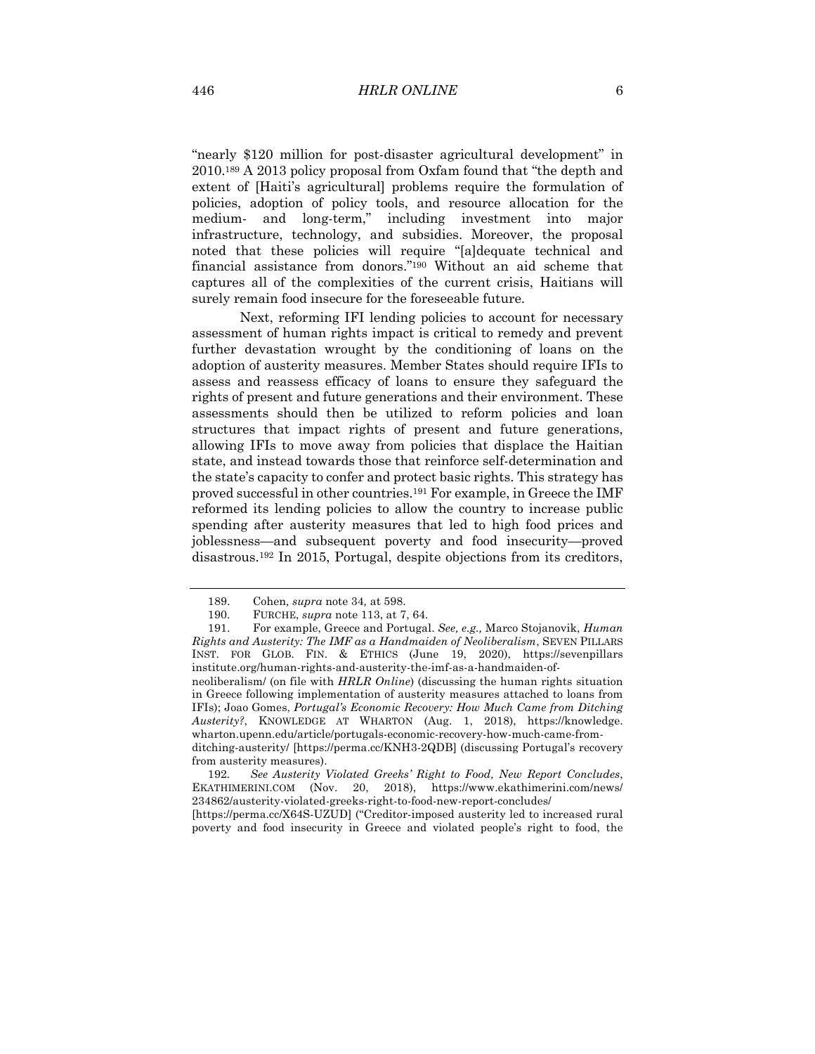"nearly $120 million for post-disaster agricultural development" in 2010.[189] A 2013 policy proposal from Oxfam found that "the depth and extent of [Haiti's agricultural] problems require the formulation of policies, adoption of policy tools, and resource allocation for the medium- and long-term," including investment into major infrastructure, technology, and subsidies. Moreover, the proposal noted that these policies will require "[a]dequate technical and financial assistance from donors."[190] Without an aid scheme that captures all of the complexities of the current crisis, Haitians will surely remain food insecure for the foreseeable future.

Next, reforming IFI lending policies to account for necessary assessment of human rights impact is critical to remedy and prevent further devastation wrought by the conditioning of loans on the adoption of austerity measures. Member States should require IFIs to assess and reassess efficacy of loans to ensure they safeguard the rights of present and future generations and their environment. These assessments should then be utilized to reform policies and loan structures that impact rights of present and future generations, allowing IFIs to move away from policies that displace the Haitian state, and instead towards those that reinforce self-determination and the state's capacity to confer and protect basic rights. This strategy has proved successful in other countries.[191] For example, in Greece the IMF reformed its lending policies to allow the country to increase public spending after austerity measures that led to high food prices and joblessness—and subsequent poverty and food insecurity—proved disastrous.[192] In 2015, Portugal, despite objections from its creditors,

---

189. Cohen, *supra* note 34, at 598.

190. FURCHE, *supra* note 113, at 7, 64.

191. For example, Greece and Portugal. *See, e.g.,* Marco Stojanovik, *Human Rights and Austerity: The IMF as a Handmaiden of Neoliberalism*, SEVEN PILLARS INST. FOR GLOB. FIN. & ETHICS (June 19, 2020), https://sevenpillarsinstitute.org/human-rights-and-austerity-the-imf-as-a-handmaiden-of-neoliberalism/ (on file with *HRLR Online*) (discussing the human rights situation in Greece following implementation of austerity measures attached to loans from IFIs); Joao Gomes, *Portugal's Economic Recovery: How Much Came from Ditching Austerity?*, KNOWLEDGE AT WHARTON (Aug. 1, 2018), https://knowledge.wharton.upenn.edu/article/portugals-economic-recovery-how-much-came-from-ditching-austerity/ [https://perma.cc/KNH3-2QDB] (discussing Portugal's recovery from austerity measures).

192. *See Austerity Violated Greeks' Right to Food, New Report Concludes*, EKATHIMERINI.COM (Nov. 20, 2018), https://www.ekathimerini.com/news/234862/austerity-violated-greeks-right-to-food-new-report-concludes/ [https://perma.cc/X64S-UZUD] ("Creditor-imposed austerity led to increased rural poverty and food insecurity in Greece and violated people's right to food, the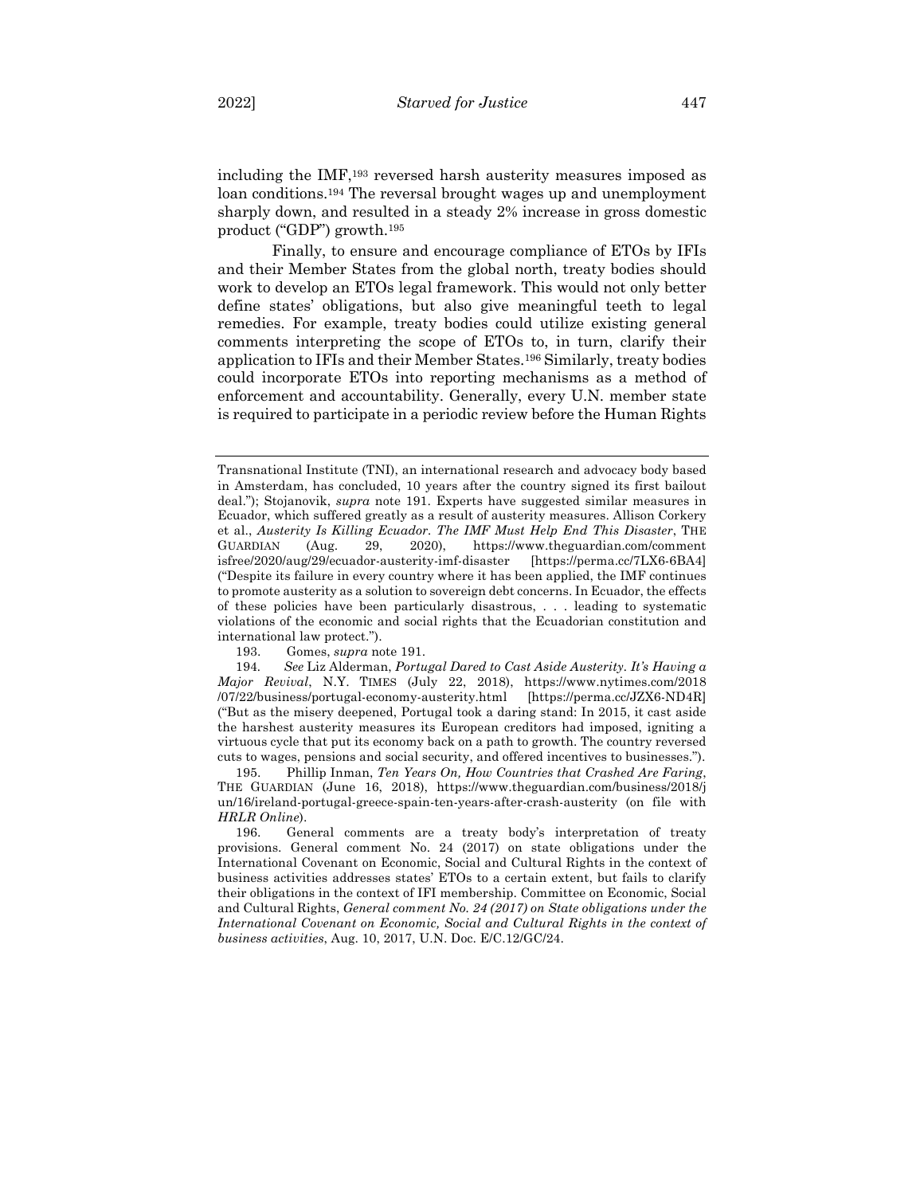including the IMF,[193] reversed harsh austerity measures imposed as loan conditions.[194] The reversal brought wages up and unemployment sharply down, and resulted in a steady 2% increase in gross domestic product ("GDP") growth.[195]

Finally, to ensure and encourage compliance of ETOs by IFIs and their Member States from the global north, treaty bodies should work to develop an ETOs legal framework. This would not only better define states' obligations, but also give meaningful teeth to legal remedies. For example, treaty bodies could utilize existing general comments interpreting the scope of ETOs to, in turn, clarify their application to IFIs and their Member States.[196] Similarly, treaty bodies could incorporate ETOs into reporting mechanisms as a method of enforcement and accountability. Generally, every U.N. member state is required to participate in a periodic review before the Human Rights

---

Transnational Institute (TNI), an international research and advocacy body based in Amsterdam, has concluded, 10 years after the country signed its first bailout deal."); Stojanovik, *supra* note 191. Experts have suggested similar measures in Ecuador, which suffered greatly as a result of austerity measures. Allison Corkery et al., *Austerity Is Killing Ecuador. The IMF Must Help End This Disaster*, THE GUARDIAN (Aug. 29, 2020), https://www.theguardian.com/comment isfree/2020/aug/29/ecuador-austerity-imf-disaster [https://perma.cc/7LX6-6BA4] ("Despite its failure in every country where it has been applied, the IMF continues to promote austerity as a solution to sovereign debt concerns. In Ecuador, the effects of these policies have been particularly disastrous, . . . leading to systematic violations of the economic and social rights that the Ecuadorian constitution and international law protect.").

193. Gomes, *supra* note 191.

194. *See* Liz Alderman, *Portugal Dared to Cast Aside Austerity. It's Having a Major Revival*, N.Y. TIMES (July 22, 2018), https://www.nytimes.com/2018 /07/22/business/portugal-economy-austerity.html [https://perma.cc/JZX6-ND4R] ("But as the misery deepened, Portugal took a daring stand: In 2015, it cast aside the harshest austerity measures its European creditors had imposed, igniting a virtuous cycle that put its economy back on a path to growth. The country reversed cuts to wages, pensions and social security, and offered incentives to businesses.").

195. Phillip Inman, *Ten Years On, How Countries that Crashed Are Faring*, THE GUARDIAN (June 16, 2018), https://www.theguardian.com/business/2018/j un/16/ireland-portugal-greece-spain-ten-years-after-crash-austerity (on file with *HRLR Online*).

196. General comments are a treaty body's interpretation of treaty provisions. General comment No. 24 (2017) on state obligations under the International Covenant on Economic, Social and Cultural Rights in the context of business activities addresses states' ETOs to a certain extent, but fails to clarify their obligations in the context of IFI membership. Committee on Economic, Social and Cultural Rights, *General comment No. 24 (2017) on State obligations under the International Covenant on Economic, Social and Cultural Rights in the context of business activities*, Aug. 10, 2017, U.N. Doc. E/C.12/GC/24.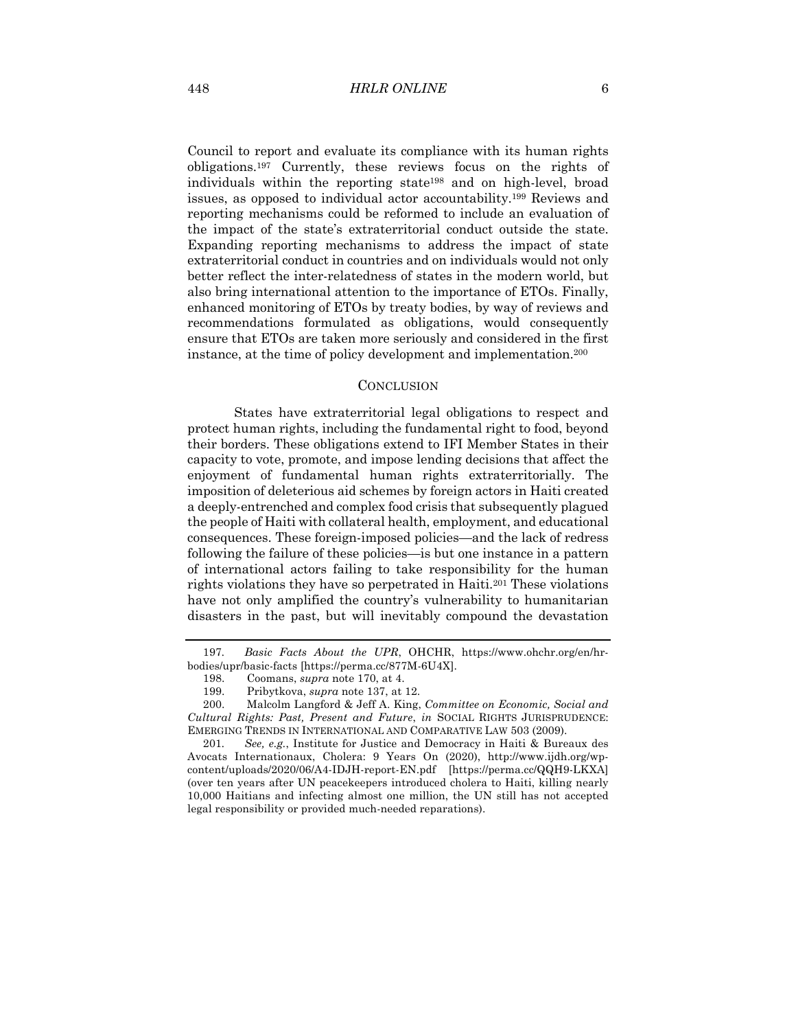Council to report and evaluate its compliance with its human rights obligations.[197] Currently, these reviews focus on the rights of individuals within the reporting state[198] and on high-level, broad issues, as opposed to individual actor accountability.[199] Reviews and reporting mechanisms could be reformed to include an evaluation of the impact of the state's extraterritorial conduct outside the state. Expanding reporting mechanisms to address the impact of state extraterritorial conduct in countries and on individuals would not only better reflect the inter-relatedness of states in the modern world, but also bring international attention to the importance of ETOs. Finally, enhanced monitoring of ETOs by treaty bodies, by way of reviews and recommendations formulated as obligations, would consequently ensure that ETOs are taken more seriously and considered in the first instance, at the time of policy development and implementation.[200]

## CONCLUSION

States have extraterritorial legal obligations to respect and protect human rights, including the fundamental right to food, beyond their borders. These obligations extend to IFI Member States in their capacity to vote, promote, and impose lending decisions that affect the enjoyment of fundamental human rights extraterritorially. The imposition of deleterious aid schemes by foreign actors in Haiti created a deeply-entrenched and complex food crisis that subsequently plagued the people of Haiti with collateral health, employment, and educational consequences. These foreign-imposed policies—and the lack of redress following the failure of these policies—is but one instance in a pattern of international actors failing to take responsibility for the human rights violations they have so perpetrated in Haiti.[201] These violations have not only amplified the country's vulnerability to humanitarian disasters in the past, but will inevitably compound the devastation

---

197. *Basic Facts About the UPR*, OHCHR, https://www.ohchr.org/en/hr-bodies/upr/basic-facts [https://perma.cc/877M-6U4X].

198. Coomans, *supra* note 170, at 4.

199. Pribytkova, *supra* note 137, at 12.

200. Malcolm Langford & Jeff A. King, *Committee on Economic, Social and Cultural Rights: Past, Present and Future*, *in* SOCIAL RIGHTS JURISPRUDENCE: EMERGING TRENDS IN INTERNATIONAL AND COMPARATIVE LAW 503 (2009).

201. *See, e.g.*, Institute for Justice and Democracy in Haiti & Bureaux des Avocats Internationaux, Cholera: 9 Years On (2020), http://www.ijdh.org/wp-content/uploads/2020/06/A4-IDJH-report-EN.pdf [https://perma.cc/QQH9-LKXA] (over ten years after UN peacekeepers introduced cholera to Haiti, killing nearly 10,000 Haitians and infecting almost one million, the UN still has not accepted legal responsibility or provided much-needed reparations).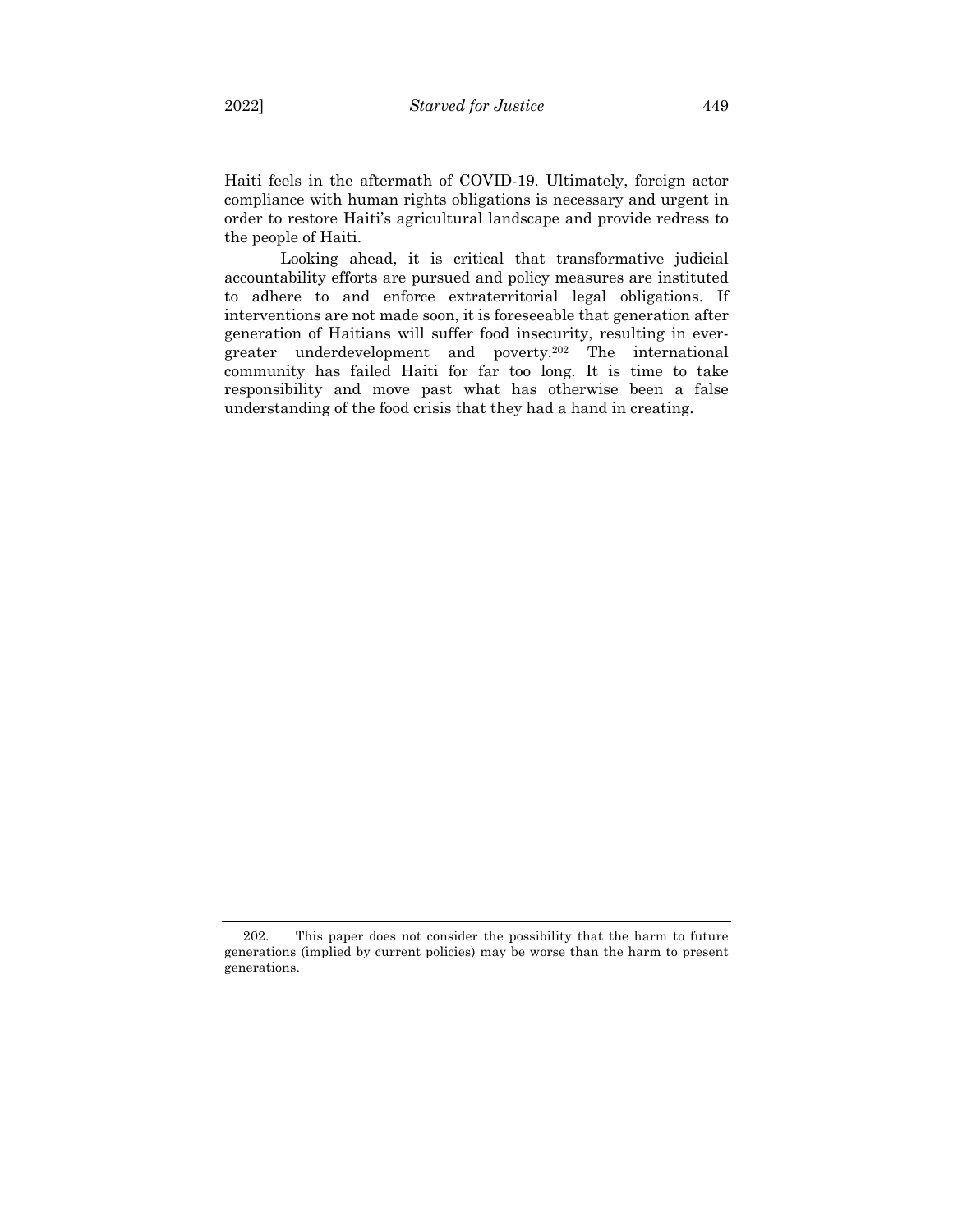Haiti feels in the aftermath of COVID-19. Ultimately, foreign actor compliance with human rights obligations is necessary and urgent in order to restore Haiti's agricultural landscape and provide redress to the people of Haiti.

Looking ahead, it is critical that transformative judicial accountability efforts are pursued and policy measures are instituted to adhere to and enforce extraterritorial legal obligations. If interventions are not made soon, it is foreseeable that generation after generation of Haitians will suffer food insecurity, resulting in ever-greater underdevelopment and poverty.[202] The international community has failed Haiti for far too long. It is time to take responsibility and move past what has otherwise been a false understanding of the food crisis that they had a hand in creating.

---

202. This paper does not consider the possibility that the harm to future generations (implied by current policies) may be worse than the harm to present generations.